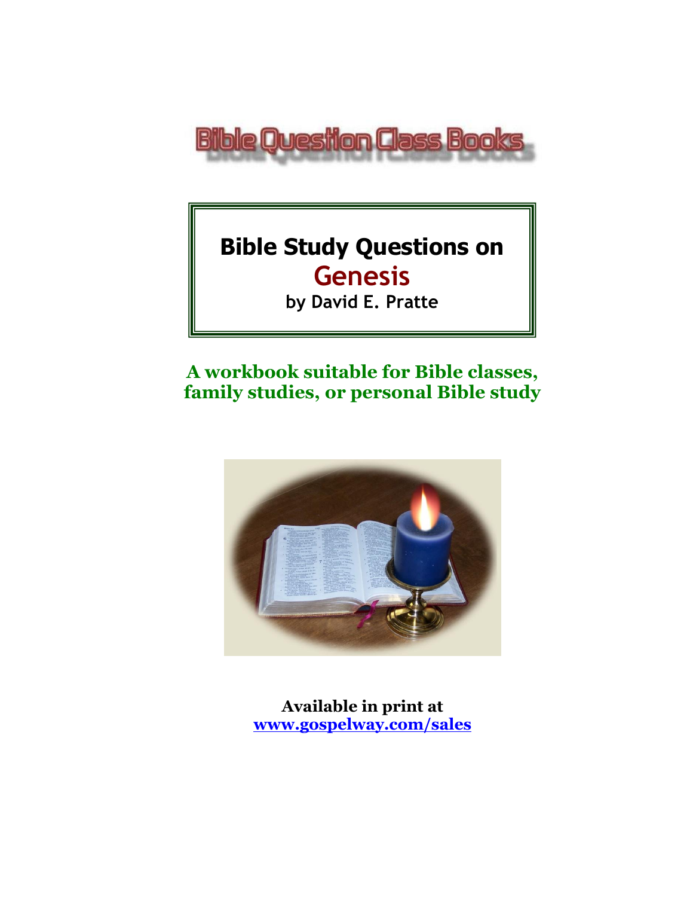Bible Question Class Books

# Bible Study Questions on Genesis

**by David E. Pratte**

**A workbook suitable for Bible classes, family studies, or personal Bible study**

**Available in print at**
**www.gospelway.com/sales**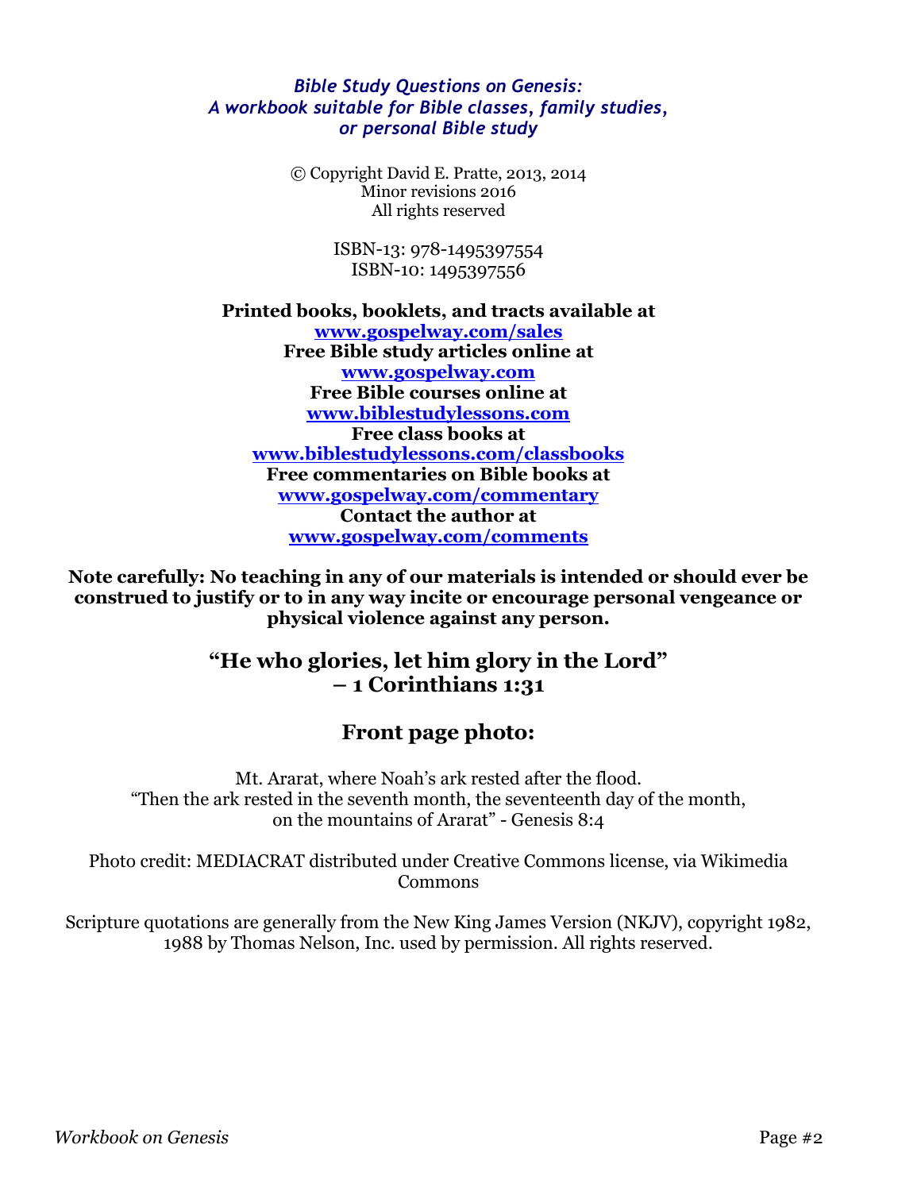***Bible Study Questions on Genesis:***
***A workbook suitable for Bible classes, family studies, or personal Bible study***

© Copyright David E. Pratte, 2013, 2014
Minor revisions 2016
All rights reserved

ISBN-13: 978-1495397554
ISBN-10: 1495397556

**Printed books, booklets, and tracts available at**
**www.gospelway.com/sales**
**Free Bible study articles online at**
**www.gospelway.com**
**Free Bible courses online at**
**www.biblestudylessons.com**
**Free class books at**
**www.biblestudylessons.com/classbooks**
**Free commentaries on Bible books at**
**www.gospelway.com/commentary**
**Contact the author at**
**www.gospelway.com/comments**

**Note carefully: No teaching in any of our materials is intended or should ever be construed to justify or to in any way incite or encourage personal vengeance or physical violence against any person.**

## "He who glories, let him glory in the Lord" – 1 Corinthians 1:31

## Front page photo:

Mt. Ararat, where Noah's ark rested after the flood.
"Then the ark rested in the seventh month, the seventeenth day of the month, on the mountains of Ararat" - Genesis 8:4

Photo credit: MEDIACRAT distributed under Creative Commons license, via Wikimedia Commons

Scripture quotations are generally from the New King James Version (NKJV), copyright 1982, 1988 by Thomas Nelson, Inc. used by permission. All rights reserved.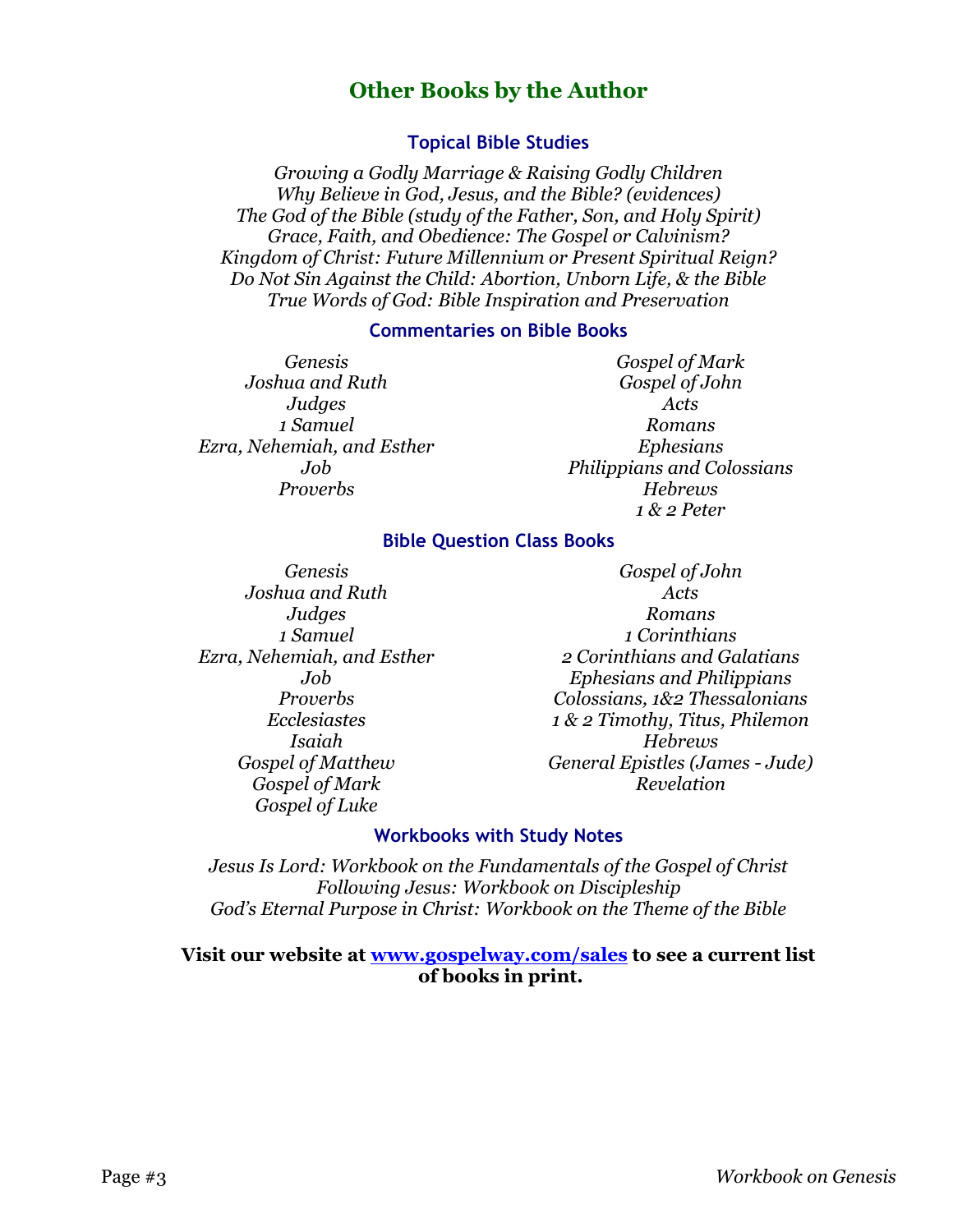## Other Books by the Author

### Topical Bible Studies

*Growing a Godly Marriage & Raising Godly Children*
*Why Believe in God, Jesus, and the Bible? (evidences)*
*The God of the Bible (study of the Father, Son, and Holy Spirit)*
*Grace, Faith, and Obedience: The Gospel or Calvinism?*
*Kingdom of Christ: Future Millennium or Present Spiritual Reign?*
*Do Not Sin Against the Child: Abortion, Unborn Life, & the Bible*
*True Words of God: Bible Inspiration and Preservation*

### Commentaries on Bible Books

*Genesis*
*Joshua and Ruth*
*Judges*
*1 Samuel*
*Ezra, Nehemiah, and Esther*
*Job*
*Proverbs*
*Gospel of Mark*
*Gospel of John*
*Acts*
*Romans*
*Ephesians*
*Philippians and Colossians*
*Hebrews*
*1 & 2 Peter*

### Bible Question Class Books

*Genesis*
*Joshua and Ruth*
*Judges*
*1 Samuel*
*Ezra, Nehemiah, and Esther*
*Job*
*Proverbs*
*Ecclesiastes*
*Isaiah*
*Gospel of Matthew*
*Gospel of Mark*
*Gospel of Luke*
*Gospel of John*
*Acts*
*Romans*
*1 Corinthians*
*2 Corinthians and Galatians*
*Ephesians and Philippians*
*Colossians, 1&2 Thessalonians*
*1 & 2 Timothy, Titus, Philemon*
*Hebrews*
*General Epistles (James - Jude)*
*Revelation*

### Workbooks with Study Notes

*Jesus Is Lord: Workbook on the Fundamentals of the Gospel of Christ*
*Following Jesus: Workbook on Discipleship*
*God's Eternal Purpose in Christ: Workbook on the Theme of the Bible*

**Visit our website at [www.gospelway.com/sales](http://www.gospelway.com/sales) to see a current list of books in print.**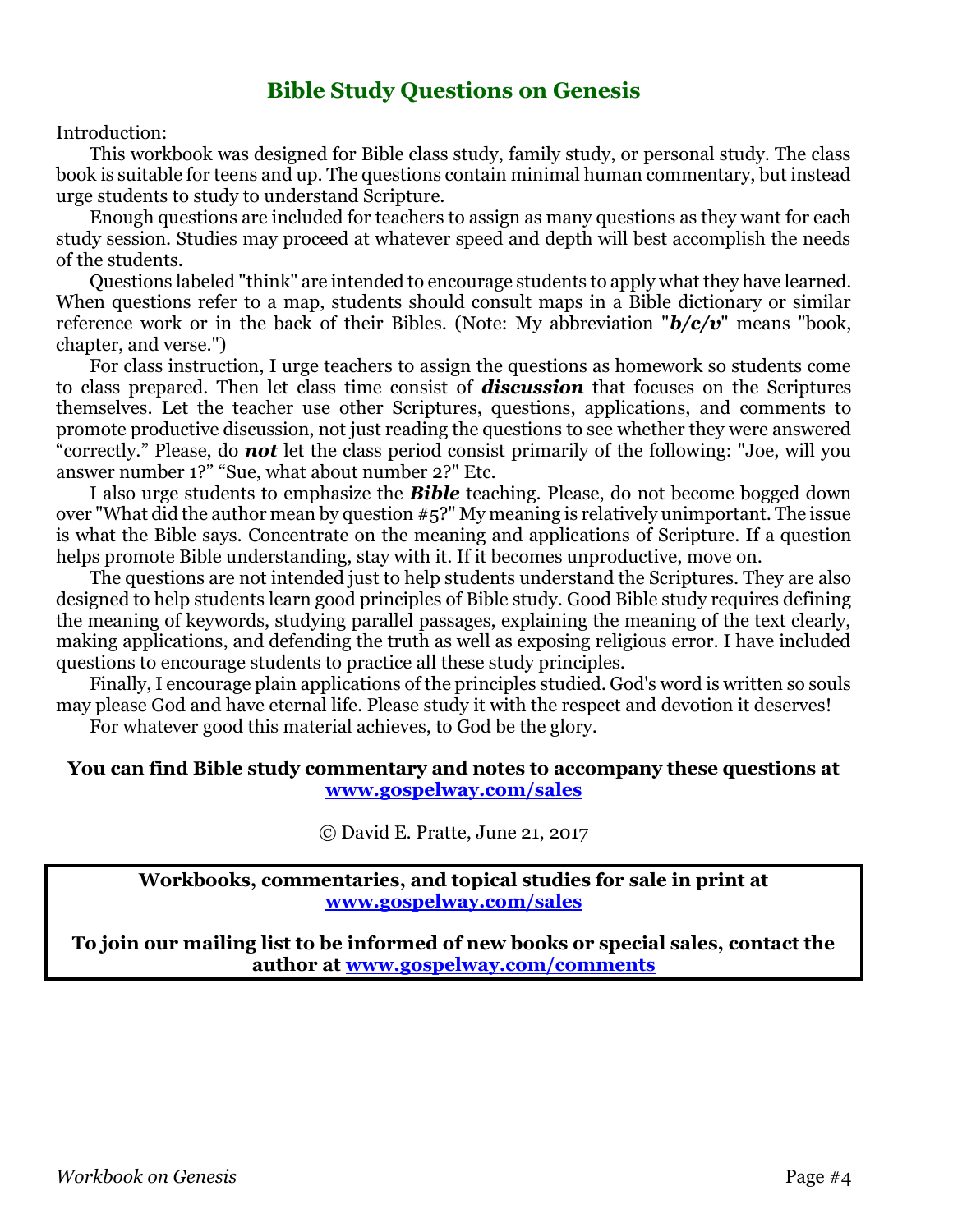# Bible Study Questions on Genesis

Introduction:

This workbook was designed for Bible class study, family study, or personal study. The class book is suitable for teens and up. The questions contain minimal human commentary, but instead urge students to study to understand Scripture.

Enough questions are included for teachers to assign as many questions as they want for each study session. Studies may proceed at whatever speed and depth will best accomplish the needs of the students.

Questions labeled "think" are intended to encourage students to apply what they have learned. When questions refer to a map, students should consult maps in a Bible dictionary or similar reference work or in the back of their Bibles. (Note: My abbreviation "***b/c/v***" means "book, chapter, and verse.")

For class instruction, I urge teachers to assign the questions as homework so students come to class prepared. Then let class time consist of ***discussion*** that focuses on the Scriptures themselves. Let the teacher use other Scriptures, questions, applications, and comments to promote productive discussion, not just reading the questions to see whether they were answered "correctly." Please, do ***not*** let the class period consist primarily of the following: "Joe, will you answer number 1?" "Sue, what about number 2?" Etc.

I also urge students to emphasize the ***Bible*** teaching. Please, do not become bogged down over "What did the author mean by question #5?" My meaning is relatively unimportant. The issue is what the Bible says. Concentrate on the meaning and applications of Scripture. If a question helps promote Bible understanding, stay with it. If it becomes unproductive, move on.

The questions are not intended just to help students understand the Scriptures. They are also designed to help students learn good principles of Bible study. Good Bible study requires defining the meaning of keywords, studying parallel passages, explaining the meaning of the text clearly, making applications, and defending the truth as well as exposing religious error. I have included questions to encourage students to practice all these study principles.

Finally, I encourage plain applications of the principles studied. God's word is written so souls may please God and have eternal life. Please study it with the respect and devotion it deserves!

For whatever good this material achieves, to God be the glory.

**You can find Bible study commentary and notes to accompany these questions at [www.gospelway.com/sales](www.gospelway.com/sales)**

© David E. Pratte, June 21, 2017

**Workbooks, commentaries, and topical studies for sale in print at [www.gospelway.com/sales](www.gospelway.com/sales)**

**To join our mailing list to be informed of new books or special sales, contact the author at [www.gospelway.com/comments](www.gospelway.com/comments)**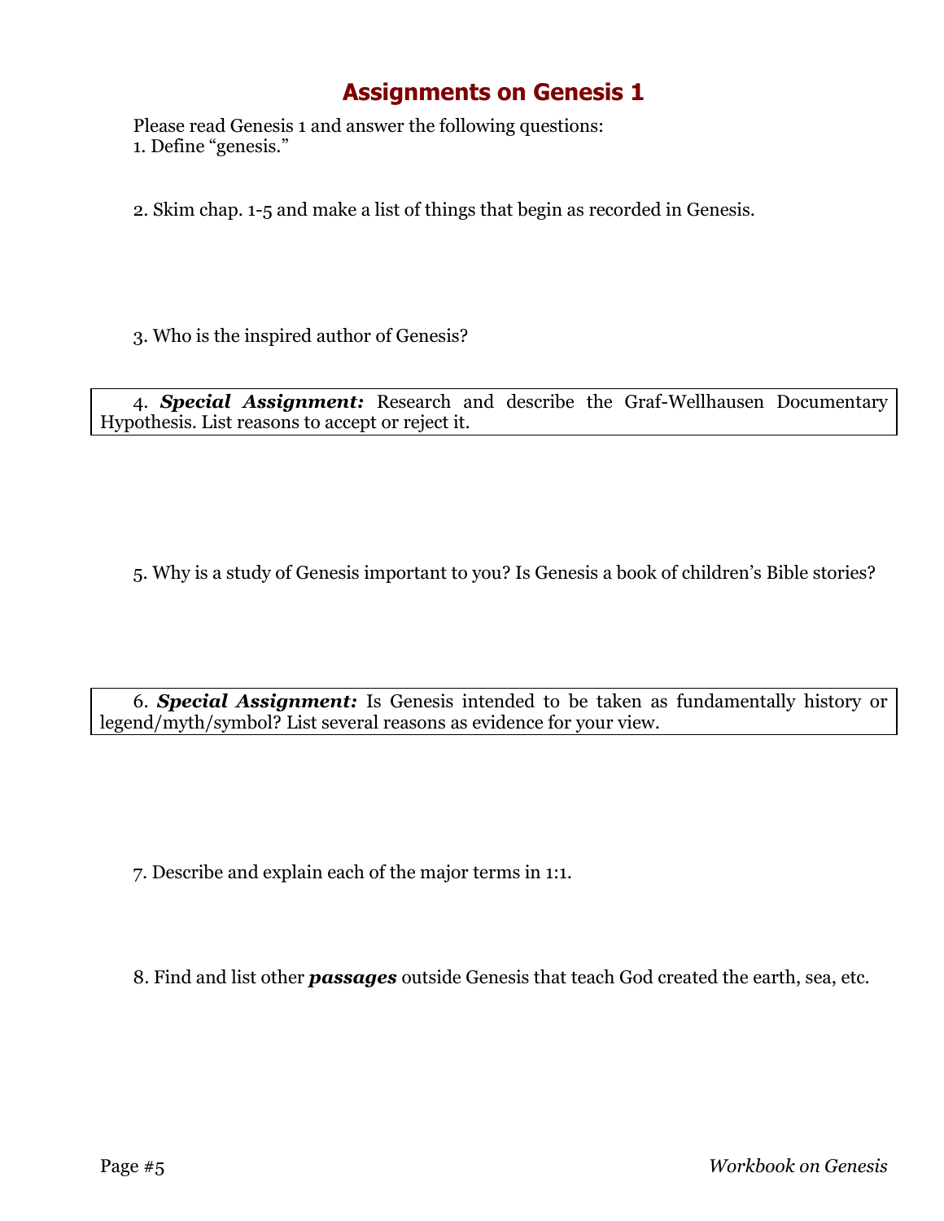# Assignments on Genesis 1

Please read Genesis 1 and answer the following questions:

1. Define "genesis."

2. Skim chap. 1-5 and make a list of things that begin as recorded in Genesis.

3. Who is the inspired author of Genesis?

4. ***Special Assignment:*** Research and describe the Graf-Wellhausen Documentary Hypothesis. List reasons to accept or reject it.

5. Why is a study of Genesis important to you? Is Genesis a book of children's Bible stories?

6. ***Special Assignment:*** Is Genesis intended to be taken as fundamentally history or legend/myth/symbol? List several reasons as evidence for your view.

7. Describe and explain each of the major terms in 1:1.

8. Find and list other ***passages*** outside Genesis that teach God created the earth, sea, etc.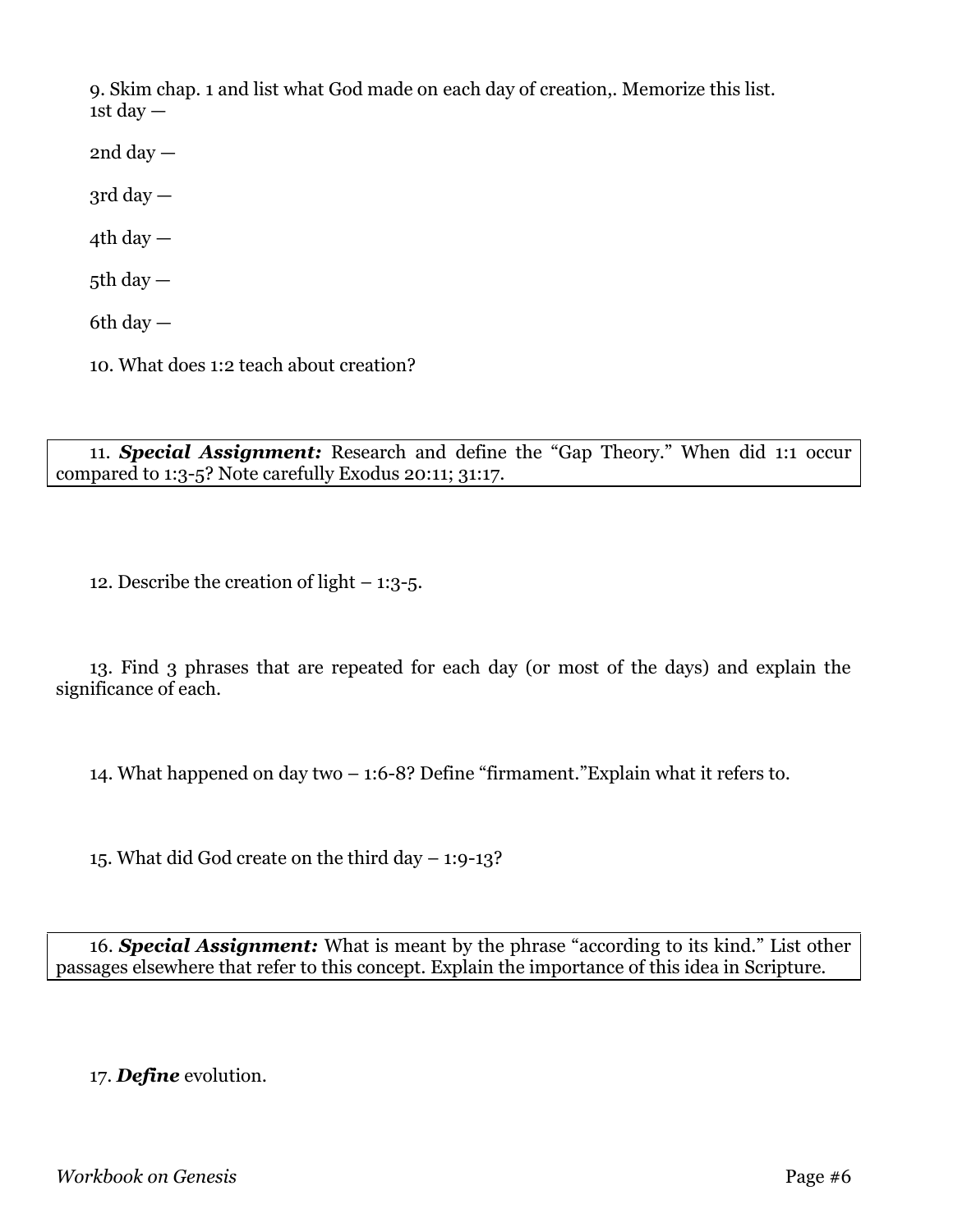9. Skim chap. 1 and list what God made on each day of creation,. Memorize this list.

1st day —

2nd day —

3rd day —

4th day —

5th day —

6th day —

10. What does 1:2 teach about creation?

11. ***Special Assignment:*** Research and define the “Gap Theory.” When did 1:1 occur compared to 1:3-5? Note carefully Exodus 20:11; 31:17.

12. Describe the creation of light – 1:3-5.

13. Find 3 phrases that are repeated for each day (or most of the days) and explain the significance of each.

14. What happened on day two – 1:6-8? Define “firmament.”Explain what it refers to.

15. What did God create on the third day – 1:9-13?

16. ***Special Assignment:*** What is meant by the phrase “according to its kind.” List other passages elsewhere that refer to this concept. Explain the importance of this idea in Scripture.

17. ***Define*** evolution.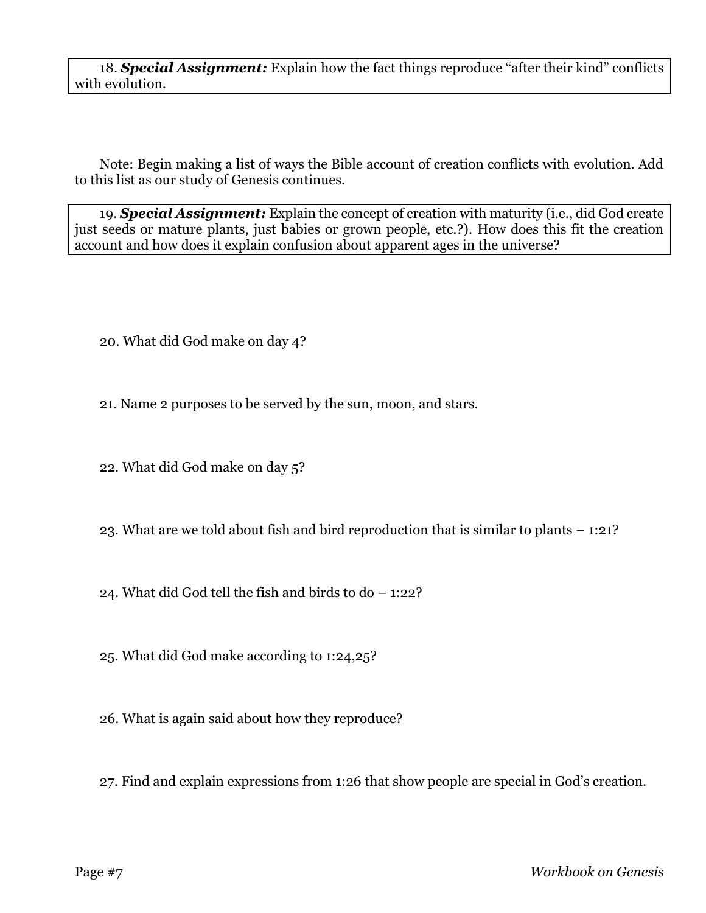18. ***Special Assignment:*** Explain how the fact things reproduce "after their kind" conflicts with evolution.

Note: Begin making a list of ways the Bible account of creation conflicts with evolution. Add to this list as our study of Genesis continues.

19. ***Special Assignment:*** Explain the concept of creation with maturity (i.e., did God create just seeds or mature plants, just babies or grown people, etc.?). How does this fit the creation account and how does it explain confusion about apparent ages in the universe?

20. What did God make on day 4?

21. Name 2 purposes to be served by the sun, moon, and stars.

22. What did God make on day 5?

23. What are we told about fish and bird reproduction that is similar to plants – 1:21?

24. What did God tell the fish and birds to do – 1:22?

25. What did God make according to 1:24,25?

26. What is again said about how they reproduce?

27. Find and explain expressions from 1:26 that show people are special in God's creation.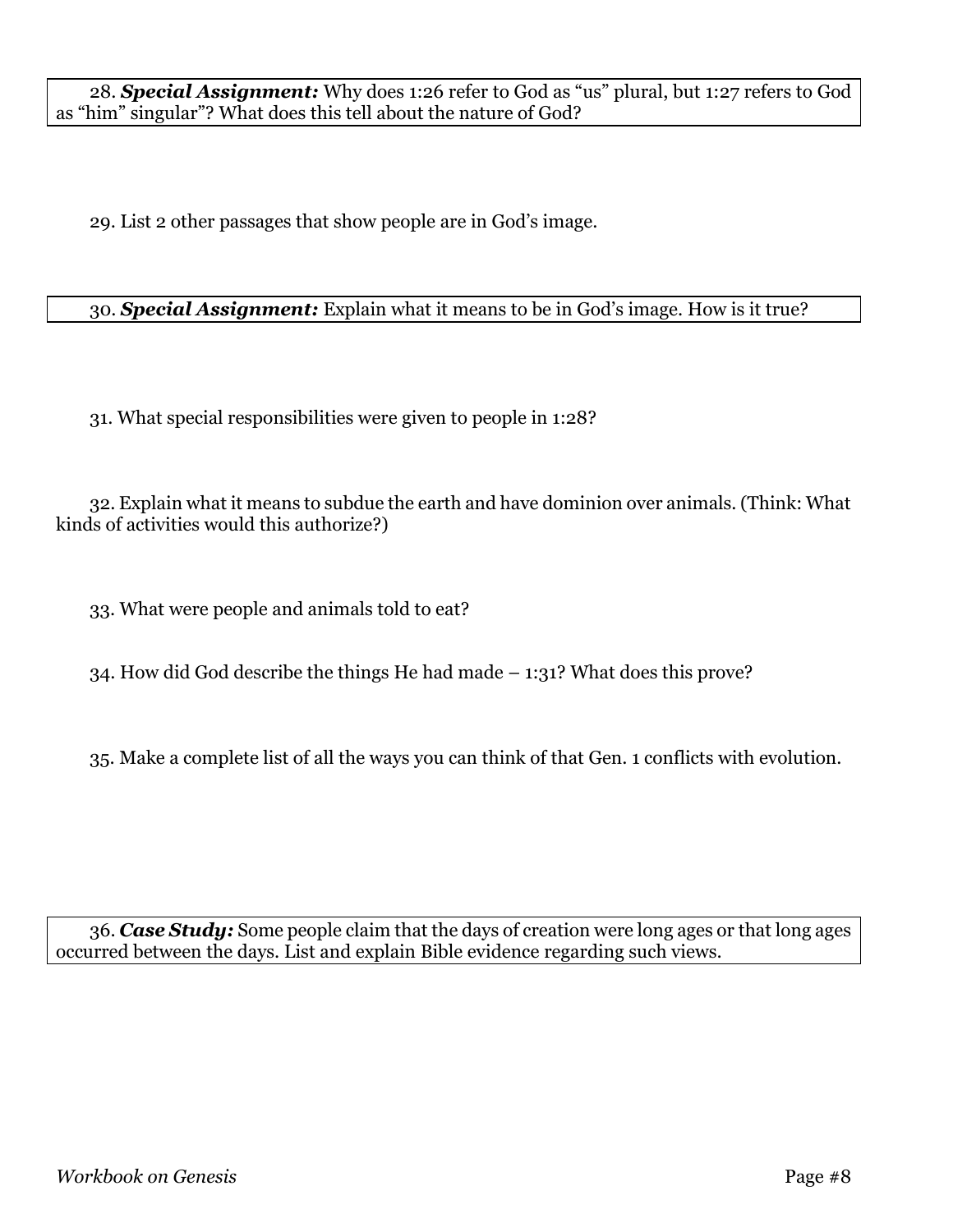28. ***Special Assignment:*** Why does 1:26 refer to God as "us" plural, but 1:27 refers to God as "him" singular"? What does this tell about the nature of God?

29. List 2 other passages that show people are in God's image.

30. ***Special Assignment:*** Explain what it means to be in God's image. How is it true?

31. What special responsibilities were given to people in 1:28?

32. Explain what it means to subdue the earth and have dominion over animals. (Think: What kinds of activities would this authorize?)

33. What were people and animals told to eat?

34. How did God describe the things He had made – 1:31? What does this prove?

35. Make a complete list of all the ways you can think of that Gen. 1 conflicts with evolution.

36. ***Case Study:*** Some people claim that the days of creation were long ages or that long ages occurred between the days. List and explain Bible evidence regarding such views.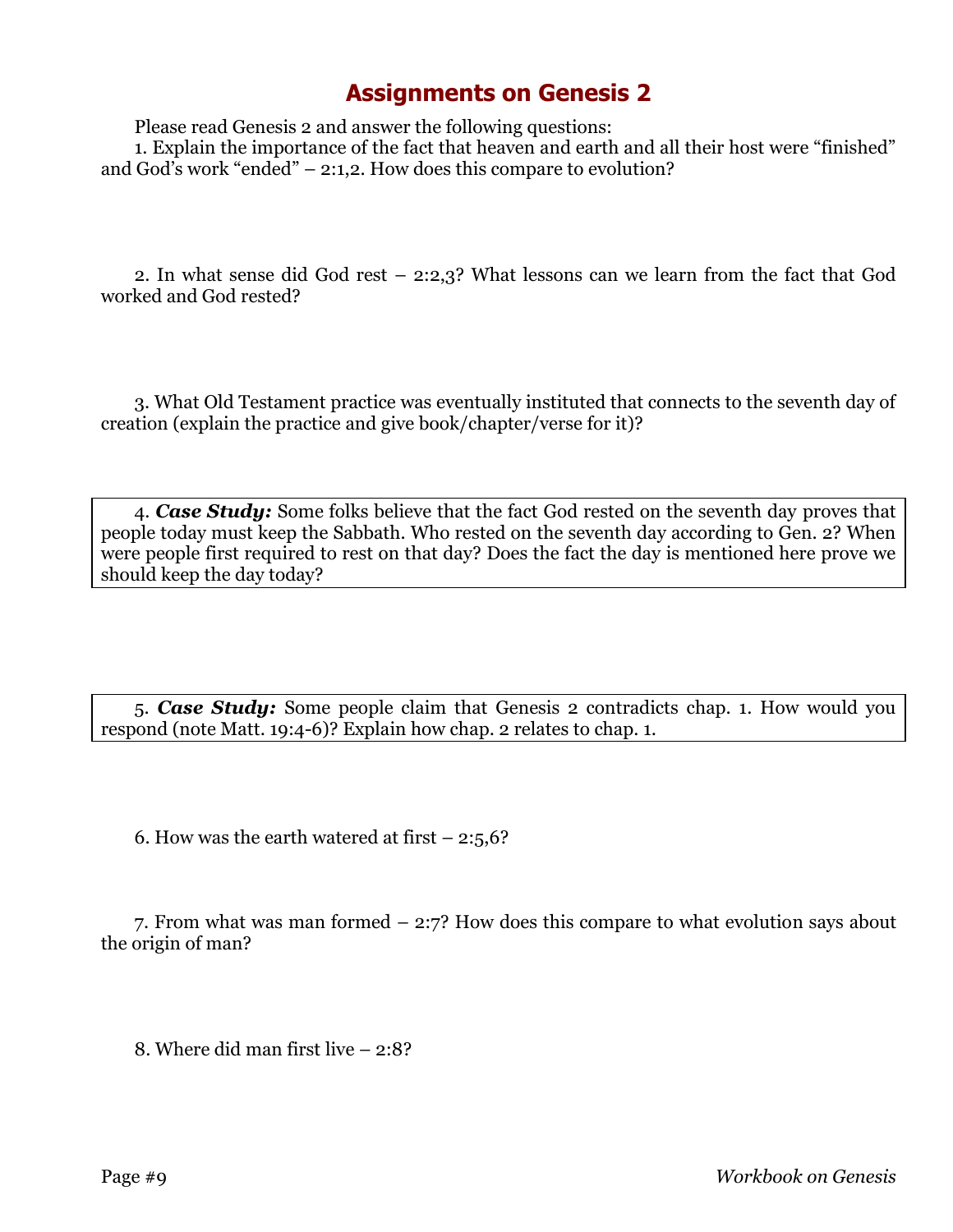# Assignments on Genesis 2

Please read Genesis 2 and answer the following questions:

1. Explain the importance of the fact that heaven and earth and all their host were "finished" and God's work "ended" – 2:1,2. How does this compare to evolution?

2. In what sense did God rest – 2:2,3? What lessons can we learn from the fact that God worked and God rested?

3. What Old Testament practice was eventually instituted that connects to the seventh day of creation (explain the practice and give book/chapter/verse for it)?

4. ***Case Study:*** Some folks believe that the fact God rested on the seventh day proves that people today must keep the Sabbath. Who rested on the seventh day according to Gen. 2? When were people first required to rest on that day? Does the fact the day is mentioned here prove we should keep the day today?

5. ***Case Study:*** Some people claim that Genesis 2 contradicts chap. 1. How would you respond (note Matt. 19:4-6)? Explain how chap. 2 relates to chap. 1.

6. How was the earth watered at first – 2:5,6?

7. From what was man formed – 2:7? How does this compare to what evolution says about the origin of man?

8. Where did man first live – 2:8?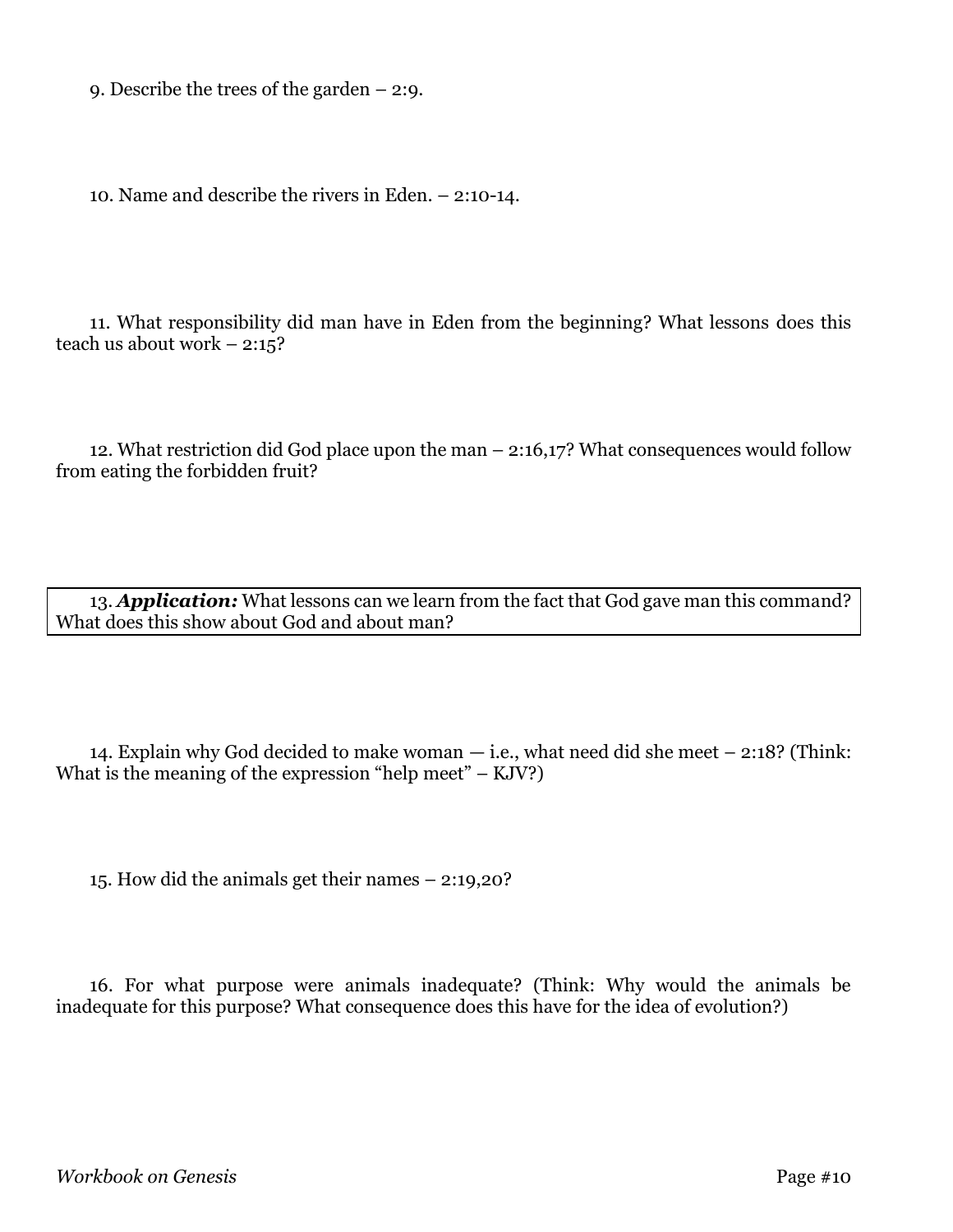9. Describe the trees of the garden – 2:9.

10. Name and describe the rivers in Eden. – 2:10-14.

11. What responsibility did man have in Eden from the beginning? What lessons does this teach us about work – 2:15?

12. What restriction did God place upon the man – 2:16,17? What consequences would follow from eating the forbidden fruit?

13. ***Application:*** What lessons can we learn from the fact that God gave man this command? What does this show about God and about man?

14. Explain why God decided to make woman — i.e., what need did she meet – 2:18? (Think: What is the meaning of the expression "help meet" – KJV?)

15. How did the animals get their names – 2:19,20?

16. For what purpose were animals inadequate? (Think: Why would the animals be inadequate for this purpose? What consequence does this have for the idea of evolution?)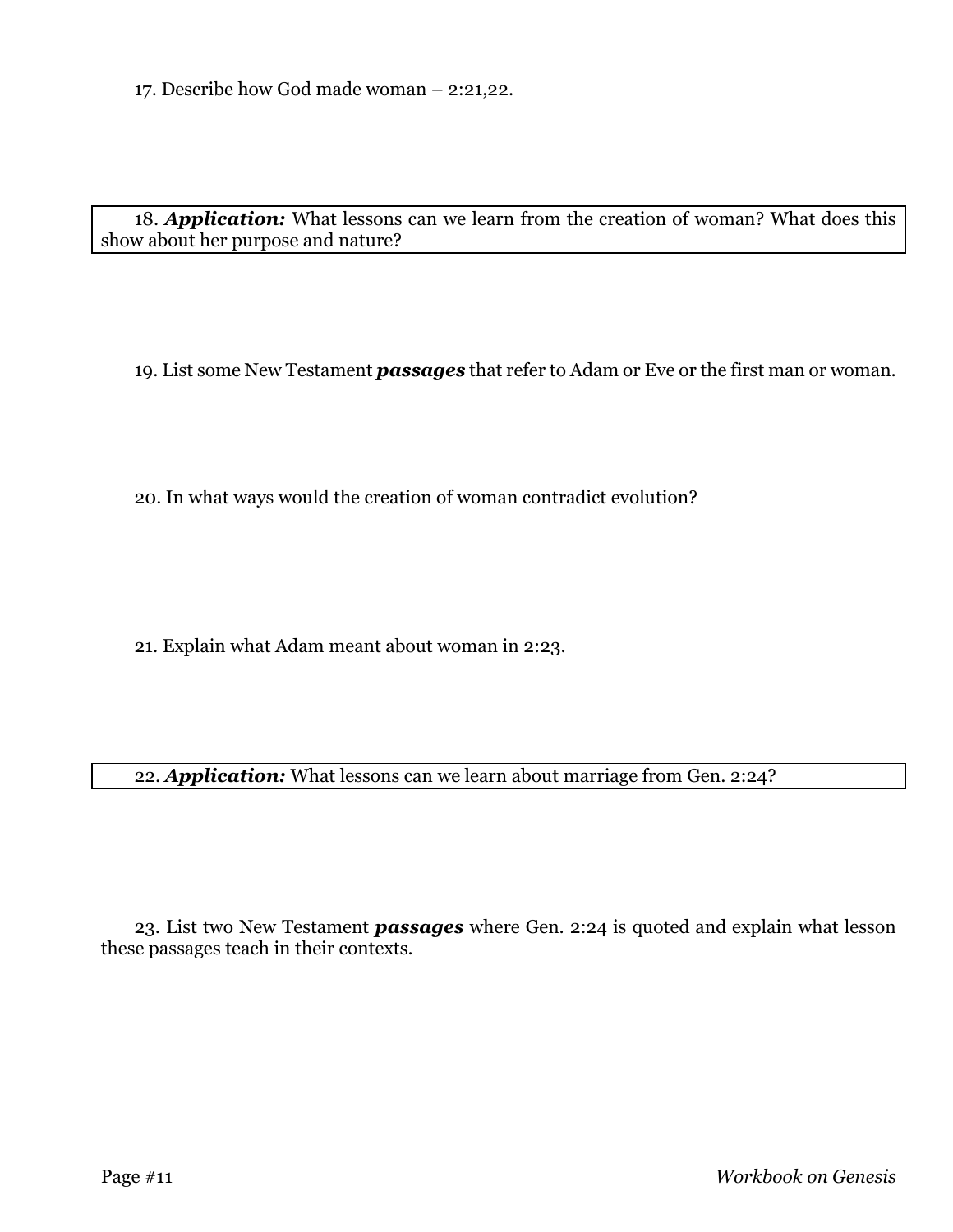17. Describe how God made woman – 2:21,22.

18. ***Application:*** What lessons can we learn from the creation of woman? What does this show about her purpose and nature?

19. List some New Testament ***passages*** that refer to Adam or Eve or the first man or woman.

20. In what ways would the creation of woman contradict evolution?

21. Explain what Adam meant about woman in 2:23.

22. ***Application:*** What lessons can we learn about marriage from Gen. 2:24?

23. List two New Testament ***passages*** where Gen. 2:24 is quoted and explain what lesson these passages teach in their contexts.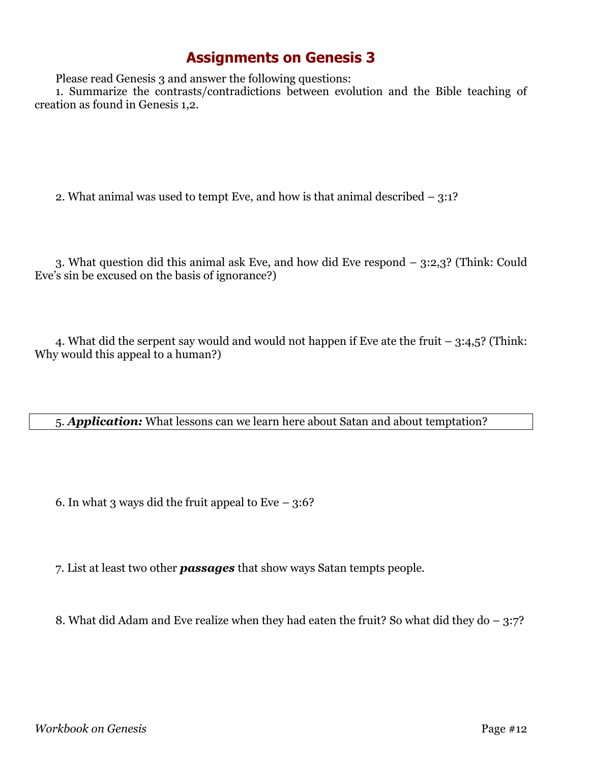# Assignments on Genesis 3

Please read Genesis 3 and answer the following questions:

1. Summarize the contrasts/contradictions between evolution and the Bible teaching of creation as found in Genesis 1,2.

2. What animal was used to tempt Eve, and how is that animal described – 3:1?

3. What question did this animal ask Eve, and how did Eve respond – 3:2,3? (Think: Could Eve's sin be excused on the basis of ignorance?)

4. What did the serpent say would and would not happen if Eve ate the fruit – 3:4,5? (Think: Why would this appeal to a human?)

5. ***Application:*** What lessons can we learn here about Satan and about temptation?

6. In what 3 ways did the fruit appeal to Eve – 3:6?

7. List at least two other ***passages*** that show ways Satan tempts people.

8. What did Adam and Eve realize when they had eaten the fruit? So what did they do – 3:7?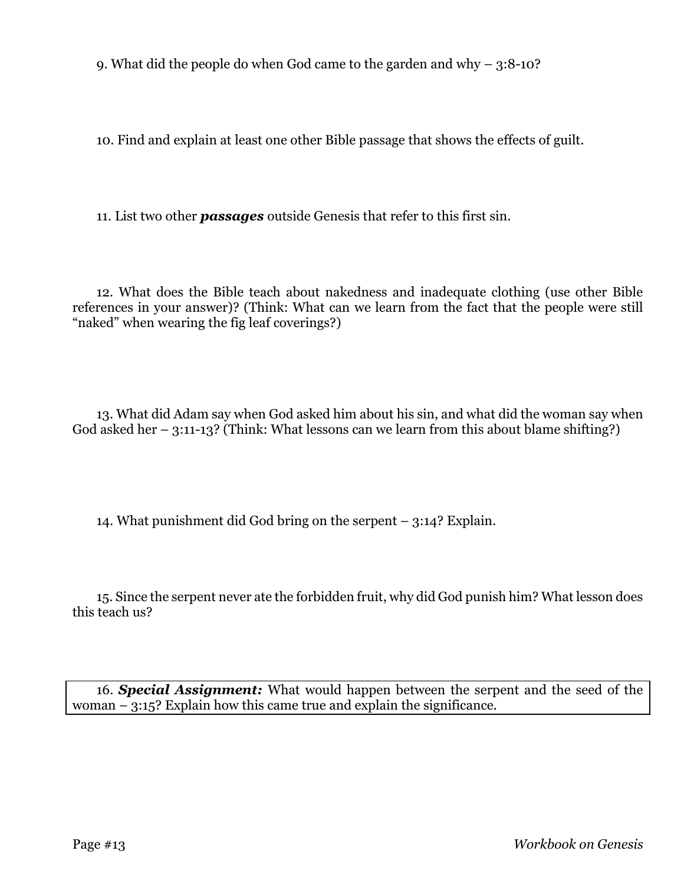9. What did the people do when God came to the garden and why – 3:8-10?

10. Find and explain at least one other Bible passage that shows the effects of guilt.

11. List two other ***passages*** outside Genesis that refer to this first sin.

12. What does the Bible teach about nakedness and inadequate clothing (use other Bible references in your answer)? (Think: What can we learn from the fact that the people were still "naked" when wearing the fig leaf coverings?)

13. What did Adam say when God asked him about his sin, and what did the woman say when God asked her – 3:11-13? (Think: What lessons can we learn from this about blame shifting?)

14. What punishment did God bring on the serpent – 3:14? Explain.

15. Since the serpent never ate the forbidden fruit, why did God punish him? What lesson does this teach us?

16. ***Special Assignment:*** What would happen between the serpent and the seed of the woman – 3:15? Explain how this came true and explain the significance.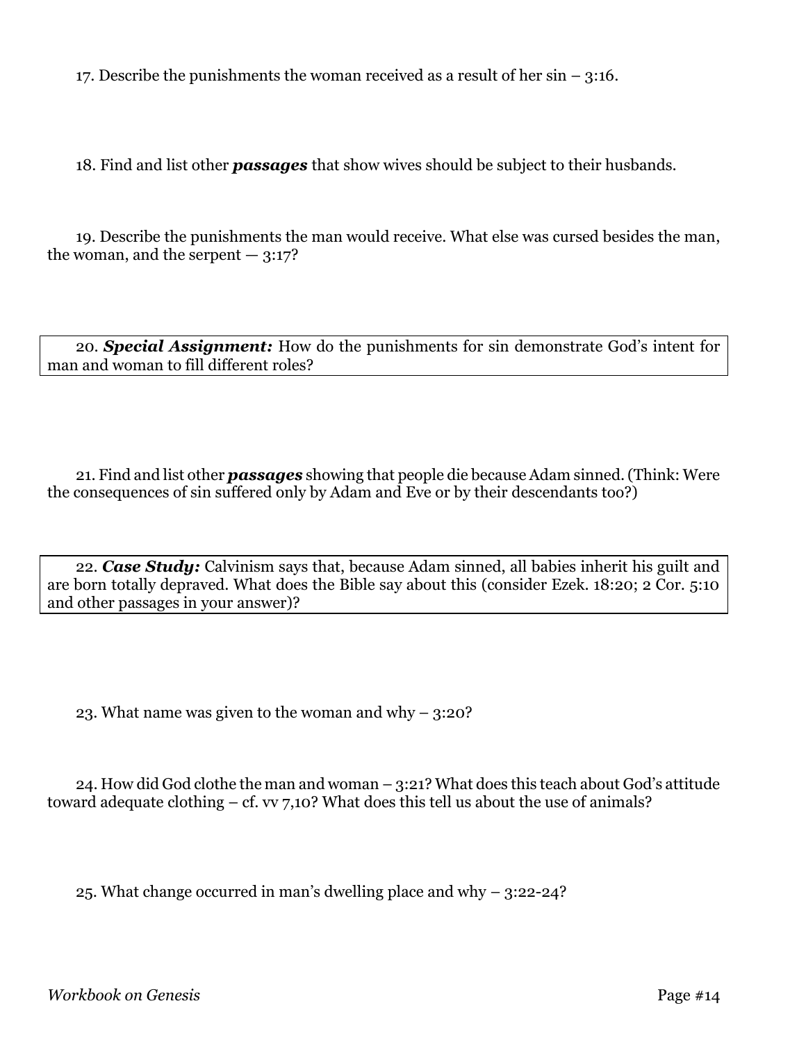17. Describe the punishments the woman received as a result of her sin – 3:16.

18. Find and list other ***passages*** that show wives should be subject to their husbands.

19. Describe the punishments the man would receive. What else was cursed besides the man, the woman, and the serpent — 3:17?

20. ***Special Assignment:*** How do the punishments for sin demonstrate God's intent for man and woman to fill different roles?

21. Find and list other ***passages*** showing that people die because Adam sinned. (Think: Were the consequences of sin suffered only by Adam and Eve or by their descendants too?)

22. ***Case Study:*** Calvinism says that, because Adam sinned, all babies inherit his guilt and are born totally depraved. What does the Bible say about this (consider Ezek. 18:20; 2 Cor. 5:10 and other passages in your answer)?

23. What name was given to the woman and why – 3:20?

24. How did God clothe the man and woman – 3:21? What does this teach about God's attitude toward adequate clothing – cf. vv 7,10? What does this tell us about the use of animals?

25. What change occurred in man's dwelling place and why – 3:22-24?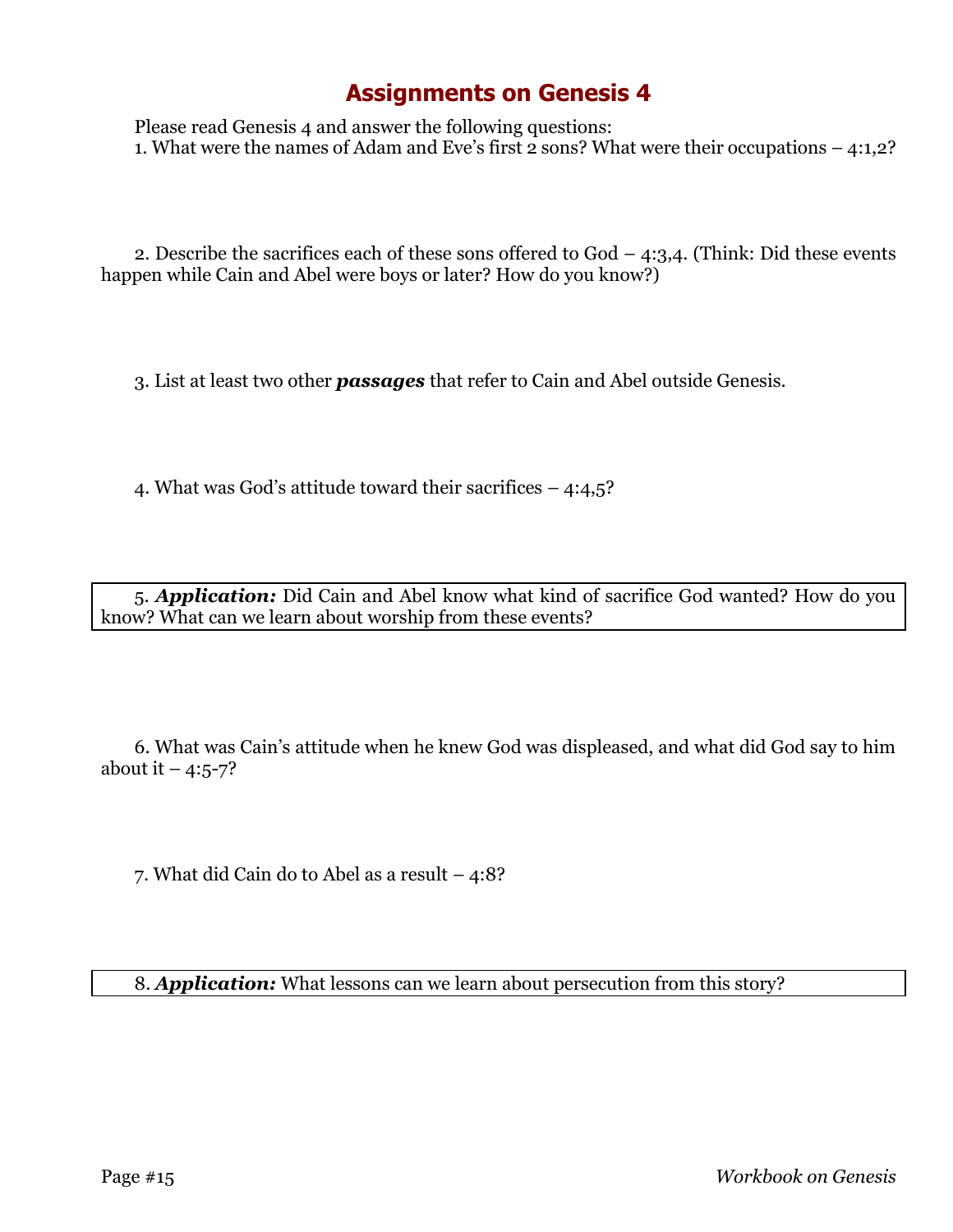# Assignments on Genesis 4

Please read Genesis 4 and answer the following questions:

1. What were the names of Adam and Eve's first 2 sons? What were their occupations – 4:1,2?

2. Describe the sacrifices each of these sons offered to God – 4:3,4. (Think: Did these events happen while Cain and Abel were boys or later? How do you know?)

3. List at least two other ***passages*** that refer to Cain and Abel outside Genesis.

4. What was God's attitude toward their sacrifices – 4:4,5?

5. ***Application:*** Did Cain and Abel know what kind of sacrifice God wanted? How do you know? What can we learn about worship from these events?

6. What was Cain's attitude when he knew God was displeased, and what did God say to him about it – 4:5-7?

7. What did Cain do to Abel as a result – 4:8?

8. ***Application:*** What lessons can we learn about persecution from this story?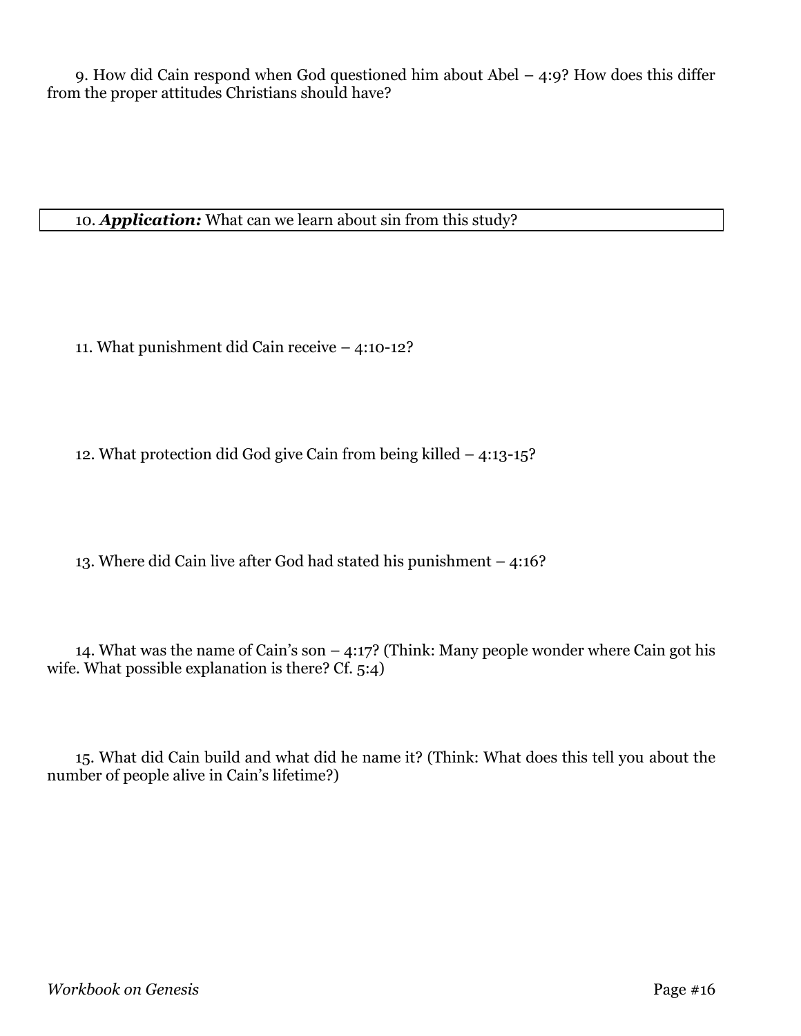9. How did Cain respond when God questioned him about Abel – 4:9? How does this differ from the proper attitudes Christians should have?

10. ***Application:*** What can we learn about sin from this study?

11. What punishment did Cain receive – 4:10-12?

12. What protection did God give Cain from being killed – 4:13-15?

13. Where did Cain live after God had stated his punishment – 4:16?

14. What was the name of Cain's son – 4:17? (Think: Many people wonder where Cain got his wife. What possible explanation is there? Cf. 5:4)

15. What did Cain build and what did he name it? (Think: What does this tell you about the number of people alive in Cain's lifetime?)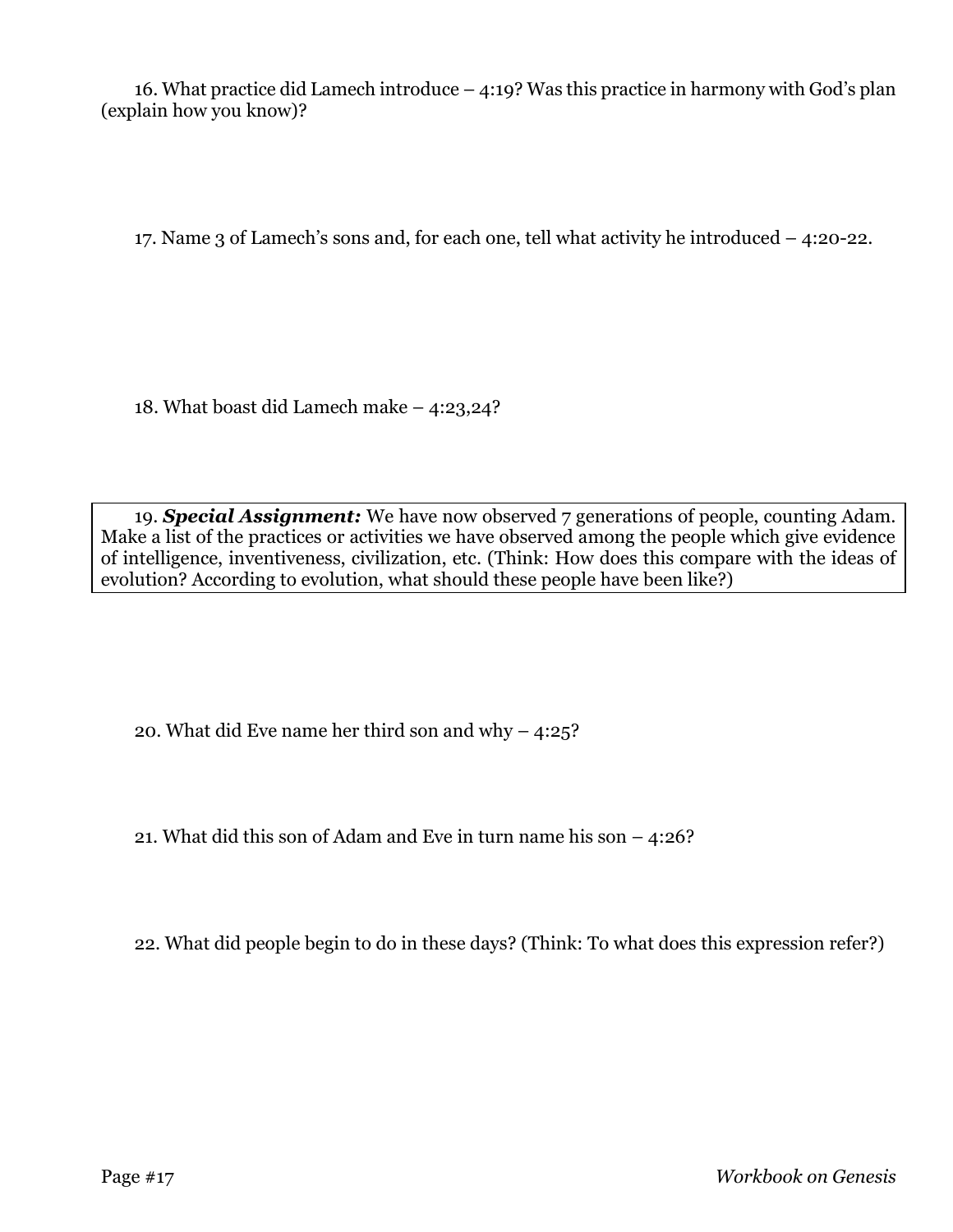16. What practice did Lamech introduce – 4:19? Was this practice in harmony with God's plan (explain how you know)?

17. Name 3 of Lamech's sons and, for each one, tell what activity he introduced – 4:20-22.

18. What boast did Lamech make – 4:23,24?

19. ***Special Assignment:*** We have now observed 7 generations of people, counting Adam. Make a list of the practices or activities we have observed among the people which give evidence of intelligence, inventiveness, civilization, etc. (Think: How does this compare with the ideas of evolution? According to evolution, what should these people have been like?)

20. What did Eve name her third son and why – 4:25?

21. What did this son of Adam and Eve in turn name his son – 4:26?

22. What did people begin to do in these days? (Think: To what does this expression refer?)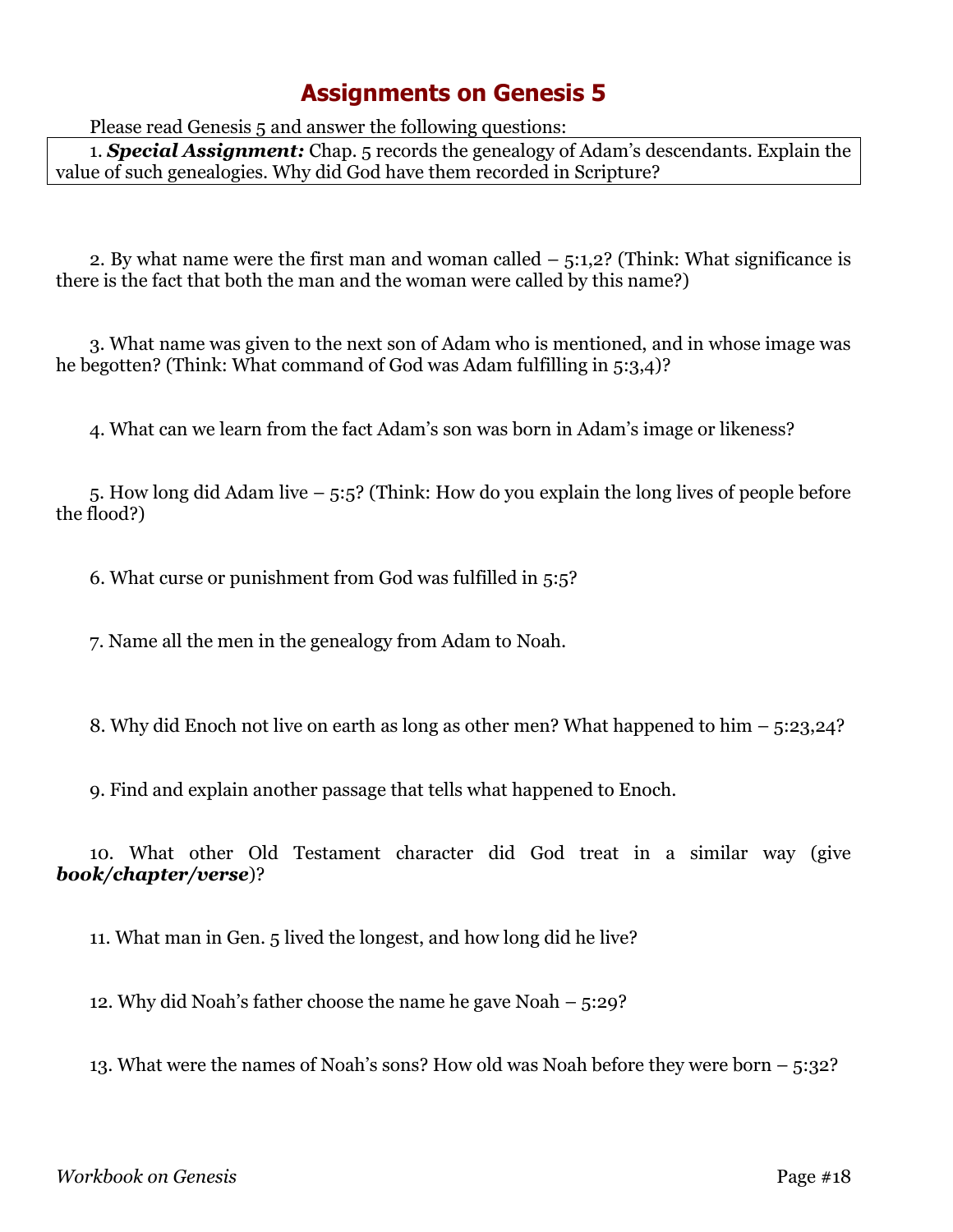# Assignments on Genesis 5

Please read Genesis 5 and answer the following questions:

> 1. ***Special Assignment:*** Chap. 5 records the genealogy of Adam's descendants. Explain the value of such genealogies. Why did God have them recorded in Scripture?

2. By what name were the first man and woman called – 5:1,2? (Think: What significance is there is the fact that both the man and the woman were called by this name?)

3. What name was given to the next son of Adam who is mentioned, and in whose image was he begotten? (Think: What command of God was Adam fulfilling in 5:3,4)?

4. What can we learn from the fact Adam's son was born in Adam's image or likeness?

5. How long did Adam live – 5:5? (Think: How do you explain the long lives of people before the flood?)

6. What curse or punishment from God was fulfilled in 5:5?

7. Name all the men in the genealogy from Adam to Noah.

8. Why did Enoch not live on earth as long as other men? What happened to him – 5:23,24?

9. Find and explain another passage that tells what happened to Enoch.

10. What other Old Testament character did God treat in a similar way (give ***book/chapter/verse***)?

11. What man in Gen. 5 lived the longest, and how long did he live?

12. Why did Noah's father choose the name he gave Noah – 5:29?

13. What were the names of Noah's sons? How old was Noah before they were born – 5:32?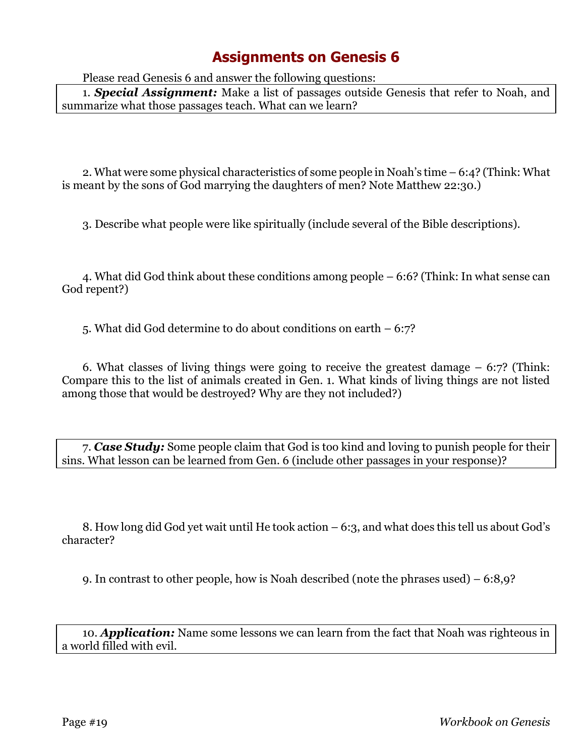# Assignments on Genesis 6

Please read Genesis 6 and answer the following questions:

1. ***Special Assignment:*** Make a list of passages outside Genesis that refer to Noah, and summarize what those passages teach. What can we learn?

2. What were some physical characteristics of some people in Noah's time – 6:4? (Think: What is meant by the sons of God marrying the daughters of men? Note Matthew 22:30.)

3. Describe what people were like spiritually (include several of the Bible descriptions).

4. What did God think about these conditions among people – 6:6? (Think: In what sense can God repent?)

5. What did God determine to do about conditions on earth – 6:7?

6. What classes of living things were going to receive the greatest damage – 6:7? (Think: Compare this to the list of animals created in Gen. 1. What kinds of living things are not listed among those that would be destroyed? Why are they not included?)

7. ***Case Study:*** Some people claim that God is too kind and loving to punish people for their sins. What lesson can be learned from Gen. 6 (include other passages in your response)?

8. How long did God yet wait until He took action – 6:3, and what does this tell us about God's character?

9. In contrast to other people, how is Noah described (note the phrases used) – 6:8,9?

10. ***Application:*** Name some lessons we can learn from the fact that Noah was righteous in a world filled with evil.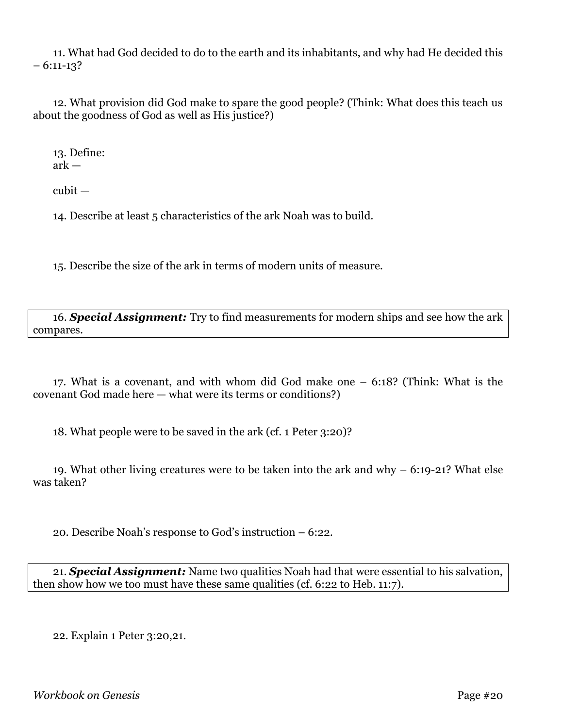11. What had God decided to do to the earth and its inhabitants, and why had He decided this – 6:11-13?

12. What provision did God make to spare the good people? (Think: What does this teach us about the goodness of God as well as His justice?)

13. Define:

ark —

cubit —

14. Describe at least 5 characteristics of the ark Noah was to build.

15. Describe the size of the ark in terms of modern units of measure.

16. ***Special Assignment:*** Try to find measurements for modern ships and see how the ark compares.

17. What is a covenant, and with whom did God make one – 6:18? (Think: What is the covenant God made here — what were its terms or conditions?)

18. What people were to be saved in the ark (cf. 1 Peter 3:20)?

19. What other living creatures were to be taken into the ark and why – 6:19-21? What else was taken?

20. Describe Noah's response to God's instruction – 6:22.

21. ***Special Assignment:*** Name two qualities Noah had that were essential to his salvation, then show how we too must have these same qualities (cf. 6:22 to Heb. 11:7).

22. Explain 1 Peter 3:20,21.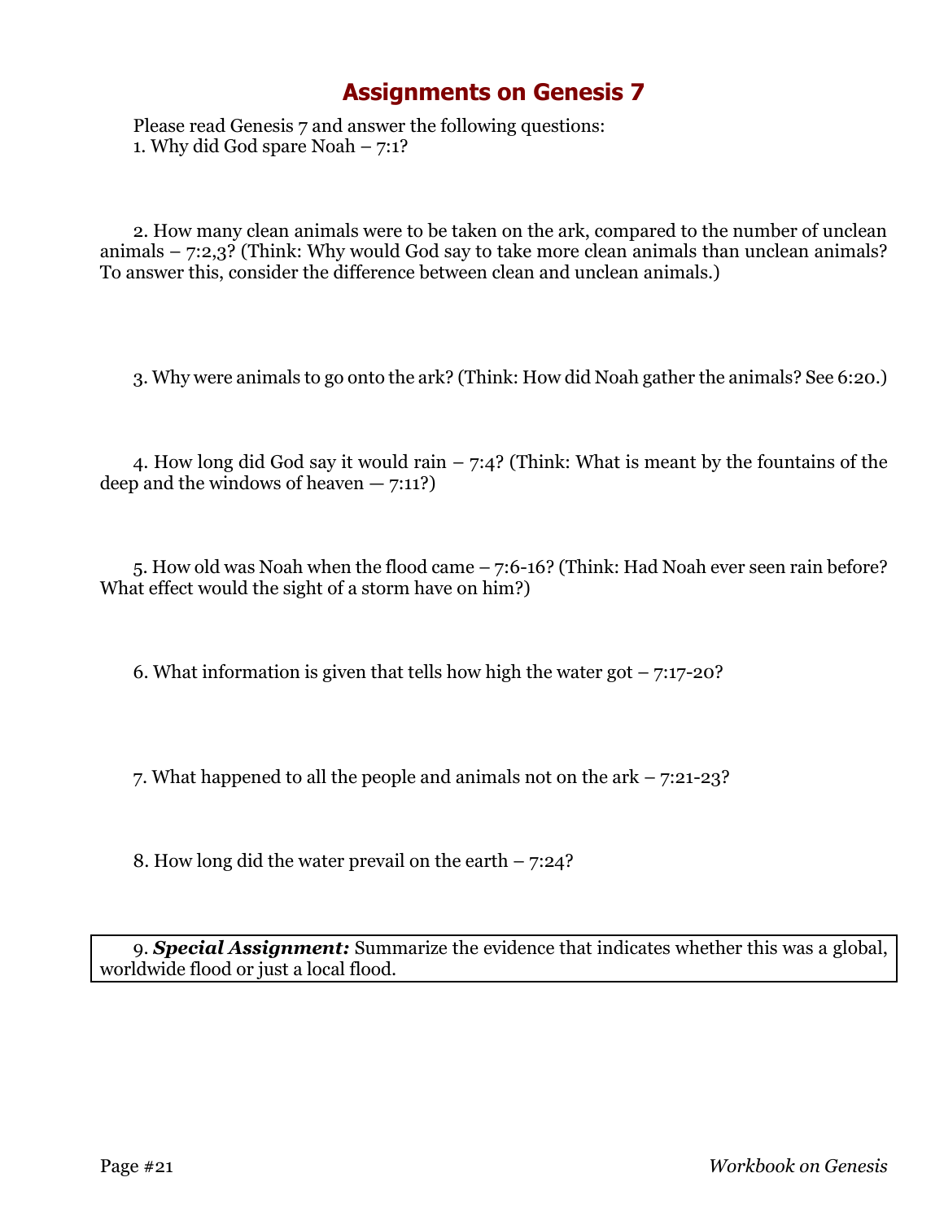# Assignments on Genesis 7

Please read Genesis 7 and answer the following questions:

1. Why did God spare Noah – 7:1?

2. How many clean animals were to be taken on the ark, compared to the number of unclean animals – 7:2,3? (Think: Why would God say to take more clean animals than unclean animals? To answer this, consider the difference between clean and unclean animals.)

3. Why were animals to go onto the ark? (Think: How did Noah gather the animals? See 6:20.)

4. How long did God say it would rain – 7:4? (Think: What is meant by the fountains of the deep and the windows of heaven — 7:11?)

5. How old was Noah when the flood came – 7:6-16? (Think: Had Noah ever seen rain before? What effect would the sight of a storm have on him?)

6. What information is given that tells how high the water got – 7:17-20?

7. What happened to all the people and animals not on the ark – 7:21-23?

8. How long did the water prevail on the earth – 7:24?

9. ***Special Assignment:*** Summarize the evidence that indicates whether this was a global, worldwide flood or just a local flood.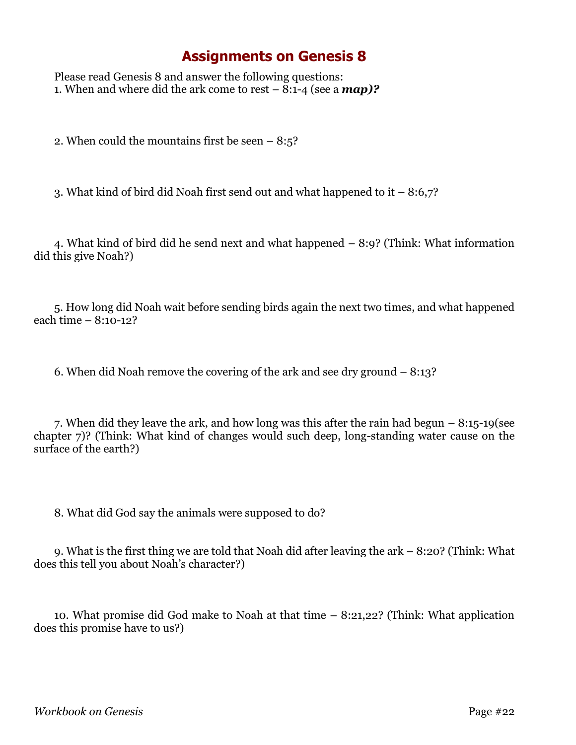# Assignments on Genesis 8

Please read Genesis 8 and answer the following questions:

1. When and where did the ark come to rest – 8:1-4 (see a ***map)?***

2. When could the mountains first be seen – 8:5?

3. What kind of bird did Noah first send out and what happened to it – 8:6,7?

4. What kind of bird did he send next and what happened – 8:9? (Think: What information did this give Noah?)

5. How long did Noah wait before sending birds again the next two times, and what happened each time – 8:10-12?

6. When did Noah remove the covering of the ark and see dry ground – 8:13?

7. When did they leave the ark, and how long was this after the rain had begun – 8:15-19(see chapter 7)? (Think: What kind of changes would such deep, long-standing water cause on the surface of the earth?)

8. What did God say the animals were supposed to do?

9. What is the first thing we are told that Noah did after leaving the ark – 8:20? (Think: What does this tell you about Noah's character?)

10. What promise did God make to Noah at that time – 8:21,22? (Think: What application does this promise have to us?)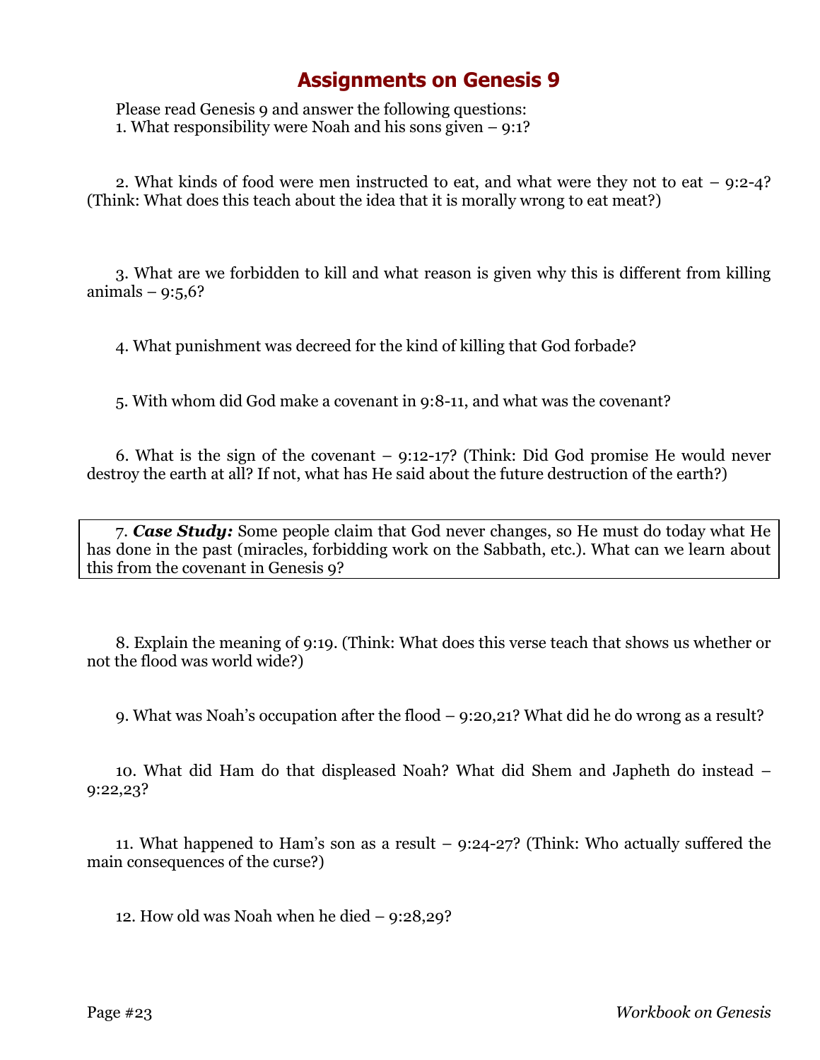# Assignments on Genesis 9

Please read Genesis 9 and answer the following questions:

1. What responsibility were Noah and his sons given – 9:1?

2. What kinds of food were men instructed to eat, and what were they not to eat – 9:2-4? (Think: What does this teach about the idea that it is morally wrong to eat meat?)

3. What are we forbidden to kill and what reason is given why this is different from killing animals – 9:5,6?

4. What punishment was decreed for the kind of killing that God forbade?

5. With whom did God make a covenant in 9:8-11, and what was the covenant?

6. What is the sign of the covenant – 9:12-17? (Think: Did God promise He would never destroy the earth at all? If not, what has He said about the future destruction of the earth?)

7. ***Case Study:*** Some people claim that God never changes, so He must do today what He has done in the past (miracles, forbidding work on the Sabbath, etc.). What can we learn about this from the covenant in Genesis 9?

8. Explain the meaning of 9:19. (Think: What does this verse teach that shows us whether or not the flood was world wide?)

9. What was Noah's occupation after the flood – 9:20,21? What did he do wrong as a result?

10. What did Ham do that displeased Noah? What did Shem and Japheth do instead – 9:22,23?

11. What happened to Ham's son as a result – 9:24-27? (Think: Who actually suffered the main consequences of the curse?)

12. How old was Noah when he died – 9:28,29?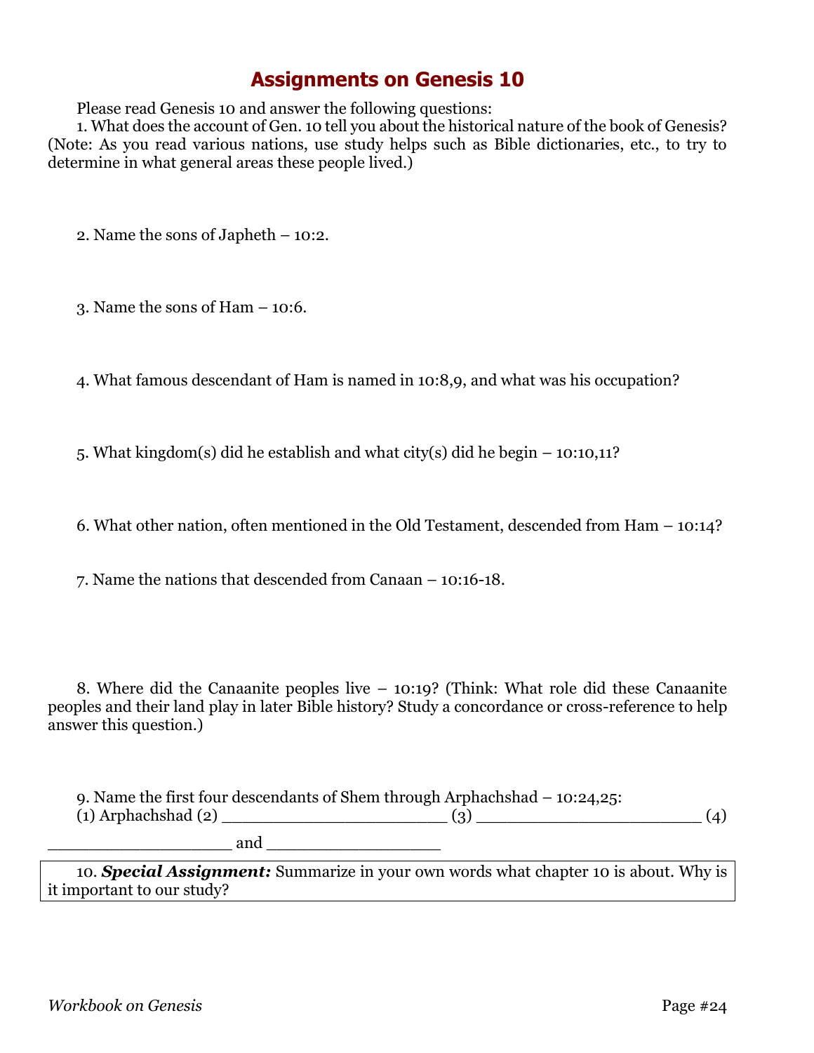# Assignments on Genesis 10

Please read Genesis 10 and answer the following questions:

1. What does the account of Gen. 10 tell you about the historical nature of the book of Genesis? (Note: As you read various nations, use study helps such as Bible dictionaries, etc., to try to determine in what general areas these people lived.)

2. Name the sons of Japheth – 10:2.

3. Name the sons of Ham – 10:6.

4. What famous descendant of Ham is named in 10:8,9, and what was his occupation?

5. What kingdom(s) did he establish and what city(s) did he begin – 10:10,11?

6. What other nation, often mentioned in the Old Testament, descended from Ham – 10:14?

7. Name the nations that descended from Canaan – 10:16-18.

8. Where did the Canaanite peoples live – 10:19? (Think: What role did these Canaanite peoples and their land play in later Bible history? Study a concordance or cross-reference to help answer this question.)

9. Name the first four descendants of Shem through Arphachshad – 10:24,25:
(1) Arphachshad (2) ______________________ (3) ______________________ (4) __________________ and _________________

10. ***Special Assignment:*** Summarize in your own words what chapter 10 is about. Why is it important to our study?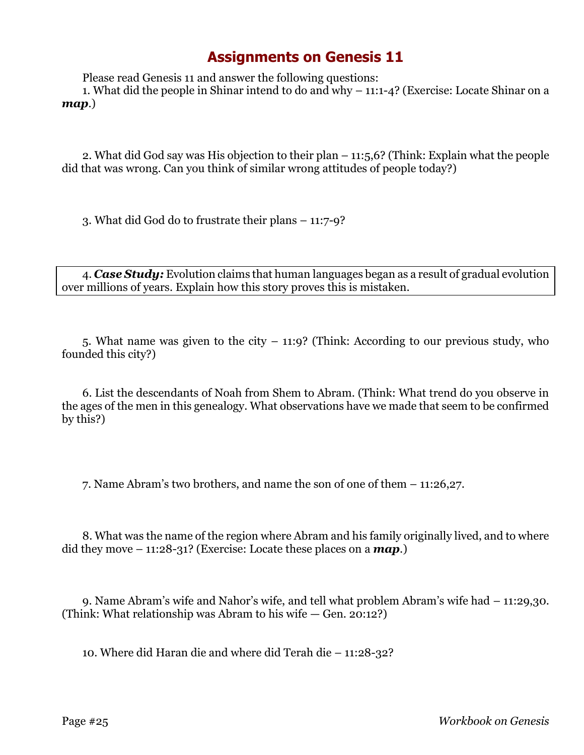# Assignments on Genesis 11

Please read Genesis 11 and answer the following questions:

1. What did the people in Shinar intend to do and why – 11:1-4? (Exercise: Locate Shinar on a ***map***.)

2. What did God say was His objection to their plan – 11:5,6? (Think: Explain what the people did that was wrong. Can you think of similar wrong attitudes of people today?)

3. What did God do to frustrate their plans – 11:7-9?

4. ***Case Study:*** Evolution claims that human languages began as a result of gradual evolution over millions of years. Explain how this story proves this is mistaken.

5. What name was given to the city – 11:9? (Think: According to our previous study, who founded this city?)

6. List the descendants of Noah from Shem to Abram. (Think: What trend do you observe in the ages of the men in this genealogy. What observations have we made that seem to be confirmed by this?)

7. Name Abram's two brothers, and name the son of one of them – 11:26,27.

8. What was the name of the region where Abram and his family originally lived, and to where did they move – 11:28-31? (Exercise: Locate these places on a ***map***.)

9. Name Abram's wife and Nahor's wife, and tell what problem Abram's wife had – 11:29,30. (Think: What relationship was Abram to his wife — Gen. 20:12?)

10. Where did Haran die and where did Terah die – 11:28-32?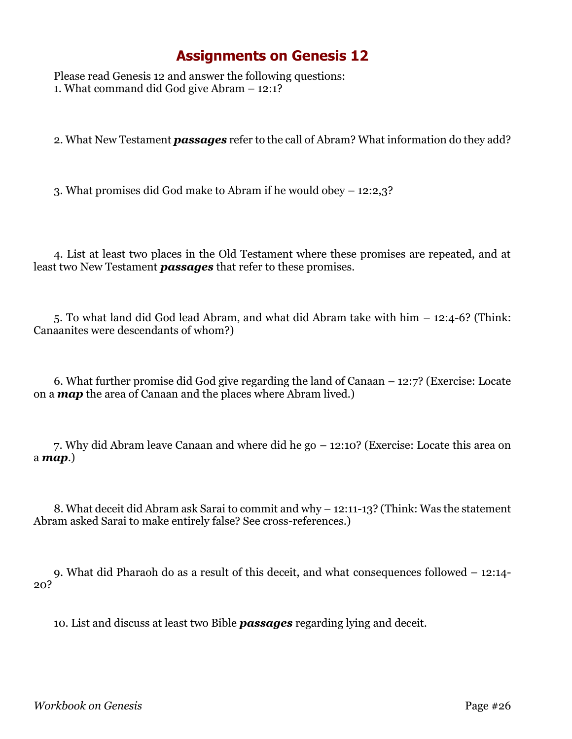# Assignments on Genesis 12

Please read Genesis 12 and answer the following questions:

1. What command did God give Abram – 12:1?

2. What New Testament ***passages*** refer to the call of Abram? What information do they add?

3. What promises did God make to Abram if he would obey – 12:2,3?

4. List at least two places in the Old Testament where these promises are repeated, and at least two New Testament ***passages*** that refer to these promises.

5. To what land did God lead Abram, and what did Abram take with him – 12:4-6? (Think: Canaanites were descendants of whom?)

6. What further promise did God give regarding the land of Canaan – 12:7? (Exercise: Locate on a ***map*** the area of Canaan and the places where Abram lived.)

7. Why did Abram leave Canaan and where did he go – 12:10? (Exercise: Locate this area on a ***map***.)

8. What deceit did Abram ask Sarai to commit and why – 12:11-13? (Think: Was the statement Abram asked Sarai to make entirely false? See cross-references.)

9. What did Pharaoh do as a result of this deceit, and what consequences followed – 12:14-20?

10. List and discuss at least two Bible ***passages*** regarding lying and deceit.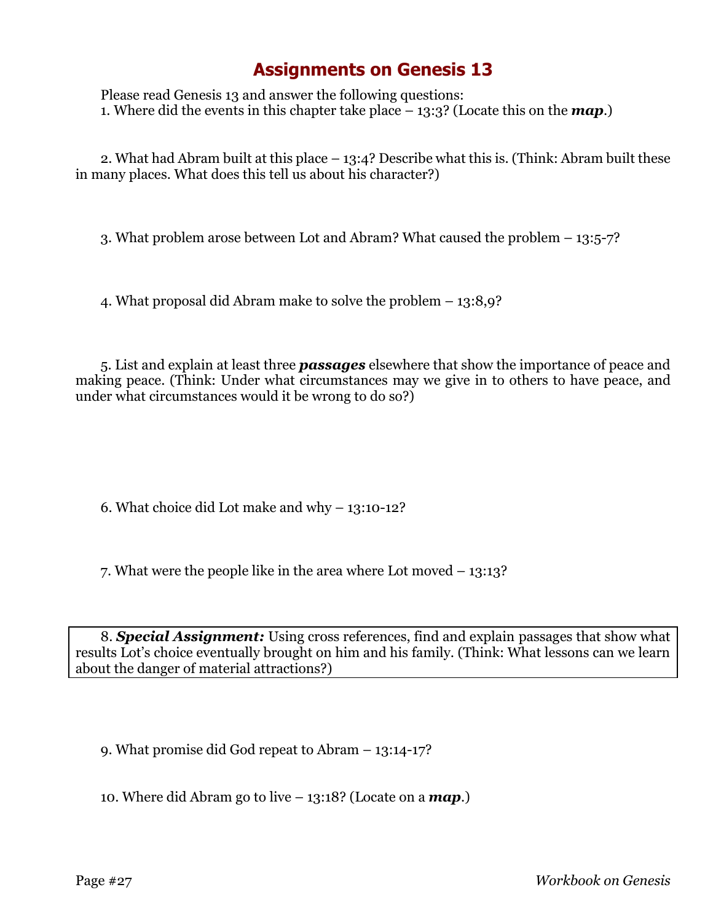# Assignments on Genesis 13

Please read Genesis 13 and answer the following questions:

1. Where did the events in this chapter take place – 13:3? (Locate this on the ***map***.)

2. What had Abram built at this place – 13:4? Describe what this is. (Think: Abram built these in many places. What does this tell us about his character?)

3. What problem arose between Lot and Abram? What caused the problem – 13:5-7?

4. What proposal did Abram make to solve the problem – 13:8,9?

5. List and explain at least three ***passages*** elsewhere that show the importance of peace and making peace. (Think: Under what circumstances may we give in to others to have peace, and under what circumstances would it be wrong to do so?)

6. What choice did Lot make and why – 13:10-12?

7. What were the people like in the area where Lot moved – 13:13?

8. ***Special Assignment:*** Using cross references, find and explain passages that show what results Lot's choice eventually brought on him and his family. (Think: What lessons can we learn about the danger of material attractions?)

9. What promise did God repeat to Abram – 13:14-17?

10. Where did Abram go to live – 13:18? (Locate on a ***map***.)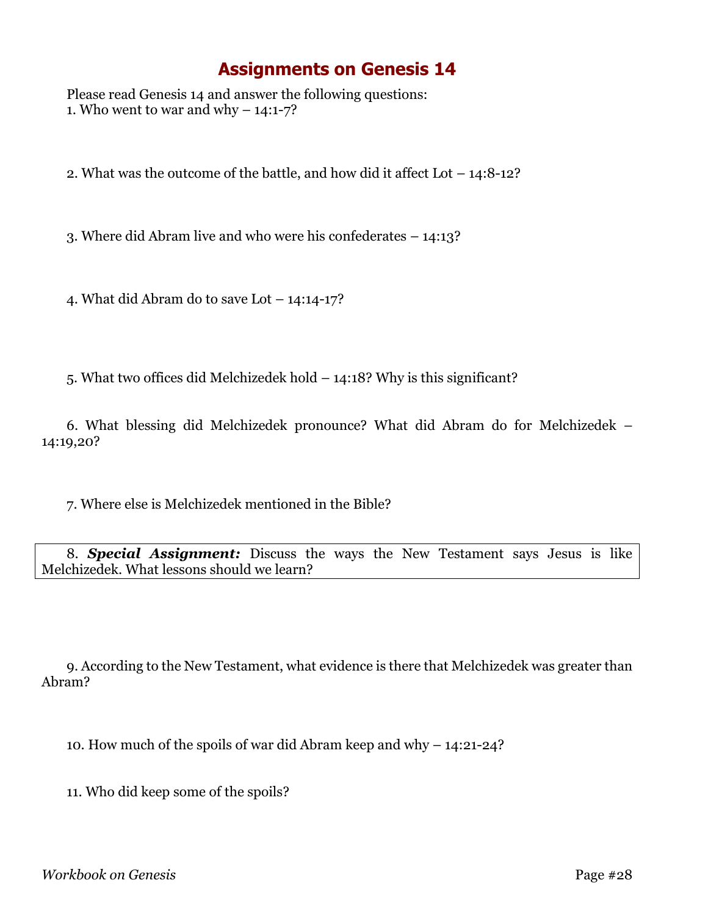# Assignments on Genesis 14

Please read Genesis 14 and answer the following questions:

1. Who went to war and why – 14:1-7?

2. What was the outcome of the battle, and how did it affect Lot – 14:8-12?

3. Where did Abram live and who were his confederates – 14:13?

4. What did Abram do to save Lot – 14:14-17?

5. What two offices did Melchizedek hold – 14:18? Why is this significant?

6. What blessing did Melchizedek pronounce? What did Abram do for Melchizedek – 14:19,20?

7. Where else is Melchizedek mentioned in the Bible?

8. ***Special Assignment:*** Discuss the ways the New Testament says Jesus is like Melchizedek. What lessons should we learn?

9. According to the New Testament, what evidence is there that Melchizedek was greater than Abram?

10. How much of the spoils of war did Abram keep and why – 14:21-24?

11. Who did keep some of the spoils?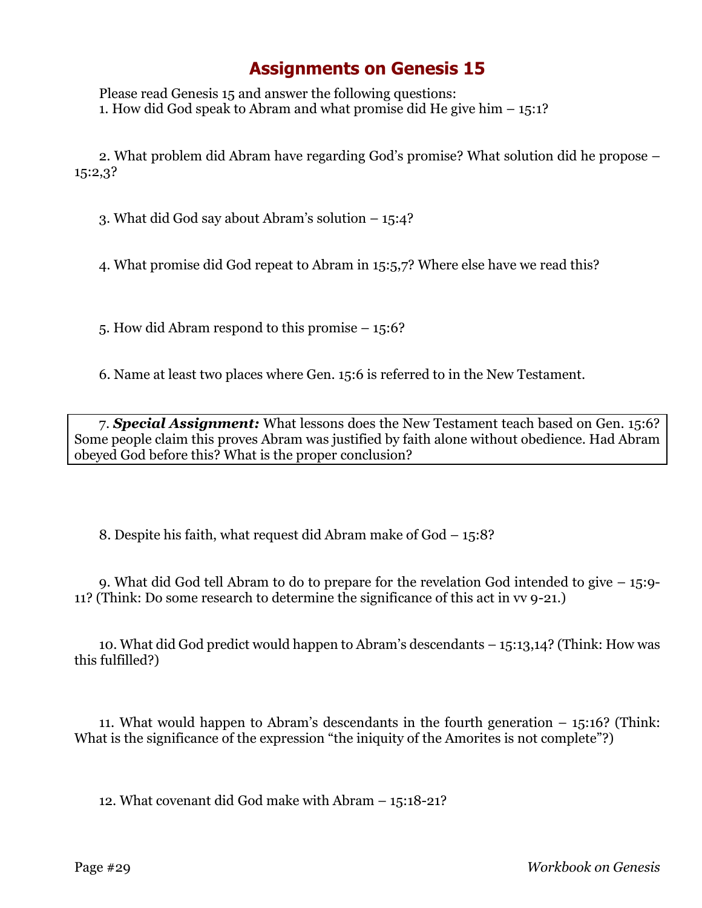# Assignments on Genesis 15

Please read Genesis 15 and answer the following questions:

1. How did God speak to Abram and what promise did He give him – 15:1?

2. What problem did Abram have regarding God's promise? What solution did he propose – 15:2,3?

3. What did God say about Abram's solution – 15:4?

4. What promise did God repeat to Abram in 15:5,7? Where else have we read this?

5. How did Abram respond to this promise – 15:6?

6. Name at least two places where Gen. 15:6 is referred to in the New Testament.

7. ***Special Assignment:*** What lessons does the New Testament teach based on Gen. 15:6? Some people claim this proves Abram was justified by faith alone without obedience. Had Abram obeyed God before this? What is the proper conclusion?

8. Despite his faith, what request did Abram make of God – 15:8?

9. What did God tell Abram to do to prepare for the revelation God intended to give – 15:9-11? (Think: Do some research to determine the significance of this act in vv 9-21.)

10. What did God predict would happen to Abram's descendants – 15:13,14? (Think: How was this fulfilled?)

11. What would happen to Abram's descendants in the fourth generation – 15:16? (Think: What is the significance of the expression "the iniquity of the Amorites is not complete"?)

12. What covenant did God make with Abram – 15:18-21?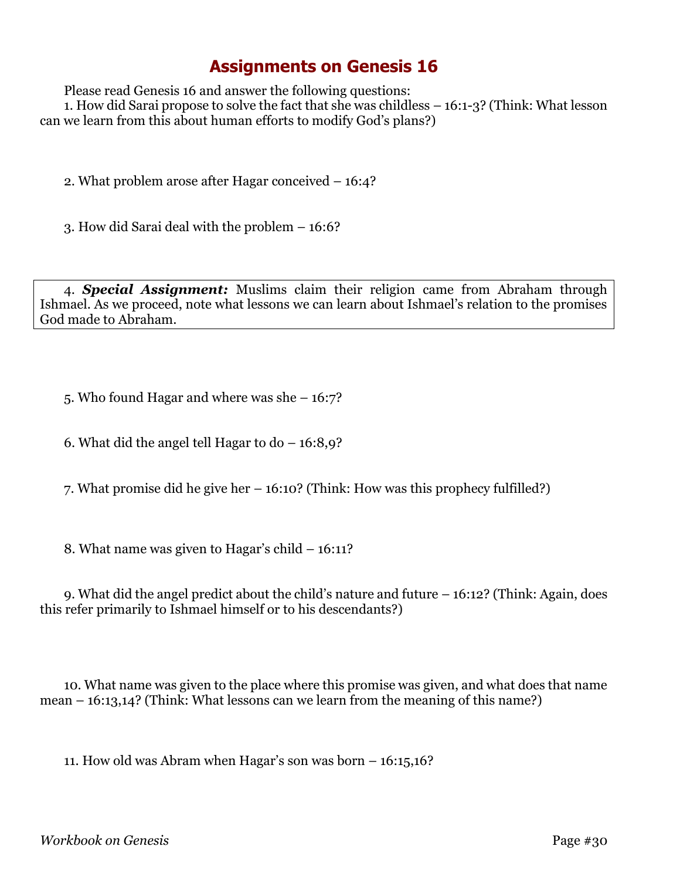# Assignments on Genesis 16

Please read Genesis 16 and answer the following questions:

1. How did Sarai propose to solve the fact that she was childless – 16:1-3? (Think: What lesson can we learn from this about human efforts to modify God's plans?)

2. What problem arose after Hagar conceived – 16:4?

3. How did Sarai deal with the problem – 16:6?

4. ***Special Assignment:*** Muslims claim their religion came from Abraham through Ishmael. As we proceed, note what lessons we can learn about Ishmael's relation to the promises God made to Abraham.

5. Who found Hagar and where was she – 16:7?

6. What did the angel tell Hagar to do – 16:8,9?

7. What promise did he give her – 16:10? (Think: How was this prophecy fulfilled?)

8. What name was given to Hagar's child – 16:11?

9. What did the angel predict about the child's nature and future – 16:12? (Think: Again, does this refer primarily to Ishmael himself or to his descendants?)

10. What name was given to the place where this promise was given, and what does that name mean – 16:13,14? (Think: What lessons can we learn from the meaning of this name?)

11. How old was Abram when Hagar's son was born – 16:15,16?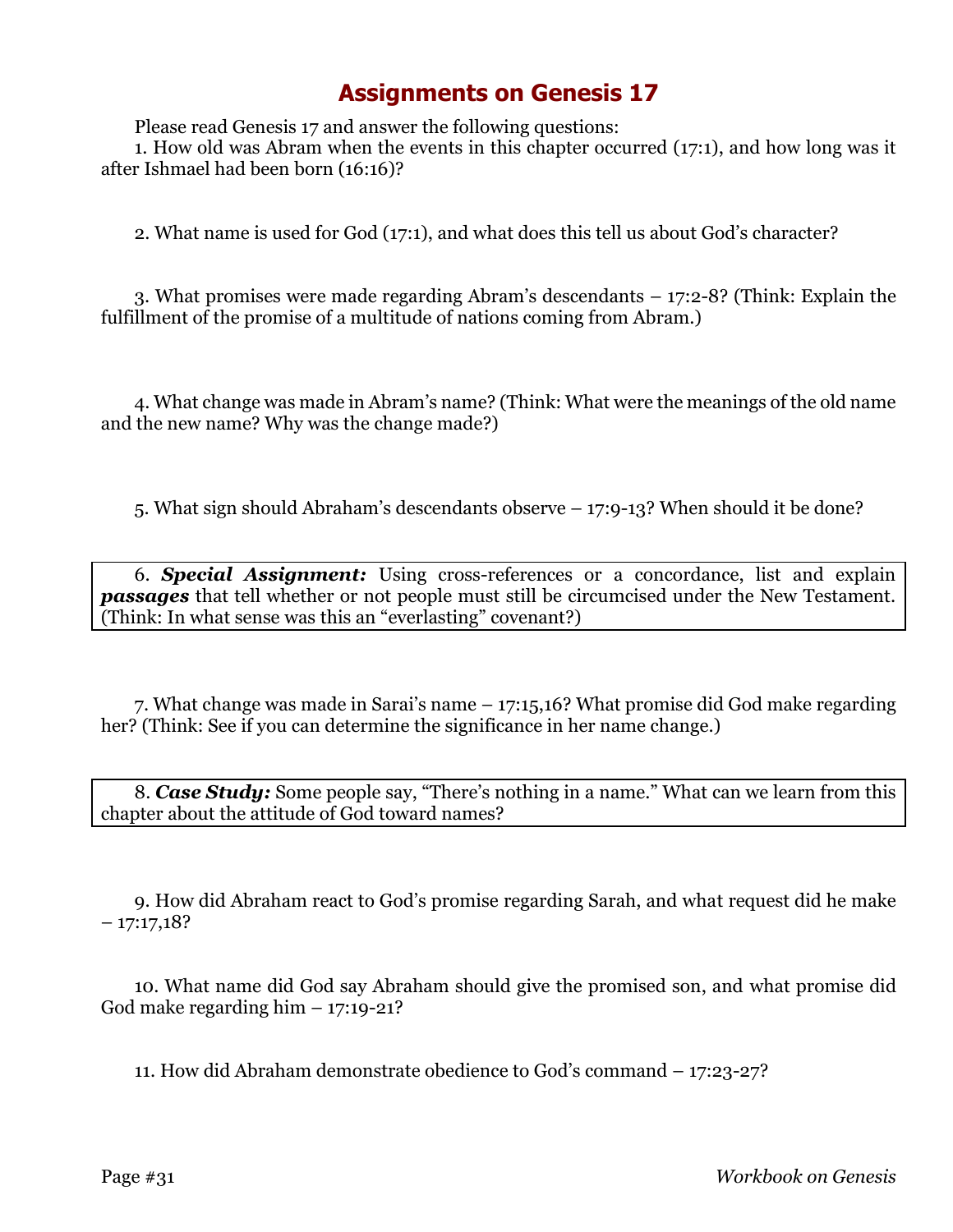# Assignments on Genesis 17

Please read Genesis 17 and answer the following questions:

1. How old was Abram when the events in this chapter occurred (17:1), and how long was it after Ishmael had been born (16:16)?

2. What name is used for God (17:1), and what does this tell us about God's character?

3. What promises were made regarding Abram's descendants – 17:2-8? (Think: Explain the fulfillment of the promise of a multitude of nations coming from Abram.)

4. What change was made in Abram's name? (Think: What were the meanings of the old name and the new name? Why was the change made?)

5. What sign should Abraham's descendants observe – 17:9-13? When should it be done?

6. ***Special Assignment:*** Using cross-references or a concordance, list and explain ***passages*** that tell whether or not people must still be circumcised under the New Testament. (Think: In what sense was this an "everlasting" covenant?)

7. What change was made in Sarai's name – 17:15,16? What promise did God make regarding her? (Think: See if you can determine the significance in her name change.)

8. ***Case Study:*** Some people say, "There's nothing in a name." What can we learn from this chapter about the attitude of God toward names?

9. How did Abraham react to God's promise regarding Sarah, and what request did he make – 17:17,18?

10. What name did God say Abraham should give the promised son, and what promise did God make regarding him – 17:19-21?

11. How did Abraham demonstrate obedience to God's command – 17:23-27?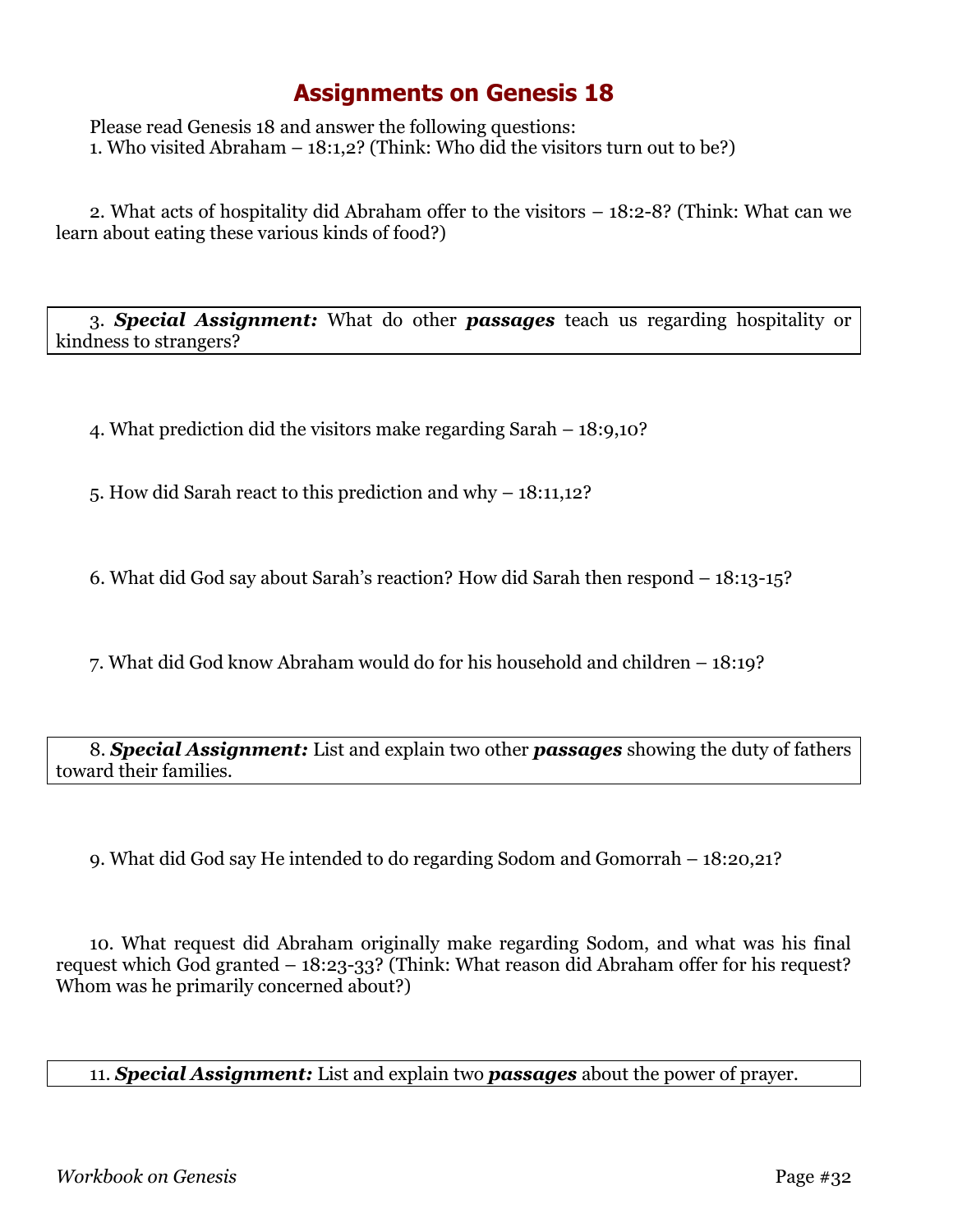# Assignments on Genesis 18

Please read Genesis 18 and answer the following questions:

1. Who visited Abraham – 18:1,2? (Think: Who did the visitors turn out to be?)

2. What acts of hospitality did Abraham offer to the visitors – 18:2-8? (Think: What can we learn about eating these various kinds of food?)

3. ***Special Assignment:*** What do other ***passages*** teach us regarding hospitality or kindness to strangers?

4. What prediction did the visitors make regarding Sarah – 18:9,10?

5. How did Sarah react to this prediction and why – 18:11,12?

6. What did God say about Sarah's reaction? How did Sarah then respond – 18:13-15?

7. What did God know Abraham would do for his household and children – 18:19?

8. ***Special Assignment:*** List and explain two other ***passages*** showing the duty of fathers toward their families.

9. What did God say He intended to do regarding Sodom and Gomorrah – 18:20,21?

10. What request did Abraham originally make regarding Sodom, and what was his final request which God granted – 18:23-33? (Think: What reason did Abraham offer for his request? Whom was he primarily concerned about?)

11. ***Special Assignment:*** List and explain two ***passages*** about the power of prayer.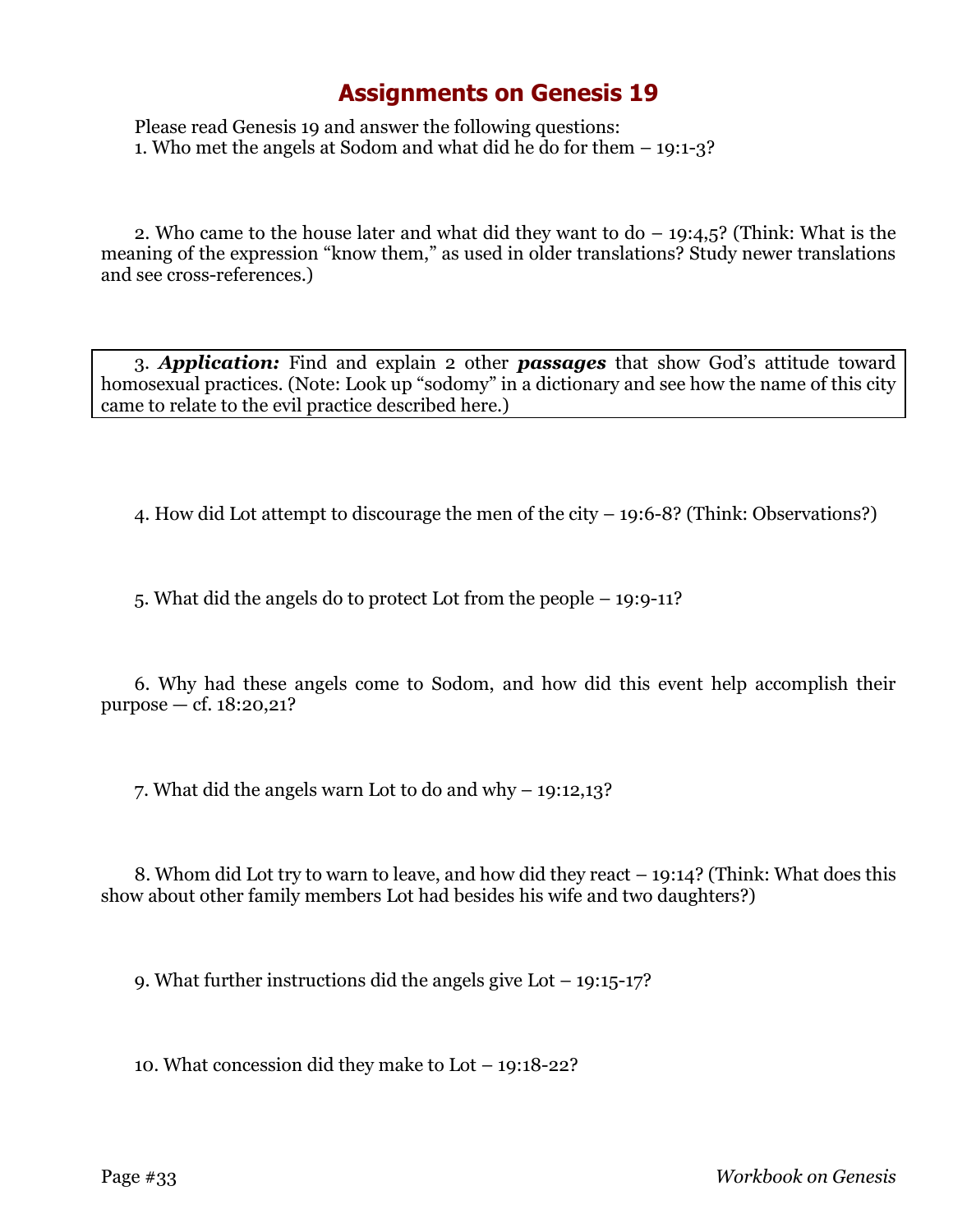# Assignments on Genesis 19

Please read Genesis 19 and answer the following questions:

1. Who met the angels at Sodom and what did he do for them – 19:1-3?

2. Who came to the house later and what did they want to do – 19:4,5? (Think: What is the meaning of the expression "know them," as used in older translations? Study newer translations and see cross-references.)

3. ***Application:*** Find and explain 2 other ***passages*** that show God's attitude toward homosexual practices. (Note: Look up "sodomy" in a dictionary and see how the name of this city came to relate to the evil practice described here.)

4. How did Lot attempt to discourage the men of the city – 19:6-8? (Think: Observations?)

5. What did the angels do to protect Lot from the people – 19:9-11?

6. Why had these angels come to Sodom, and how did this event help accomplish their purpose — cf. 18:20,21?

7. What did the angels warn Lot to do and why – 19:12,13?

8. Whom did Lot try to warn to leave, and how did they react – 19:14? (Think: What does this show about other family members Lot had besides his wife and two daughters?)

9. What further instructions did the angels give Lot – 19:15-17?

10. What concession did they make to Lot – 19:18-22?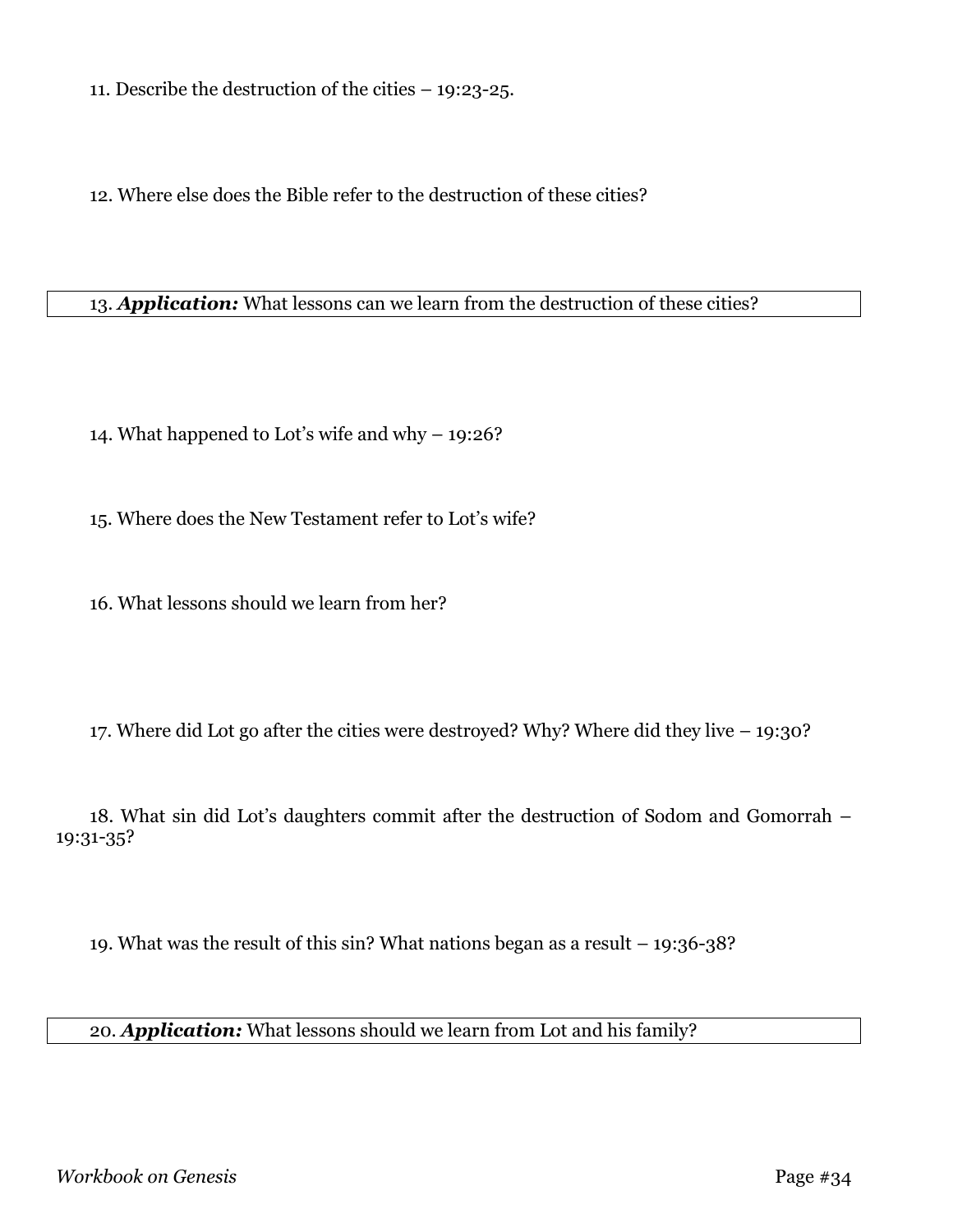11. Describe the destruction of the cities – 19:23-25.

12. Where else does the Bible refer to the destruction of these cities?

13. ***Application:*** What lessons can we learn from the destruction of these cities?

14. What happened to Lot's wife and why – 19:26?

15. Where does the New Testament refer to Lot's wife?

16. What lessons should we learn from her?

17. Where did Lot go after the cities were destroyed? Why? Where did they live – 19:30?

18. What sin did Lot's daughters commit after the destruction of Sodom and Gomorrah – 19:31-35?

19. What was the result of this sin? What nations began as a result – 19:36-38?

20. ***Application:*** What lessons should we learn from Lot and his family?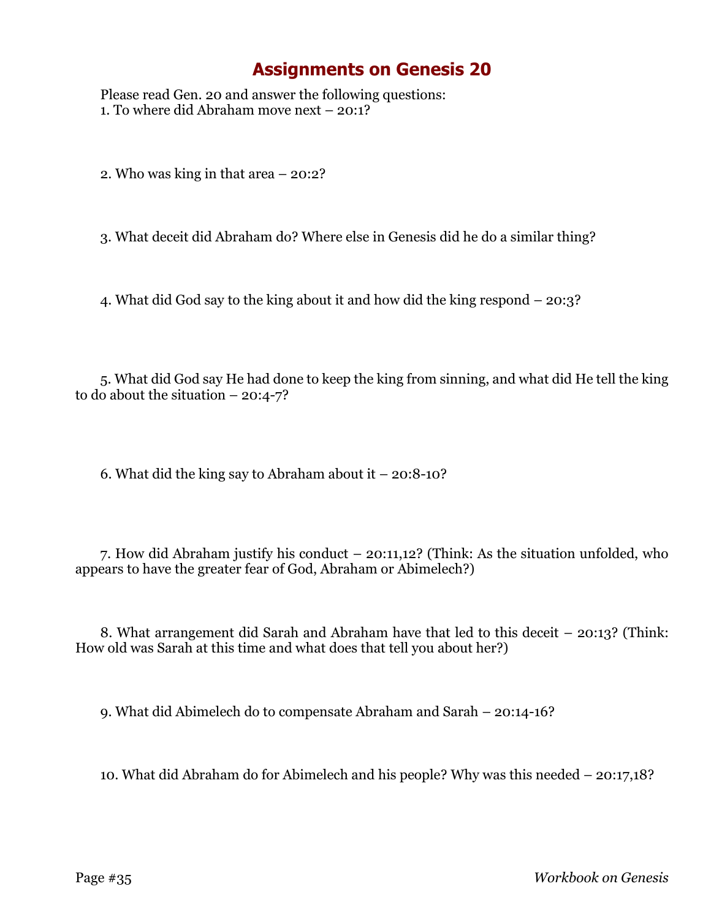# Assignments on Genesis 20

Please read Gen. 20 and answer the following questions:

1. To where did Abraham move next – 20:1?

2. Who was king in that area – 20:2?

3. What deceit did Abraham do? Where else in Genesis did he do a similar thing?

4. What did God say to the king about it and how did the king respond – 20:3?

5. What did God say He had done to keep the king from sinning, and what did He tell the king to do about the situation – 20:4-7?

6. What did the king say to Abraham about it – 20:8-10?

7. How did Abraham justify his conduct – 20:11,12? (Think: As the situation unfolded, who appears to have the greater fear of God, Abraham or Abimelech?)

8. What arrangement did Sarah and Abraham have that led to this deceit – 20:13? (Think: How old was Sarah at this time and what does that tell you about her?)

9. What did Abimelech do to compensate Abraham and Sarah – 20:14-16?

10. What did Abraham do for Abimelech and his people? Why was this needed – 20:17,18?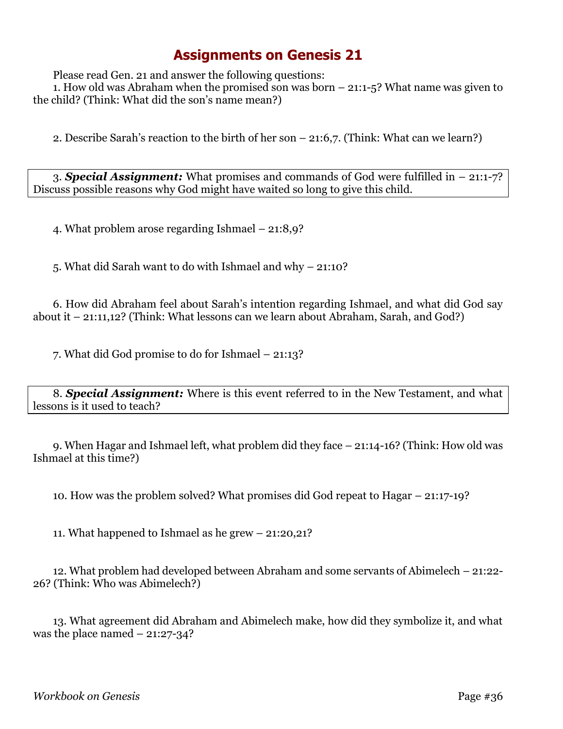# Assignments on Genesis 21

Please read Gen. 21 and answer the following questions:

1. How old was Abraham when the promised son was born – 21:1-5? What name was given to the child? (Think: What did the son's name mean?)

2. Describe Sarah's reaction to the birth of her son – 21:6,7. (Think: What can we learn?)

3. ***Special Assignment:*** What promises and commands of God were fulfilled in – 21:1-7? Discuss possible reasons why God might have waited so long to give this child.

4. What problem arose regarding Ishmael – 21:8,9?

5. What did Sarah want to do with Ishmael and why – 21:10?

6. How did Abraham feel about Sarah's intention regarding Ishmael, and what did God say about it – 21:11,12? (Think: What lessons can we learn about Abraham, Sarah, and God?)

7. What did God promise to do for Ishmael – 21:13?

8. ***Special Assignment:*** Where is this event referred to in the New Testament, and what lessons is it used to teach?

9. When Hagar and Ishmael left, what problem did they face – 21:14-16? (Think: How old was Ishmael at this time?)

10. How was the problem solved? What promises did God repeat to Hagar – 21:17-19?

11. What happened to Ishmael as he grew – 21:20,21?

12. What problem had developed between Abraham and some servants of Abimelech – 21:22-26? (Think: Who was Abimelech?)

13. What agreement did Abraham and Abimelech make, how did they symbolize it, and what was the place named – 21:27-34?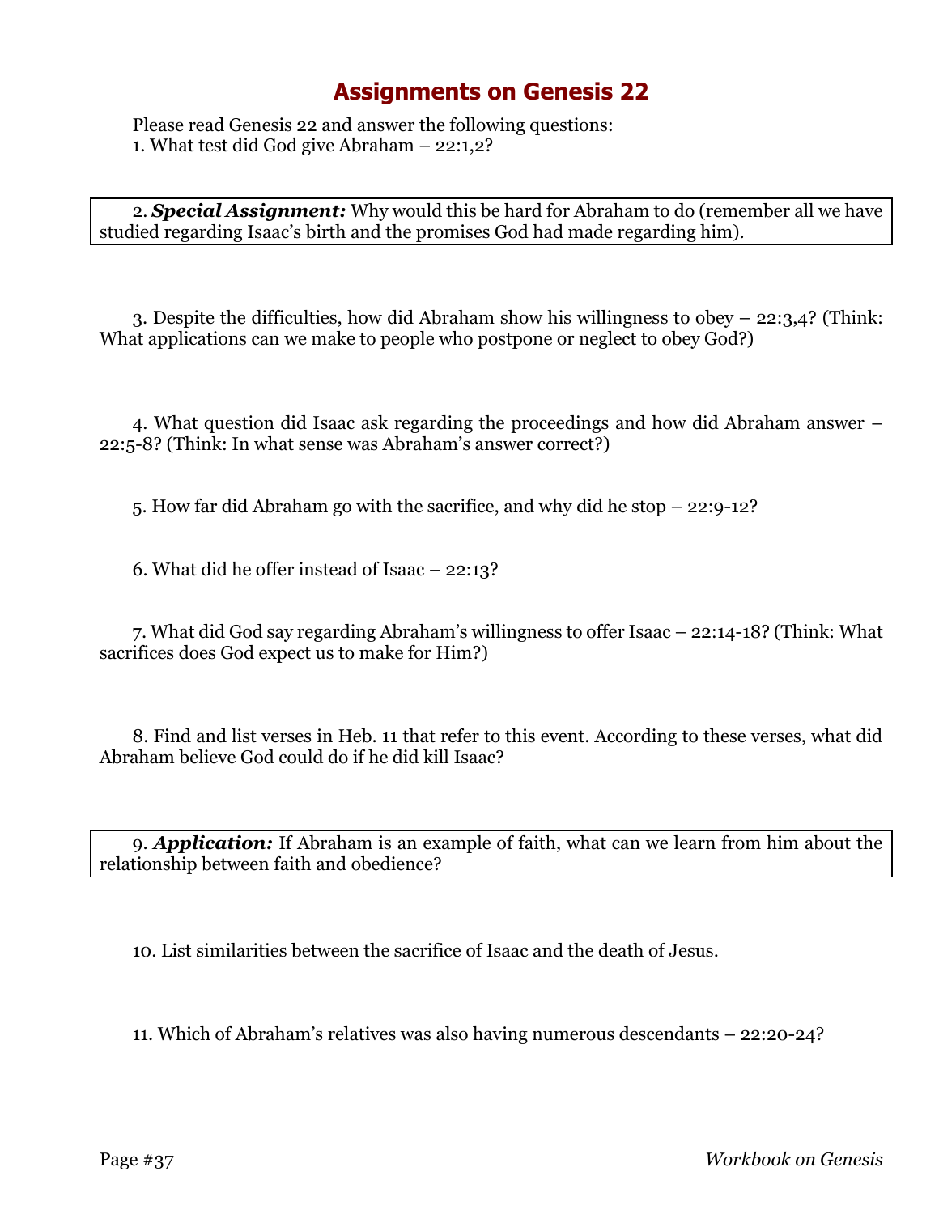# Assignments on Genesis 22

Please read Genesis 22 and answer the following questions:

1. What test did God give Abraham – 22:1,2?

2. ***Special Assignment:*** Why would this be hard for Abraham to do (remember all we have studied regarding Isaac's birth and the promises God had made regarding him).

3. Despite the difficulties, how did Abraham show his willingness to obey – 22:3,4? (Think: What applications can we make to people who postpone or neglect to obey God?)

4. What question did Isaac ask regarding the proceedings and how did Abraham answer – 22:5-8? (Think: In what sense was Abraham's answer correct?)

5. How far did Abraham go with the sacrifice, and why did he stop – 22:9-12?

6. What did he offer instead of Isaac – 22:13?

7. What did God say regarding Abraham's willingness to offer Isaac – 22:14-18? (Think: What sacrifices does God expect us to make for Him?)

8. Find and list verses in Heb. 11 that refer to this event. According to these verses, what did Abraham believe God could do if he did kill Isaac?

9. ***Application:*** If Abraham is an example of faith, what can we learn from him about the relationship between faith and obedience?

10. List similarities between the sacrifice of Isaac and the death of Jesus.

11. Which of Abraham's relatives was also having numerous descendants – 22:20-24?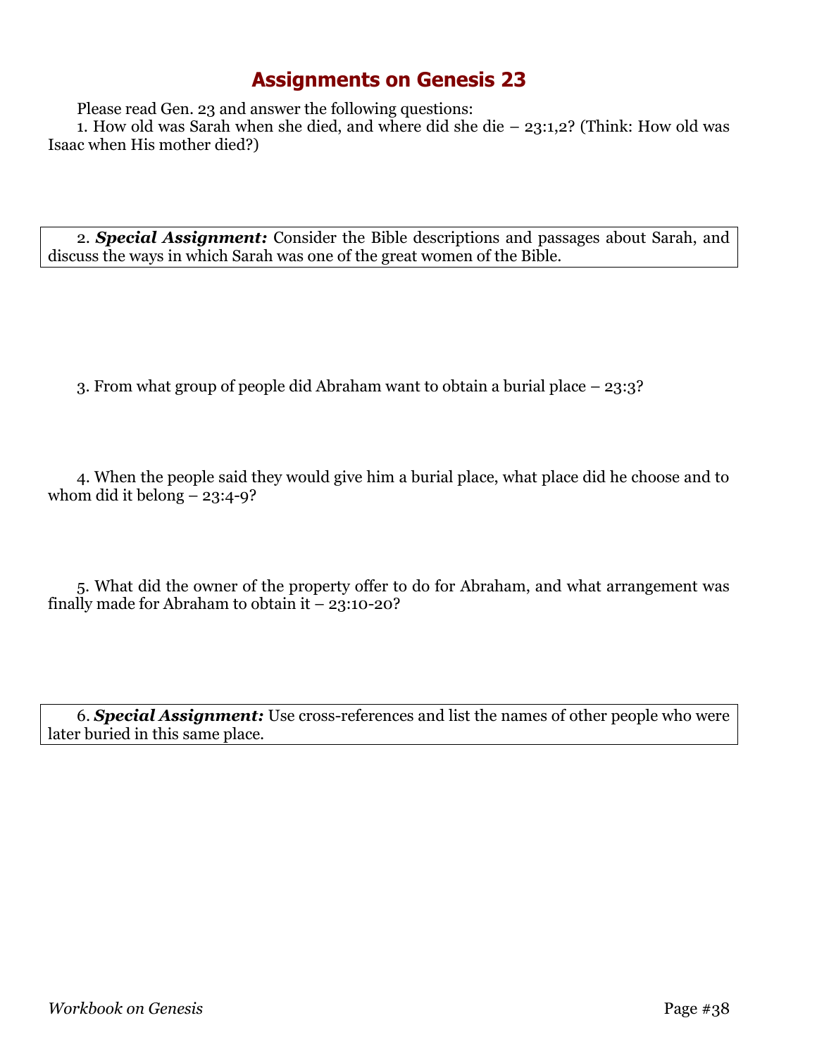# Assignments on Genesis 23

Please read Gen. 23 and answer the following questions:

1. How old was Sarah when she died, and where did she die – 23:1,2? (Think: How old was Isaac when His mother died?)

2. ***Special Assignment:*** Consider the Bible descriptions and passages about Sarah, and discuss the ways in which Sarah was one of the great women of the Bible.

3. From what group of people did Abraham want to obtain a burial place – 23:3?

4. When the people said they would give him a burial place, what place did he choose and to whom did it belong – 23:4-9?

5. What did the owner of the property offer to do for Abraham, and what arrangement was finally made for Abraham to obtain it – 23:10-20?

6. ***Special Assignment:*** Use cross-references and list the names of other people who were later buried in this same place.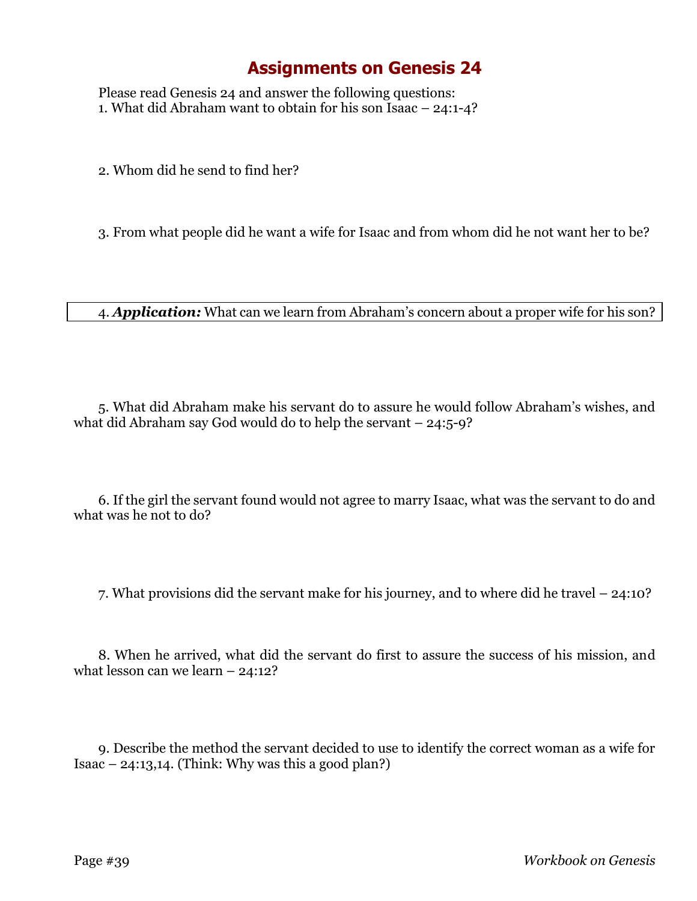# Assignments on Genesis 24

Please read Genesis 24 and answer the following questions:

1. What did Abraham want to obtain for his son Isaac – 24:1-4?

2. Whom did he send to find her?

3. From what people did he want a wife for Isaac and from whom did he not want her to be?

4. ***Application:*** What can we learn from Abraham's concern about a proper wife for his son?

5. What did Abraham make his servant do to assure he would follow Abraham's wishes, and what did Abraham say God would do to help the servant – 24:5-9?

6. If the girl the servant found would not agree to marry Isaac, what was the servant to do and what was he not to do?

7. What provisions did the servant make for his journey, and to where did he travel – 24:10?

8. When he arrived, what did the servant do first to assure the success of his mission, and what lesson can we learn – 24:12?

9. Describe the method the servant decided to use to identify the correct woman as a wife for Isaac – 24:13,14. (Think: Why was this a good plan?)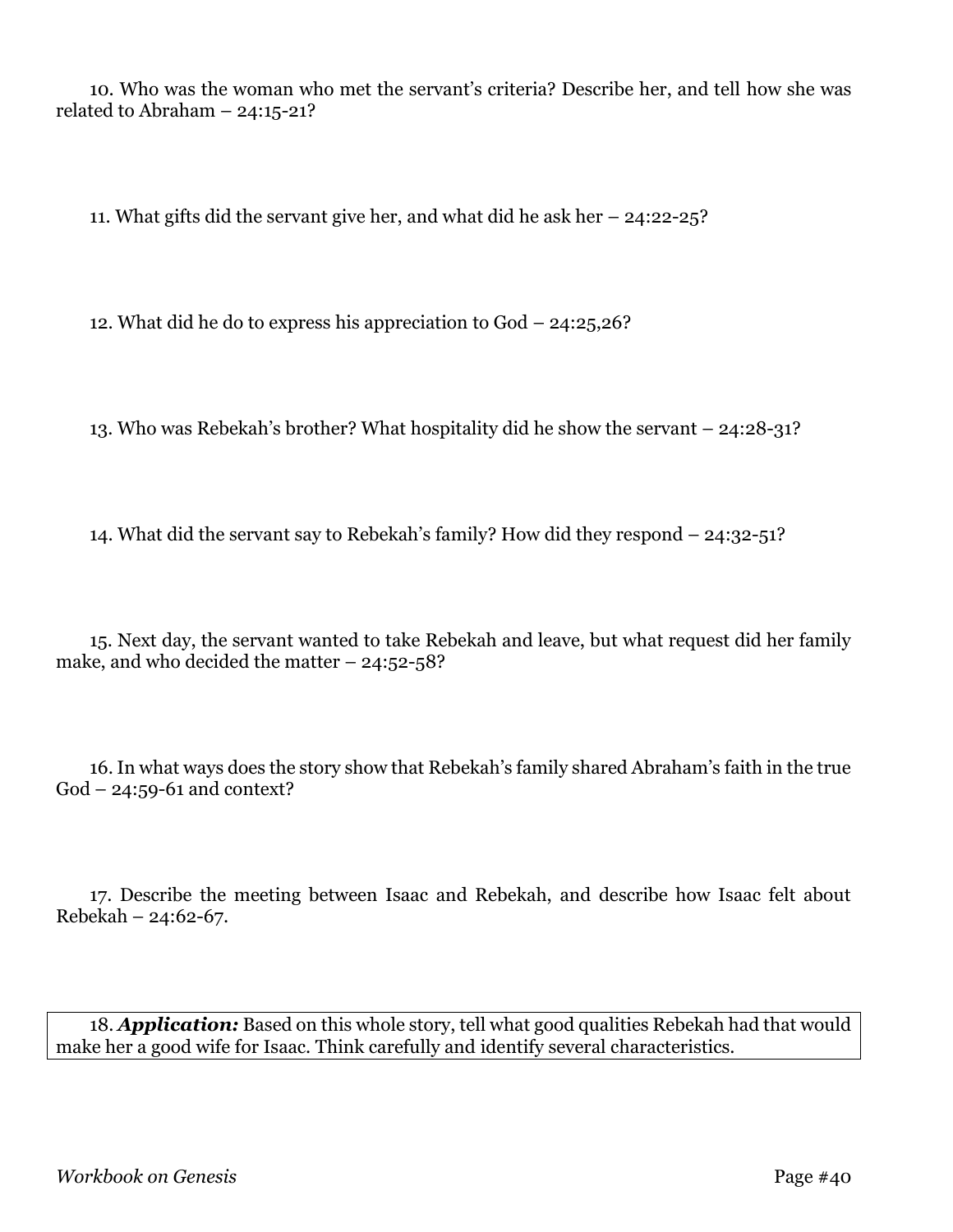10. Who was the woman who met the servant's criteria? Describe her, and tell how she was related to Abraham – 24:15-21?

11. What gifts did the servant give her, and what did he ask her – 24:22-25?

12. What did he do to express his appreciation to God – 24:25,26?

13. Who was Rebekah's brother? What hospitality did he show the servant – 24:28-31?

14. What did the servant say to Rebekah's family? How did they respond – 24:32-51?

15. Next day, the servant wanted to take Rebekah and leave, but what request did her family make, and who decided the matter – 24:52-58?

16. In what ways does the story show that Rebekah's family shared Abraham's faith in the true God – 24:59-61 and context?

17. Describe the meeting between Isaac and Rebekah, and describe how Isaac felt about Rebekah – 24:62-67.

18. ***Application:*** Based on this whole story, tell what good qualities Rebekah had that would make her a good wife for Isaac. Think carefully and identify several characteristics.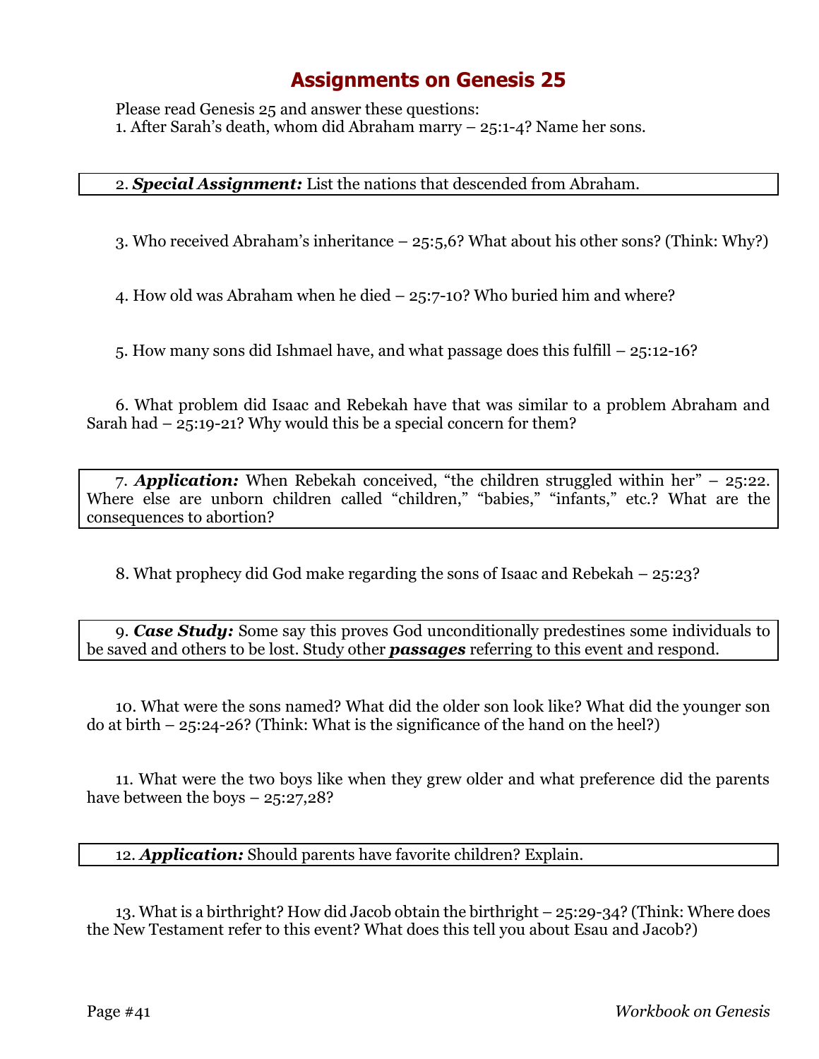# Assignments on Genesis 25

Please read Genesis 25 and answer these questions:

1. After Sarah's death, whom did Abraham marry – 25:1-4? Name her sons.

2. ***Special Assignment:*** List the nations that descended from Abraham.

3. Who received Abraham's inheritance – 25:5,6? What about his other sons? (Think: Why?)

4. How old was Abraham when he died – 25:7-10? Who buried him and where?

5. How many sons did Ishmael have, and what passage does this fulfill – 25:12-16?

6. What problem did Isaac and Rebekah have that was similar to a problem Abraham and Sarah had – 25:19-21? Why would this be a special concern for them?

7. ***Application:*** When Rebekah conceived, "the children struggled within her" – 25:22. Where else are unborn children called "children," "babies," "infants," etc.? What are the consequences to abortion?

8. What prophecy did God make regarding the sons of Isaac and Rebekah – 25:23?

9. ***Case Study:*** Some say this proves God unconditionally predestines some individuals to be saved and others to be lost. Study other ***passages*** referring to this event and respond.

10. What were the sons named? What did the older son look like? What did the younger son do at birth – 25:24-26? (Think: What is the significance of the hand on the heel?)

11. What were the two boys like when they grew older and what preference did the parents have between the boys – 25:27,28?

12. ***Application:*** Should parents have favorite children? Explain.

13. What is a birthright? How did Jacob obtain the birthright – 25:29-34? (Think: Where does the New Testament refer to this event? What does this tell you about Esau and Jacob?)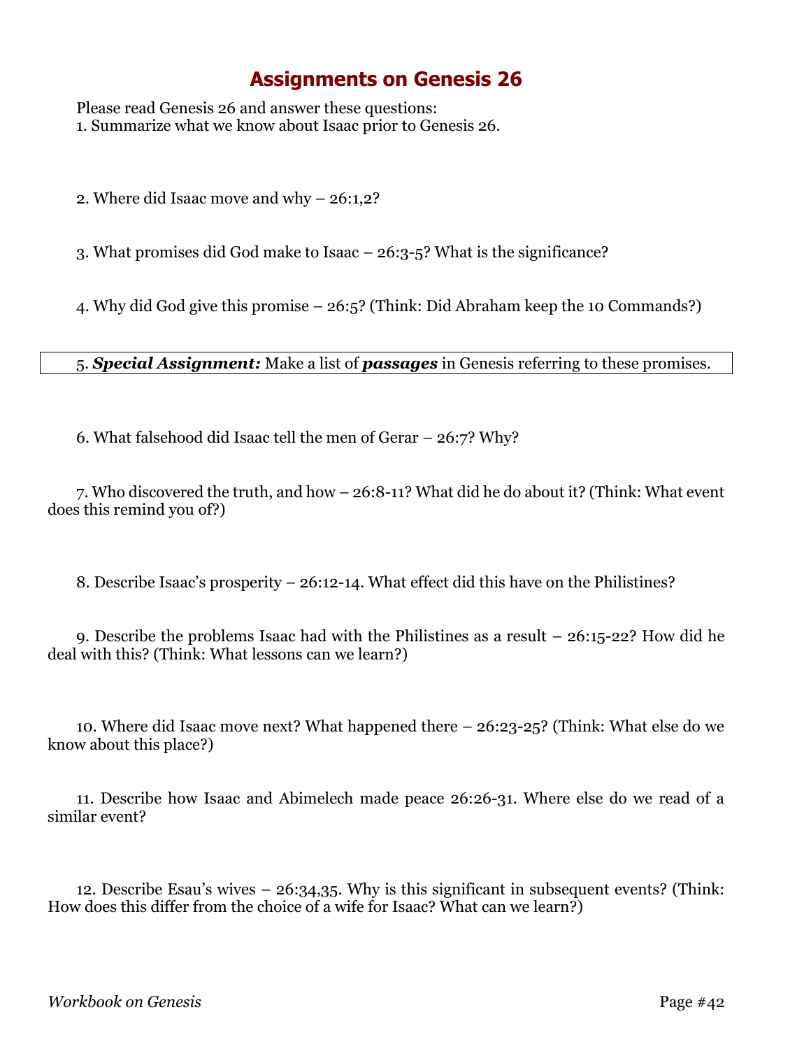# Assignments on Genesis 26

Please read Genesis 26 and answer these questions:

1. Summarize what we know about Isaac prior to Genesis 26.

2. Where did Isaac move and why – 26:1,2?

3. What promises did God make to Isaac – 26:3-5? What is the significance?

4. Why did God give this promise – 26:5? (Think: Did Abraham keep the 10 Commands?)

5. ***Special Assignment:*** Make a list of ***passages*** in Genesis referring to these promises.

6. What falsehood did Isaac tell the men of Gerar – 26:7? Why?

7. Who discovered the truth, and how – 26:8-11? What did he do about it? (Think: What event does this remind you of?)

8. Describe Isaac's prosperity – 26:12-14. What effect did this have on the Philistines?

9. Describe the problems Isaac had with the Philistines as a result – 26:15-22? How did he deal with this? (Think: What lessons can we learn?)

10. Where did Isaac move next? What happened there – 26:23-25? (Think: What else do we know about this place?)

11. Describe how Isaac and Abimelech made peace 26:26-31. Where else do we read of a similar event?

12. Describe Esau's wives – 26:34,35. Why is this significant in subsequent events? (Think: How does this differ from the choice of a wife for Isaac? What can we learn?)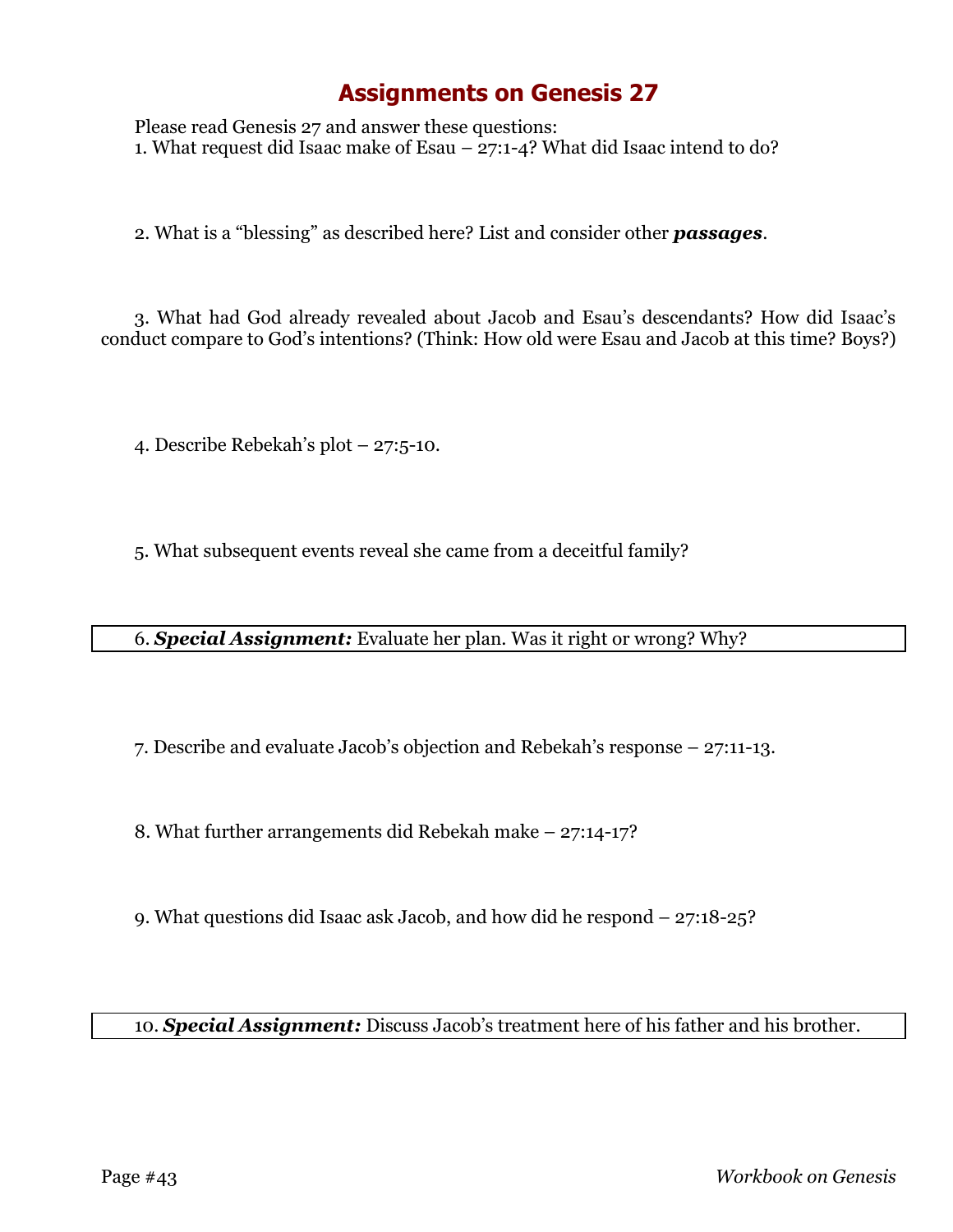# Assignments on Genesis 27

Please read Genesis 27 and answer these questions:

1. What request did Isaac make of Esau – 27:1-4? What did Isaac intend to do?

2. What is a "blessing" as described here? List and consider other ***passages***.

3. What had God already revealed about Jacob and Esau's descendants? How did Isaac's conduct compare to God's intentions? (Think: How old were Esau and Jacob at this time? Boys?)

4. Describe Rebekah's plot – 27:5-10.

5. What subsequent events reveal she came from a deceitful family?

6. ***Special Assignment:*** Evaluate her plan. Was it right or wrong? Why?

7. Describe and evaluate Jacob's objection and Rebekah's response – 27:11-13.

8. What further arrangements did Rebekah make – 27:14-17?

9. What questions did Isaac ask Jacob, and how did he respond – 27:18-25?

10. ***Special Assignment:*** Discuss Jacob's treatment here of his father and his brother.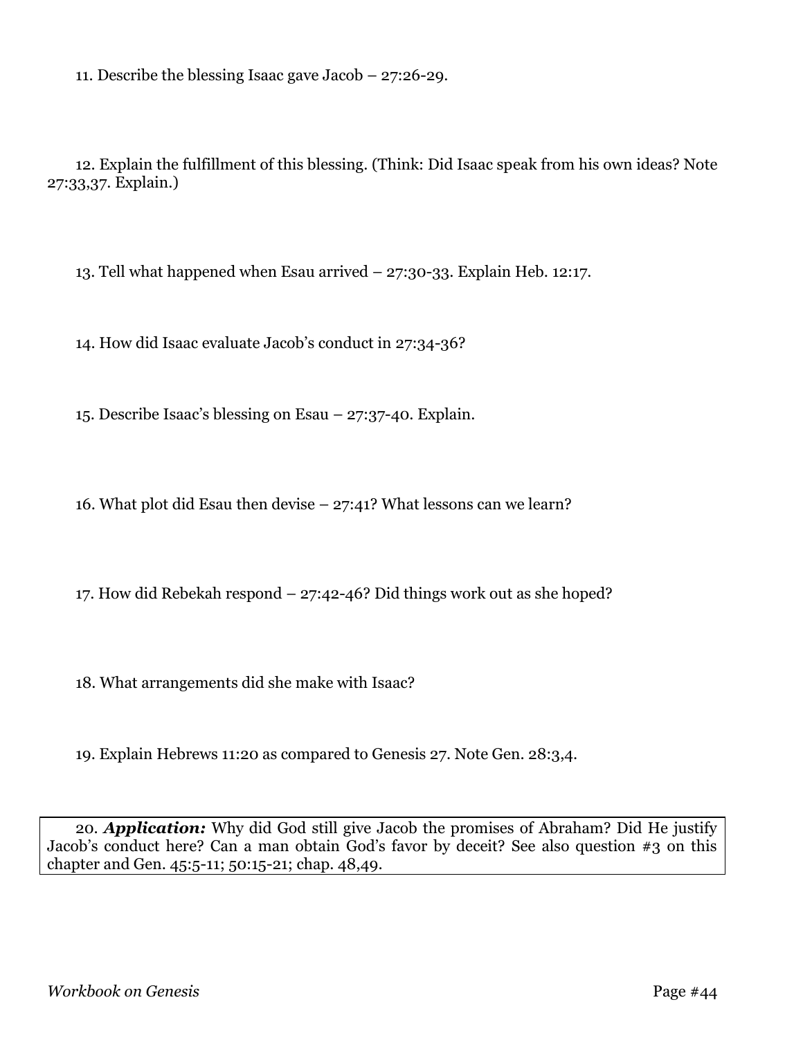11. Describe the blessing Isaac gave Jacob – 27:26-29.

12. Explain the fulfillment of this blessing. (Think: Did Isaac speak from his own ideas? Note 27:33,37. Explain.)

13. Tell what happened when Esau arrived – 27:30-33. Explain Heb. 12:17.

14. How did Isaac evaluate Jacob's conduct in 27:34-36?

15. Describe Isaac's blessing on Esau – 27:37-40. Explain.

16. What plot did Esau then devise – 27:41? What lessons can we learn?

17. How did Rebekah respond – 27:42-46? Did things work out as she hoped?

18. What arrangements did she make with Isaac?

19. Explain Hebrews 11:20 as compared to Genesis 27. Note Gen. 28:3,4.

20. ***Application:*** Why did God still give Jacob the promises of Abraham? Did He justify Jacob's conduct here? Can a man obtain God's favor by deceit? See also question #3 on this chapter and Gen. 45:5-11; 50:15-21; chap. 48,49.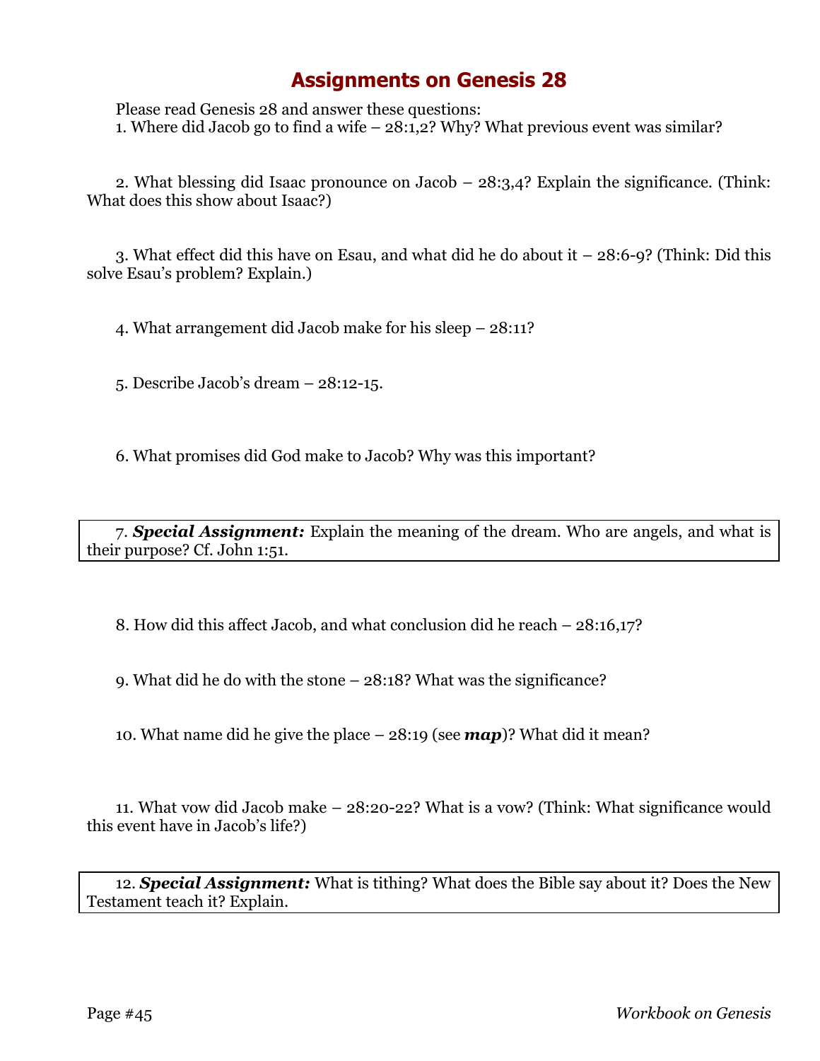# Assignments on Genesis 28

Please read Genesis 28 and answer these questions:

1. Where did Jacob go to find a wife – 28:1,2? Why? What previous event was similar?

2. What blessing did Isaac pronounce on Jacob – 28:3,4? Explain the significance. (Think: What does this show about Isaac?)

3. What effect did this have on Esau, and what did he do about it – 28:6-9? (Think: Did this solve Esau's problem? Explain.)

4. What arrangement did Jacob make for his sleep – 28:11?

5. Describe Jacob's dream – 28:12-15.

6. What promises did God make to Jacob? Why was this important?

7. ***Special Assignment:*** Explain the meaning of the dream. Who are angels, and what is their purpose? Cf. John 1:51.

8. How did this affect Jacob, and what conclusion did he reach – 28:16,17?

9. What did he do with the stone – 28:18? What was the significance?

10. What name did he give the place – 28:19 (see ***map***)? What did it mean?

11. What vow did Jacob make – 28:20-22? What is a vow? (Think: What significance would this event have in Jacob's life?)

12. ***Special Assignment:*** What is tithing? What does the Bible say about it? Does the New Testament teach it? Explain.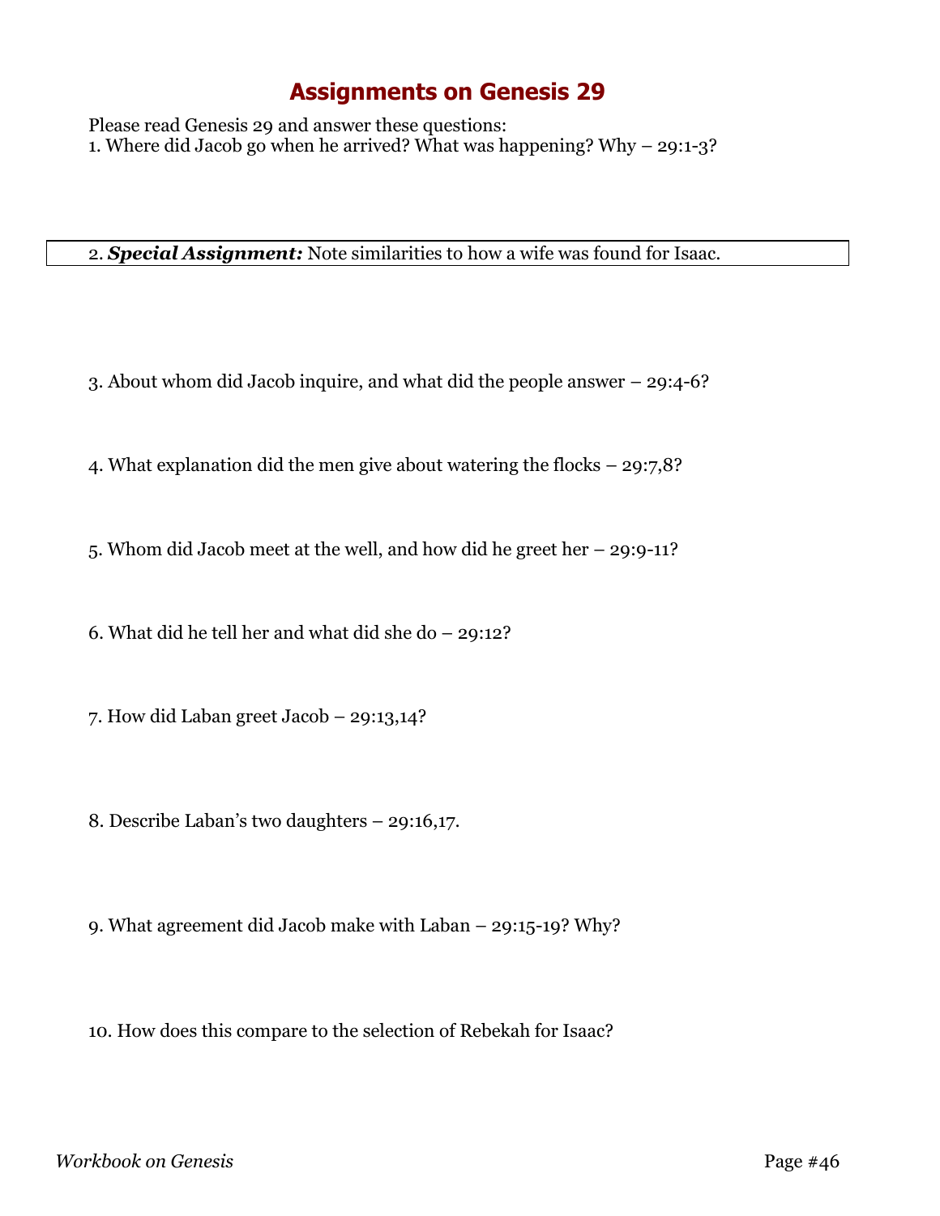# Assignments on Genesis 29

Please read Genesis 29 and answer these questions:

1. Where did Jacob go when he arrived? What was happening? Why – 29:1-3?

2. ***Special Assignment:*** Note similarities to how a wife was found for Isaac.

3. About whom did Jacob inquire, and what did the people answer – 29:4-6?

4. What explanation did the men give about watering the flocks – 29:7,8?

5. Whom did Jacob meet at the well, and how did he greet her – 29:9-11?

6. What did he tell her and what did she do – 29:12?

7. How did Laban greet Jacob – 29:13,14?

8. Describe Laban's two daughters – 29:16,17.

9. What agreement did Jacob make with Laban – 29:15-19? Why?

10. How does this compare to the selection of Rebekah for Isaac?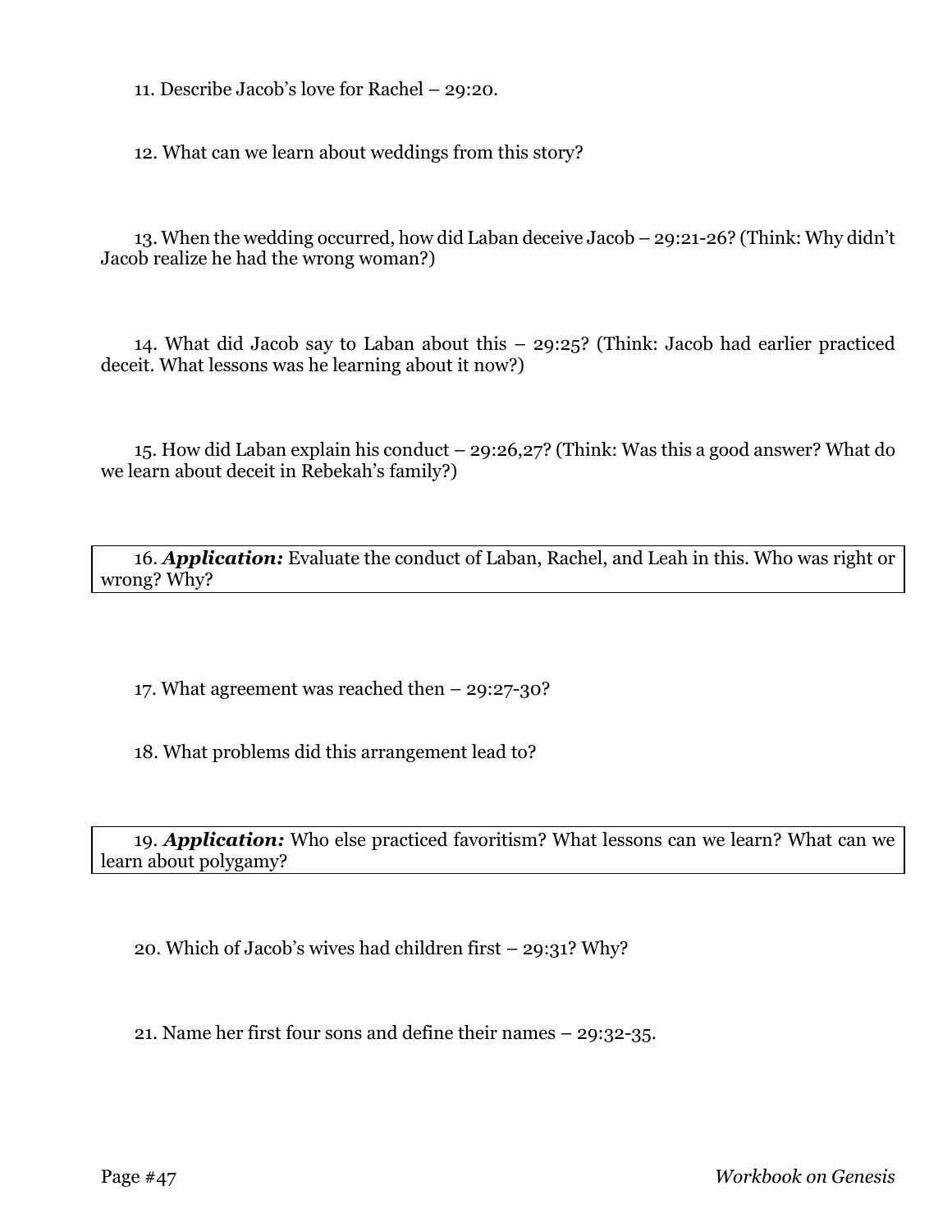11. Describe Jacob's love for Rachel – 29:20.

12. What can we learn about weddings from this story?

13. When the wedding occurred, how did Laban deceive Jacob – 29:21-26? (Think: Why didn't Jacob realize he had the wrong woman?)

14. What did Jacob say to Laban about this – 29:25? (Think: Jacob had earlier practiced deceit. What lessons was he learning about it now?)

15. How did Laban explain his conduct – 29:26,27? (Think: Was this a good answer? What do we learn about deceit in Rebekah's family?)

16. ***Application:*** Evaluate the conduct of Laban, Rachel, and Leah in this. Who was right or wrong? Why?

17. What agreement was reached then – 29:27-30?

18. What problems did this arrangement lead to?

19. ***Application:*** Who else practiced favoritism? What lessons can we learn? What can we learn about polygamy?

20. Which of Jacob's wives had children first – 29:31? Why?

21. Name her first four sons and define their names – 29:32-35.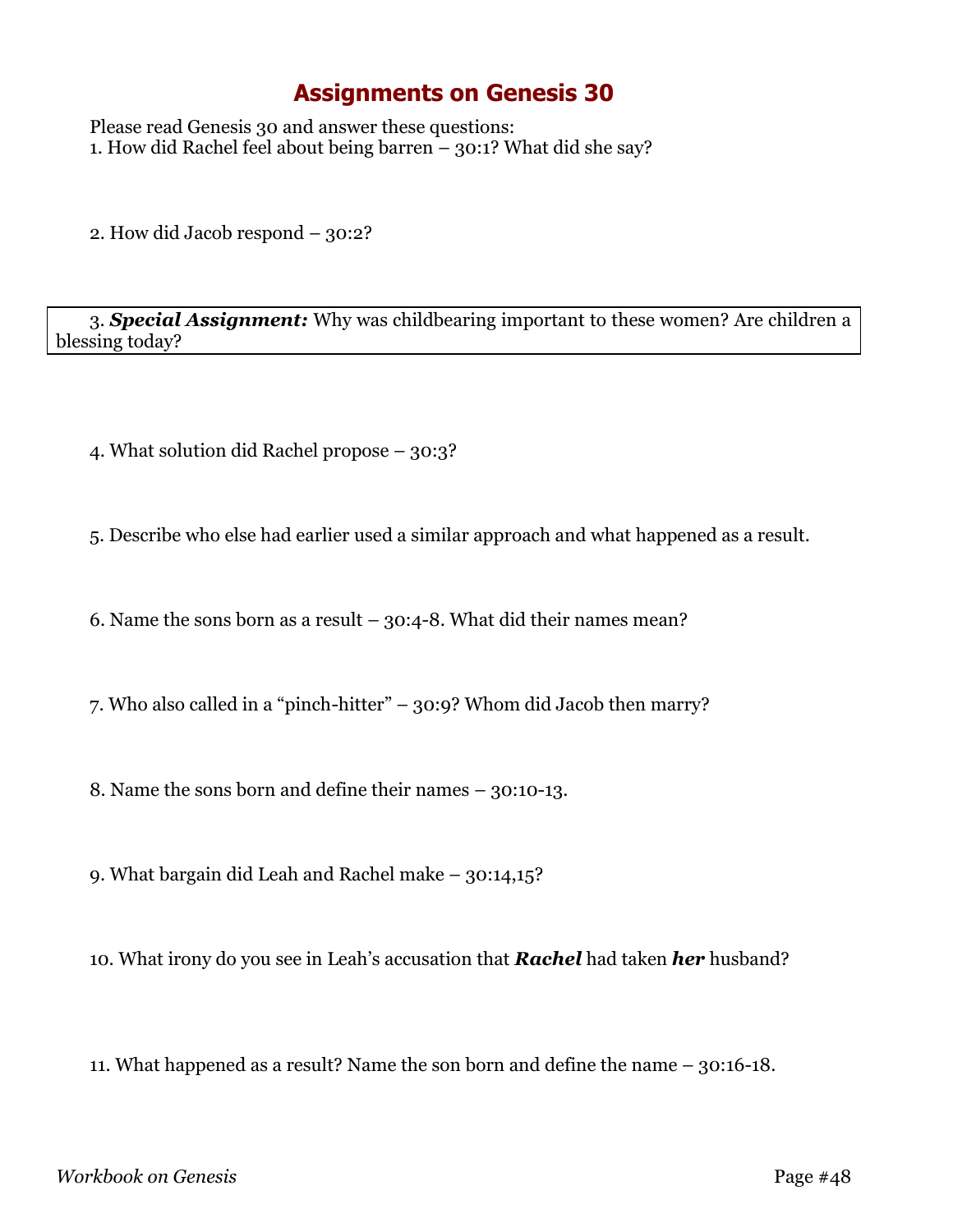# Assignments on Genesis 30

Please read Genesis 30 and answer these questions:

1. How did Rachel feel about being barren – 30:1? What did she say?

2. How did Jacob respond – 30:2?

3. ***Special Assignment:*** Why was childbearing important to these women? Are children a blessing today?

4. What solution did Rachel propose – 30:3?

5. Describe who else had earlier used a similar approach and what happened as a result.

6. Name the sons born as a result – 30:4-8. What did their names mean?

7. Who also called in a "pinch-hitter" – 30:9? Whom did Jacob then marry?

8. Name the sons born and define their names – 30:10-13.

9. What bargain did Leah and Rachel make – 30:14,15?

10. What irony do you see in Leah's accusation that ***Rachel*** had taken ***her*** husband?

11. What happened as a result? Name the son born and define the name – 30:16-18.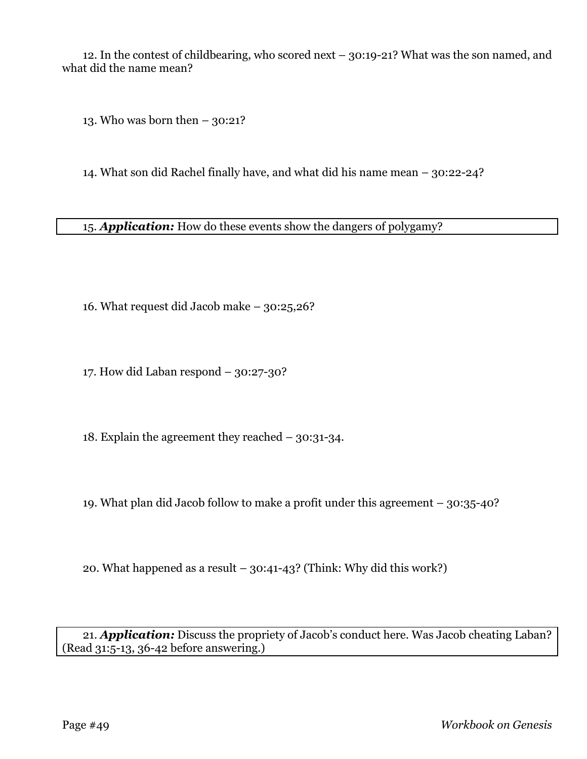12. In the contest of childbearing, who scored next – 30:19-21? What was the son named, and what did the name mean?

13. Who was born then – 30:21?

14. What son did Rachel finally have, and what did his name mean – 30:22-24?

15. ***Application:*** How do these events show the dangers of polygamy?

16. What request did Jacob make – 30:25,26?

17. How did Laban respond – 30:27-30?

18. Explain the agreement they reached – 30:31-34.

19. What plan did Jacob follow to make a profit under this agreement – 30:35-40?

20. What happened as a result – 30:41-43? (Think: Why did this work?)

21. ***Application:*** Discuss the propriety of Jacob's conduct here. Was Jacob cheating Laban? (Read 31:5-13, 36-42 before answering.)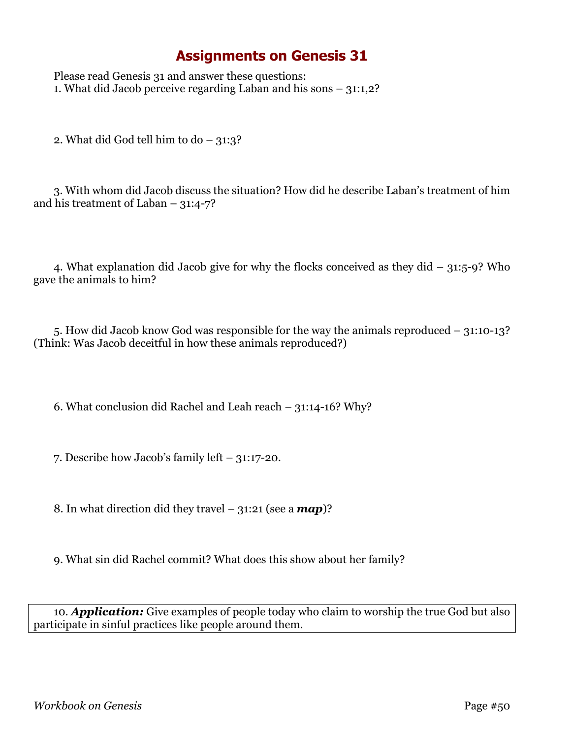# Assignments on Genesis 31

Please read Genesis 31 and answer these questions:

1. What did Jacob perceive regarding Laban and his sons – 31:1,2?

2. What did God tell him to do – 31:3?

3. With whom did Jacob discuss the situation? How did he describe Laban's treatment of him and his treatment of Laban – 31:4-7?

4. What explanation did Jacob give for why the flocks conceived as they did – 31:5-9? Who gave the animals to him?

5. How did Jacob know God was responsible for the way the animals reproduced – 31:10-13? (Think: Was Jacob deceitful in how these animals reproduced?)

6. What conclusion did Rachel and Leah reach – 31:14-16? Why?

7. Describe how Jacob's family left – 31:17-20.

8. In what direction did they travel – 31:21 (see a ***map***)?

9. What sin did Rachel commit? What does this show about her family?

10. ***Application:*** Give examples of people today who claim to worship the true God but also participate in sinful practices like people around them.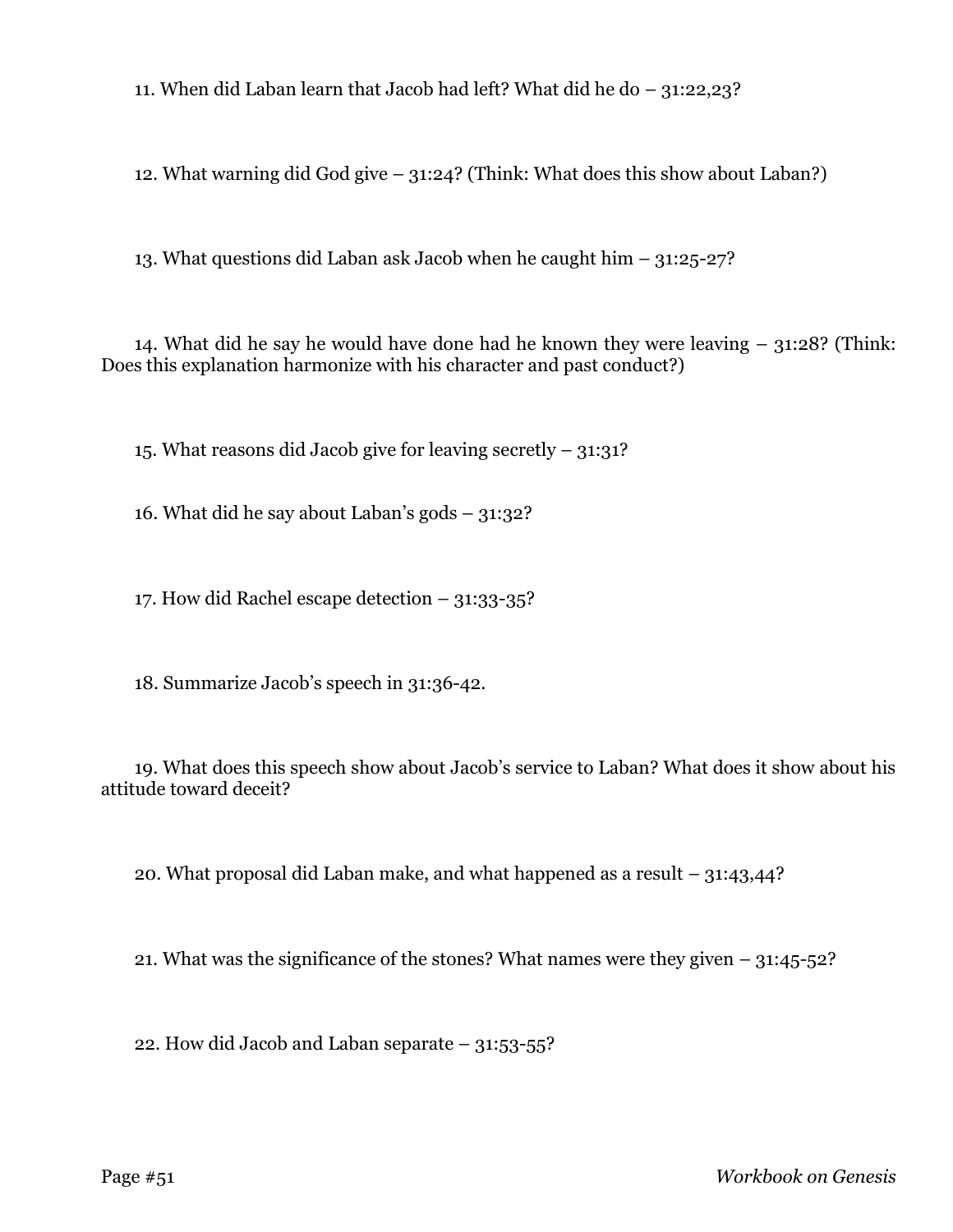11. When did Laban learn that Jacob had left? What did he do – 31:22,23?

12. What warning did God give – 31:24? (Think: What does this show about Laban?)

13. What questions did Laban ask Jacob when he caught him – 31:25-27?

14. What did he say he would have done had he known they were leaving – 31:28? (Think: Does this explanation harmonize with his character and past conduct?)

15. What reasons did Jacob give for leaving secretly – 31:31?

16. What did he say about Laban's gods – 31:32?

17. How did Rachel escape detection – 31:33-35?

18. Summarize Jacob's speech in 31:36-42.

19. What does this speech show about Jacob's service to Laban? What does it show about his attitude toward deceit?

20. What proposal did Laban make, and what happened as a result – 31:43,44?

21. What was the significance of the stones? What names were they given – 31:45-52?

22. How did Jacob and Laban separate – 31:53-55?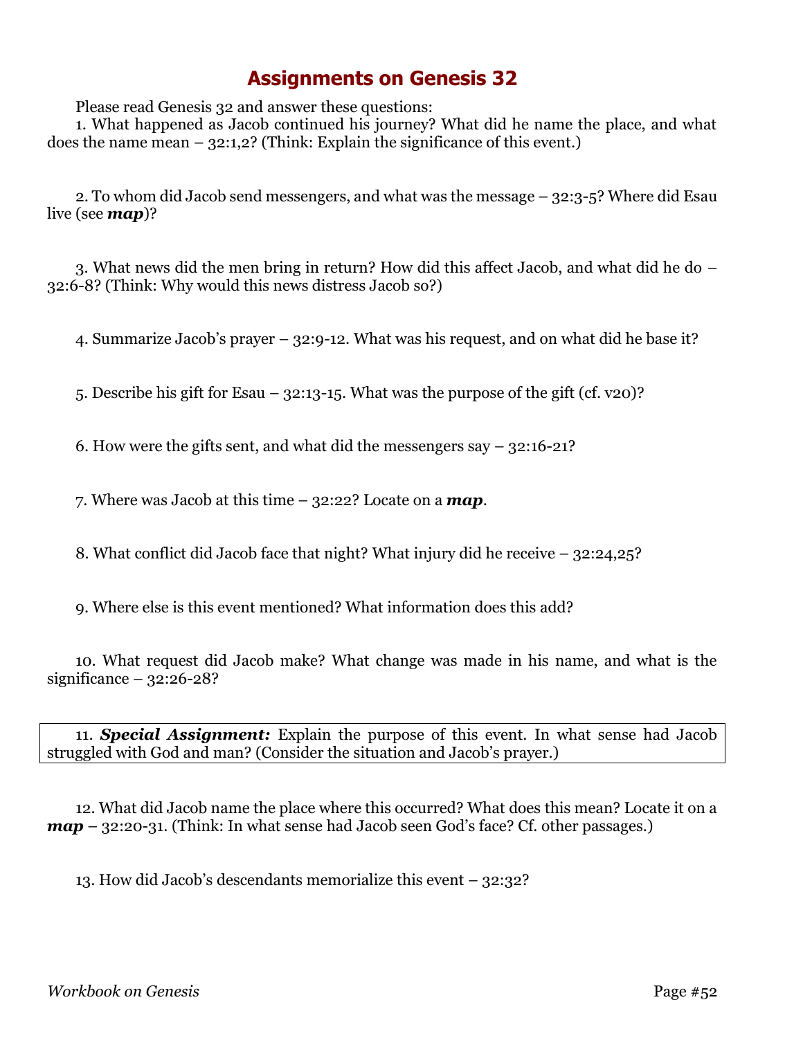# Assignments on Genesis 32

Please read Genesis 32 and answer these questions:

1. What happened as Jacob continued his journey? What did he name the place, and what does the name mean – 32:1,2? (Think: Explain the significance of this event.)

2. To whom did Jacob send messengers, and what was the message – 32:3-5? Where did Esau live (see ***map***)?

3. What news did the men bring in return? How did this affect Jacob, and what did he do – 32:6-8? (Think: Why would this news distress Jacob so?)

4. Summarize Jacob's prayer – 32:9-12. What was his request, and on what did he base it?

5. Describe his gift for Esau – 32:13-15. What was the purpose of the gift (cf. v20)?

6. How were the gifts sent, and what did the messengers say – 32:16-21?

7. Where was Jacob at this time – 32:22? Locate on a ***map***.

8. What conflict did Jacob face that night? What injury did he receive – 32:24,25?

9. Where else is this event mentioned? What information does this add?

10. What request did Jacob make? What change was made in his name, and what is the significance – 32:26-28?

11. ***Special Assignment:*** Explain the purpose of this event. In what sense had Jacob struggled with God and man? (Consider the situation and Jacob's prayer.)

12. What did Jacob name the place where this occurred? What does this mean? Locate it on a ***map*** – 32:20-31. (Think: In what sense had Jacob seen God's face? Cf. other passages.)

13. How did Jacob's descendants memorialize this event – 32:32?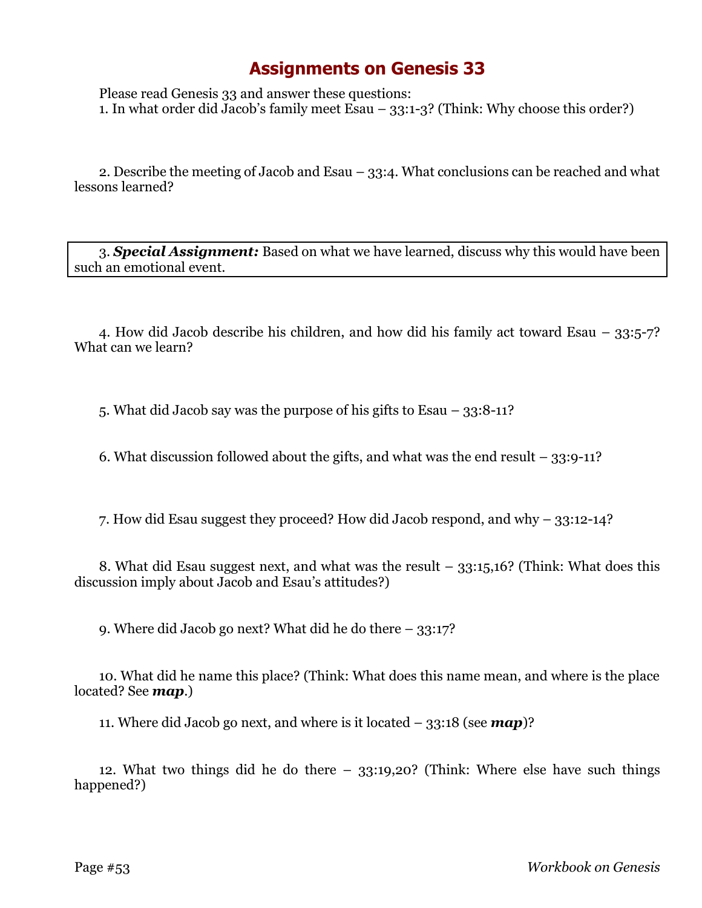# Assignments on Genesis 33

Please read Genesis 33 and answer these questions:

1. In what order did Jacob's family meet Esau – 33:1-3? (Think: Why choose this order?)

2. Describe the meeting of Jacob and Esau – 33:4. What conclusions can be reached and what lessons learned?

3. ***Special Assignment:*** Based on what we have learned, discuss why this would have been such an emotional event.

4. How did Jacob describe his children, and how did his family act toward Esau – 33:5-7? What can we learn?

5. What did Jacob say was the purpose of his gifts to Esau – 33:8-11?

6. What discussion followed about the gifts, and what was the end result – 33:9-11?

7. How did Esau suggest they proceed? How did Jacob respond, and why – 33:12-14?

8. What did Esau suggest next, and what was the result – 33:15,16? (Think: What does this discussion imply about Jacob and Esau's attitudes?)

9. Where did Jacob go next? What did he do there – 33:17?

10. What did he name this place? (Think: What does this name mean, and where is the place located? See ***map***.)

11. Where did Jacob go next, and where is it located – 33:18 (see ***map***)?

12. What two things did he do there – 33:19,20? (Think: Where else have such things happened?)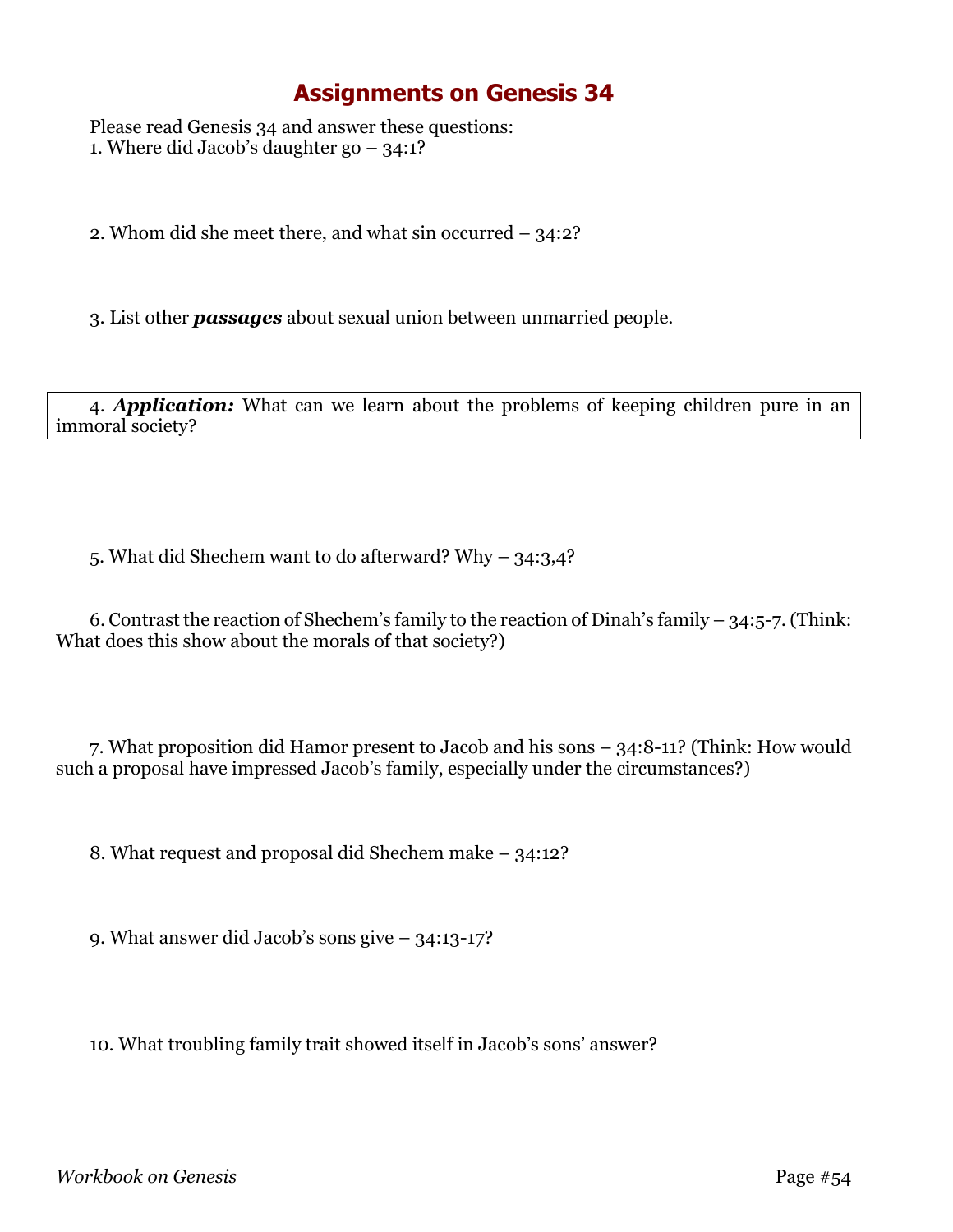# Assignments on Genesis 34

Please read Genesis 34 and answer these questions:

1. Where did Jacob's daughter go – 34:1?

2. Whom did she meet there, and what sin occurred – 34:2?

3. List other ***passages*** about sexual union between unmarried people.

4. ***Application:*** What can we learn about the problems of keeping children pure in an immoral society?

5. What did Shechem want to do afterward? Why – 34:3,4?

6. Contrast the reaction of Shechem's family to the reaction of Dinah's family – 34:5-7. (Think: What does this show about the morals of that society?)

7. What proposition did Hamor present to Jacob and his sons – 34:8-11? (Think: How would such a proposal have impressed Jacob's family, especially under the circumstances?)

8. What request and proposal did Shechem make – 34:12?

9. What answer did Jacob's sons give – 34:13-17?

10. What troubling family trait showed itself in Jacob's sons' answer?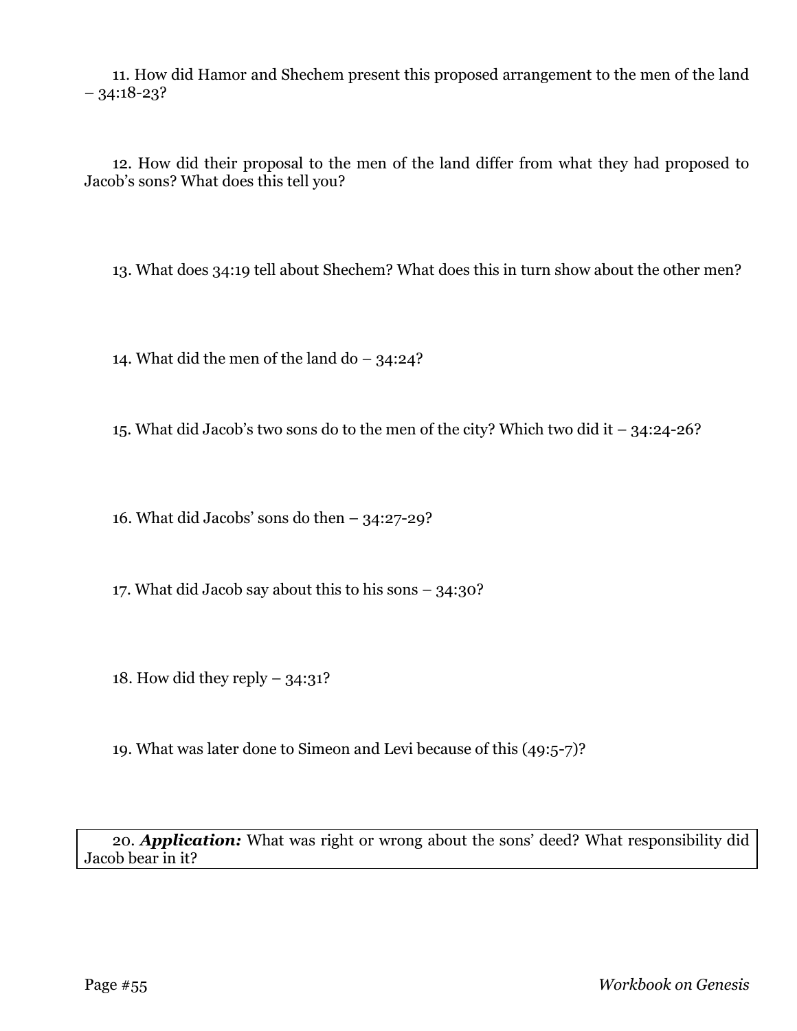11. How did Hamor and Shechem present this proposed arrangement to the men of the land – 34:18-23?

12. How did their proposal to the men of the land differ from what they had proposed to Jacob's sons? What does this tell you?

13. What does 34:19 tell about Shechem? What does this in turn show about the other men?

14. What did the men of the land do – 34:24?

15. What did Jacob's two sons do to the men of the city? Which two did it – 34:24-26?

16. What did Jacobs' sons do then – 34:27-29?

17. What did Jacob say about this to his sons – 34:30?

18. How did they reply – 34:31?

19. What was later done to Simeon and Levi because of this (49:5-7)?

20. ***Application:*** What was right or wrong about the sons' deed? What responsibility did Jacob bear in it?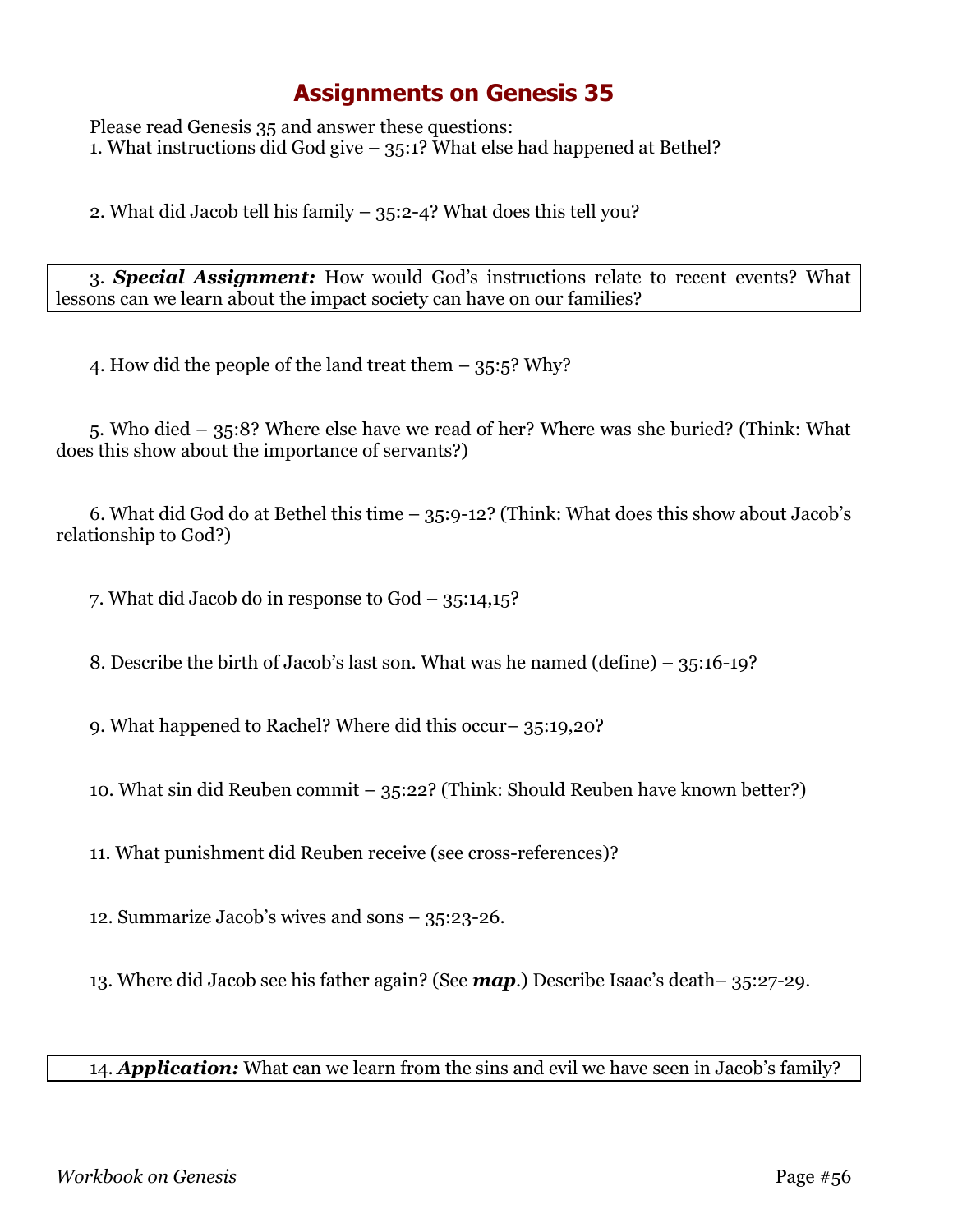# Assignments on Genesis 35

Please read Genesis 35 and answer these questions:

1. What instructions did God give – 35:1? What else had happened at Bethel?

2. What did Jacob tell his family – 35:2-4? What does this tell you?

3. ***Special Assignment:*** How would God's instructions relate to recent events? What lessons can we learn about the impact society can have on our families?

4. How did the people of the land treat them – 35:5? Why?

5. Who died – 35:8? Where else have we read of her? Where was she buried? (Think: What does this show about the importance of servants?)

6. What did God do at Bethel this time – 35:9-12? (Think: What does this show about Jacob's relationship to God?)

7. What did Jacob do in response to God – 35:14,15?

8. Describe the birth of Jacob's last son. What was he named (define) – 35:16-19?

9. What happened to Rachel? Where did this occur– 35:19,20?

10. What sin did Reuben commit – 35:22? (Think: Should Reuben have known better?)

11. What punishment did Reuben receive (see cross-references)?

12. Summarize Jacob's wives and sons – 35:23-26.

13. Where did Jacob see his father again? (See ***map***.) Describe Isaac's death– 35:27-29.

14. ***Application:*** What can we learn from the sins and evil we have seen in Jacob's family?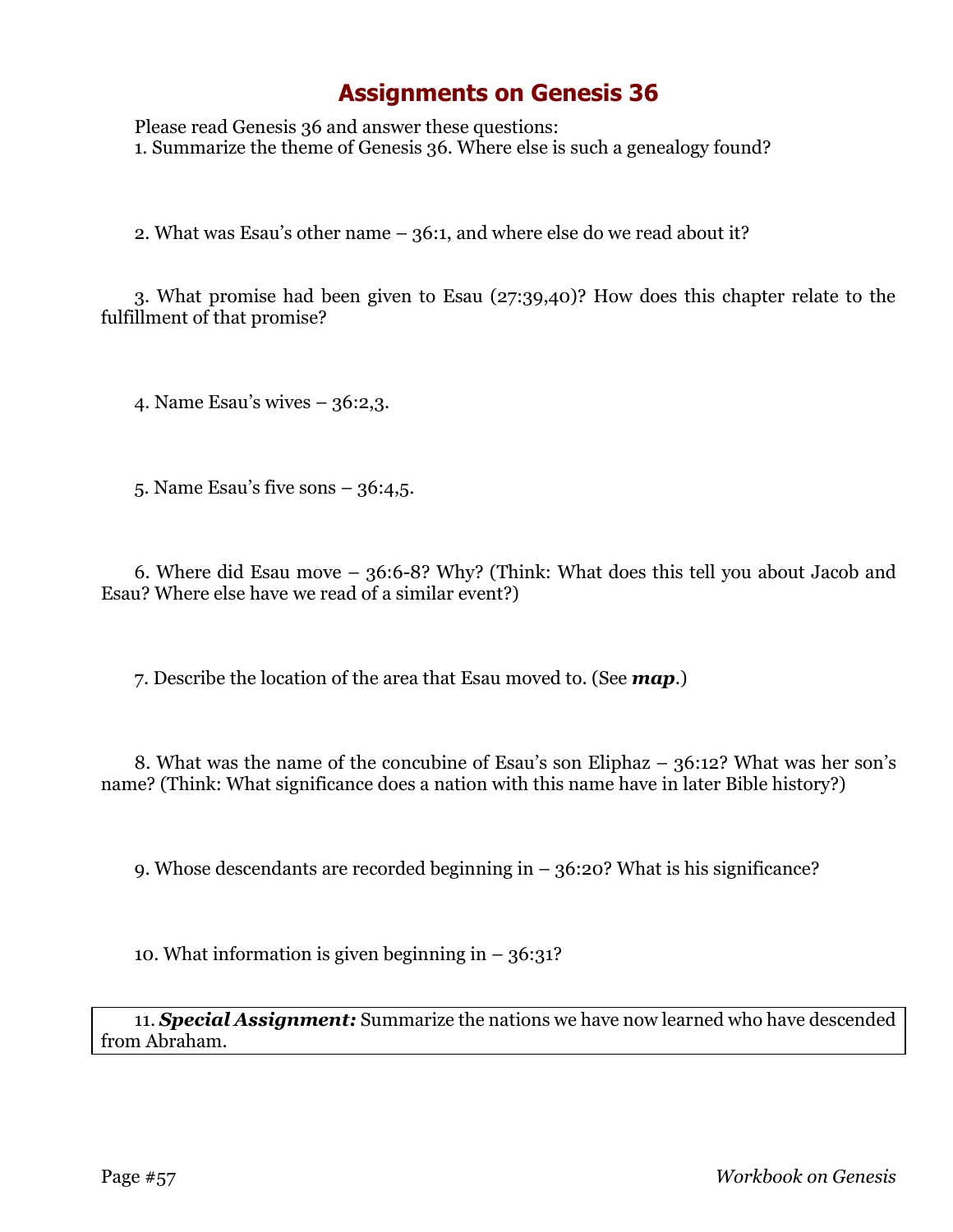# Assignments on Genesis 36

Please read Genesis 36 and answer these questions:

1. Summarize the theme of Genesis 36. Where else is such a genealogy found?

2. What was Esau's other name – 36:1, and where else do we read about it?

3. What promise had been given to Esau (27:39,40)? How does this chapter relate to the fulfillment of that promise?

4. Name Esau's wives – 36:2,3.

5. Name Esau's five sons – 36:4,5.

6. Where did Esau move – 36:6-8? Why? (Think: What does this tell you about Jacob and Esau? Where else have we read of a similar event?)

7. Describe the location of the area that Esau moved to. (See ***map***.)

8. What was the name of the concubine of Esau's son Eliphaz – 36:12? What was her son's name? (Think: What significance does a nation with this name have in later Bible history?)

9. Whose descendants are recorded beginning in – 36:20? What is his significance?

10. What information is given beginning in – 36:31?

11. ***Special Assignment:*** Summarize the nations we have now learned who have descended from Abraham.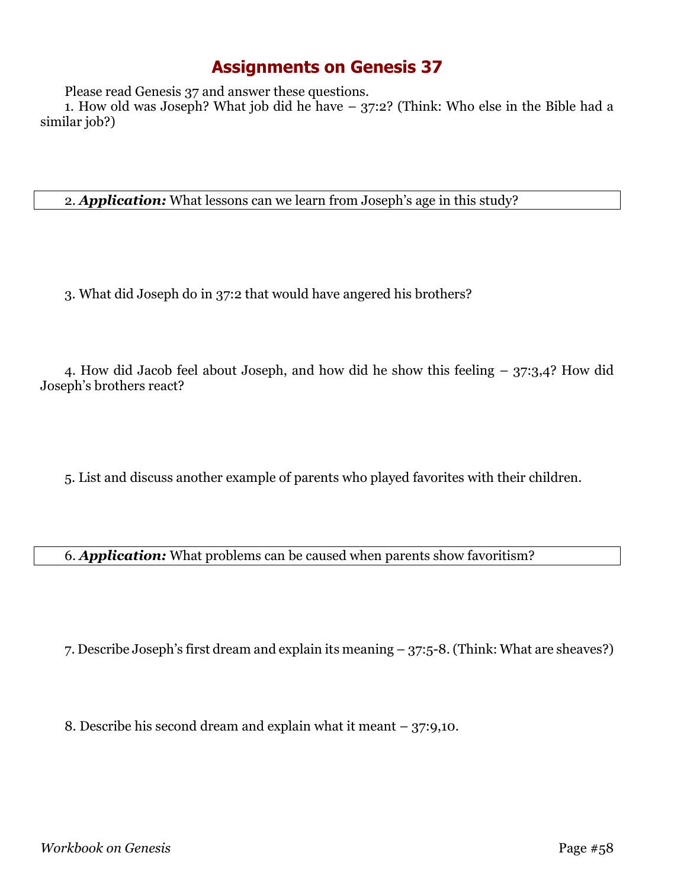# Assignments on Genesis 37

Please read Genesis 37 and answer these questions.

1. How old was Joseph? What job did he have – 37:2? (Think: Who else in the Bible had a similar job?)

2. ***Application:*** What lessons can we learn from Joseph's age in this study?

3. What did Joseph do in 37:2 that would have angered his brothers?

4. How did Jacob feel about Joseph, and how did he show this feeling – 37:3,4? How did Joseph's brothers react?

5. List and discuss another example of parents who played favorites with their children.

6. ***Application:*** What problems can be caused when parents show favoritism?

7. Describe Joseph's first dream and explain its meaning – 37:5-8. (Think: What are sheaves?)

8. Describe his second dream and explain what it meant – 37:9,10.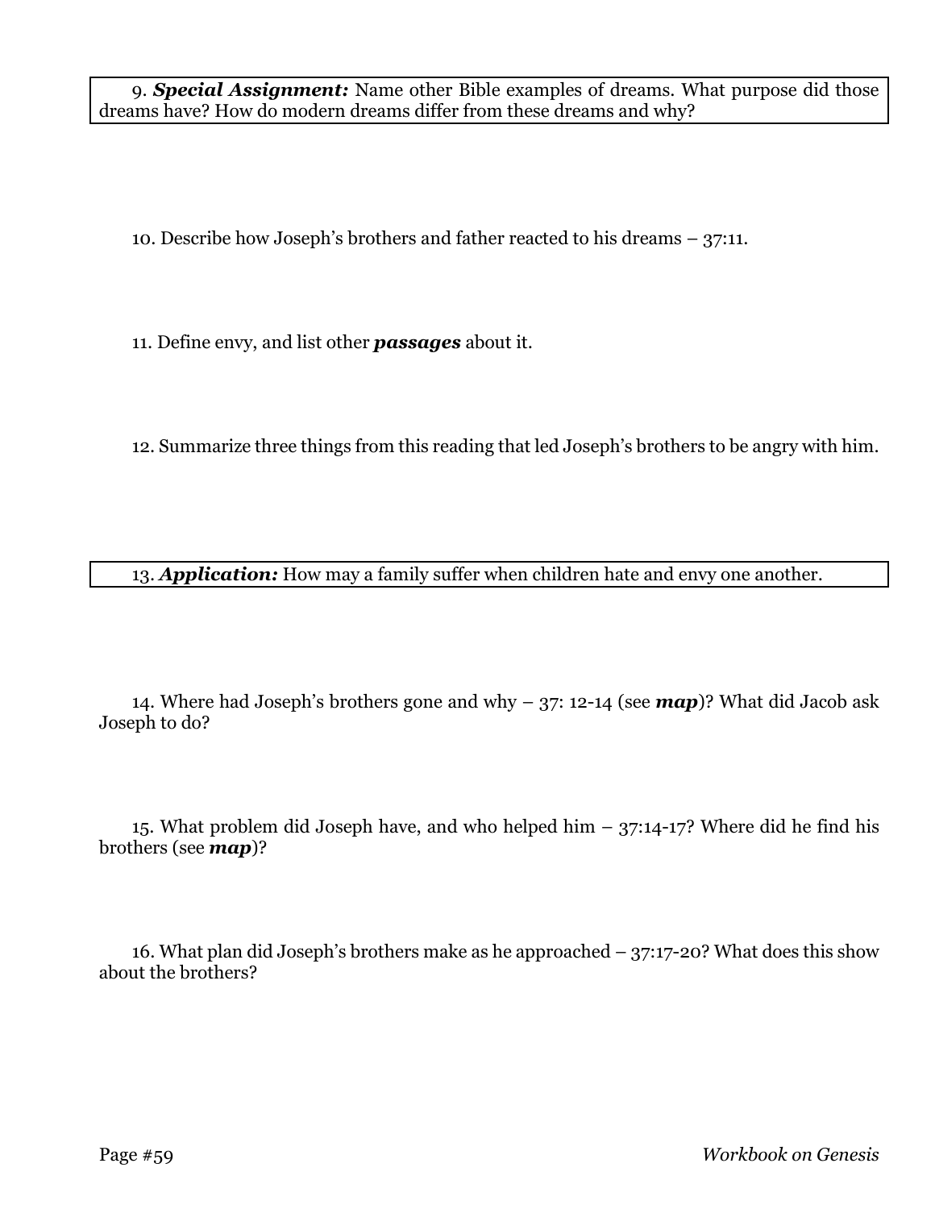9. ***Special Assignment:*** Name other Bible examples of dreams. What purpose did those dreams have? How do modern dreams differ from these dreams and why?

10. Describe how Joseph's brothers and father reacted to his dreams – 37:11.

11. Define envy, and list other ***passages*** about it.

12. Summarize three things from this reading that led Joseph's brothers to be angry with him.

13. ***Application:*** How may a family suffer when children hate and envy one another.

14. Where had Joseph's brothers gone and why – 37: 12-14 (see ***map***)? What did Jacob ask Joseph to do?

15. What problem did Joseph have, and who helped him – 37:14-17? Where did he find his brothers (see ***map***)?

16. What plan did Joseph's brothers make as he approached – 37:17-20? What does this show about the brothers?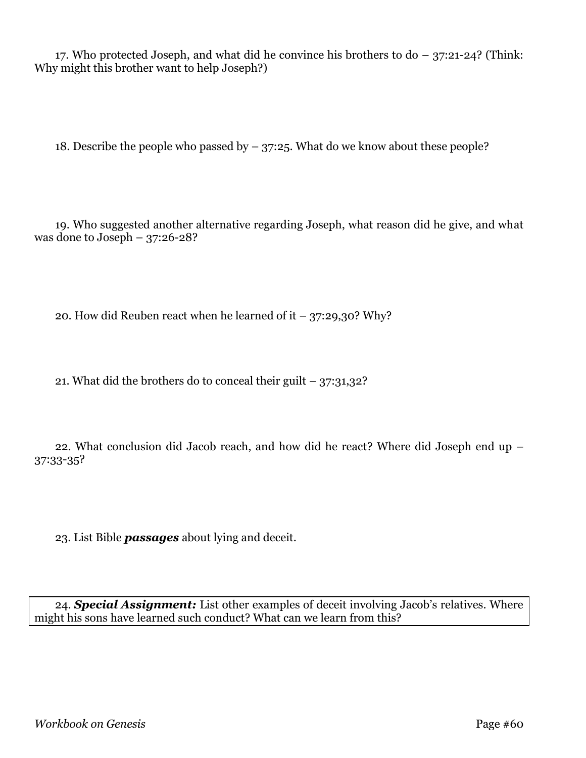17. Who protected Joseph, and what did he convince his brothers to do – 37:21-24? (Think: Why might this brother want to help Joseph?)

18. Describe the people who passed by – 37:25. What do we know about these people?

19. Who suggested another alternative regarding Joseph, what reason did he give, and what was done to Joseph – 37:26-28?

20. How did Reuben react when he learned of it – 37:29,30? Why?

21. What did the brothers do to conceal their guilt – 37:31,32?

22. What conclusion did Jacob reach, and how did he react? Where did Joseph end up – 37:33-35?

23. List Bible ***passages*** about lying and deceit.

24. ***Special Assignment:*** List other examples of deceit involving Jacob's relatives. Where might his sons have learned such conduct? What can we learn from this?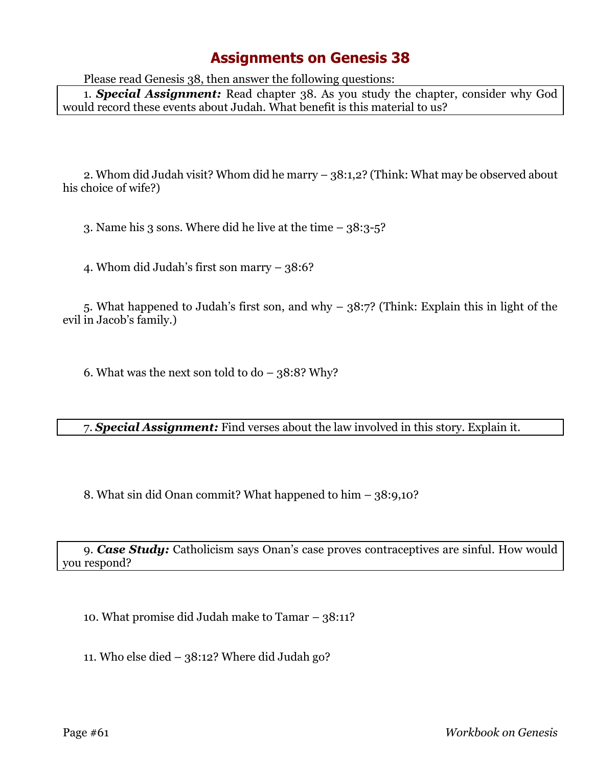# Assignments on Genesis 38

Please read Genesis 38, then answer the following questions:

1. ***Special Assignment:*** Read chapter 38. As you study the chapter, consider why God would record these events about Judah. What benefit is this material to us?

2. Whom did Judah visit? Whom did he marry – 38:1,2? (Think: What may be observed about his choice of wife?)

3. Name his 3 sons. Where did he live at the time – 38:3-5?

4. Whom did Judah's first son marry – 38:6?

5. What happened to Judah's first son, and why – 38:7? (Think: Explain this in light of the evil in Jacob's family.)

6. What was the next son told to do – 38:8? Why?

7. ***Special Assignment:*** Find verses about the law involved in this story. Explain it.

8. What sin did Onan commit? What happened to him – 38:9,10?

9. ***Case Study:*** Catholicism says Onan's case proves contraceptives are sinful. How would you respond?

10. What promise did Judah make to Tamar – 38:11?

11. Who else died – 38:12? Where did Judah go?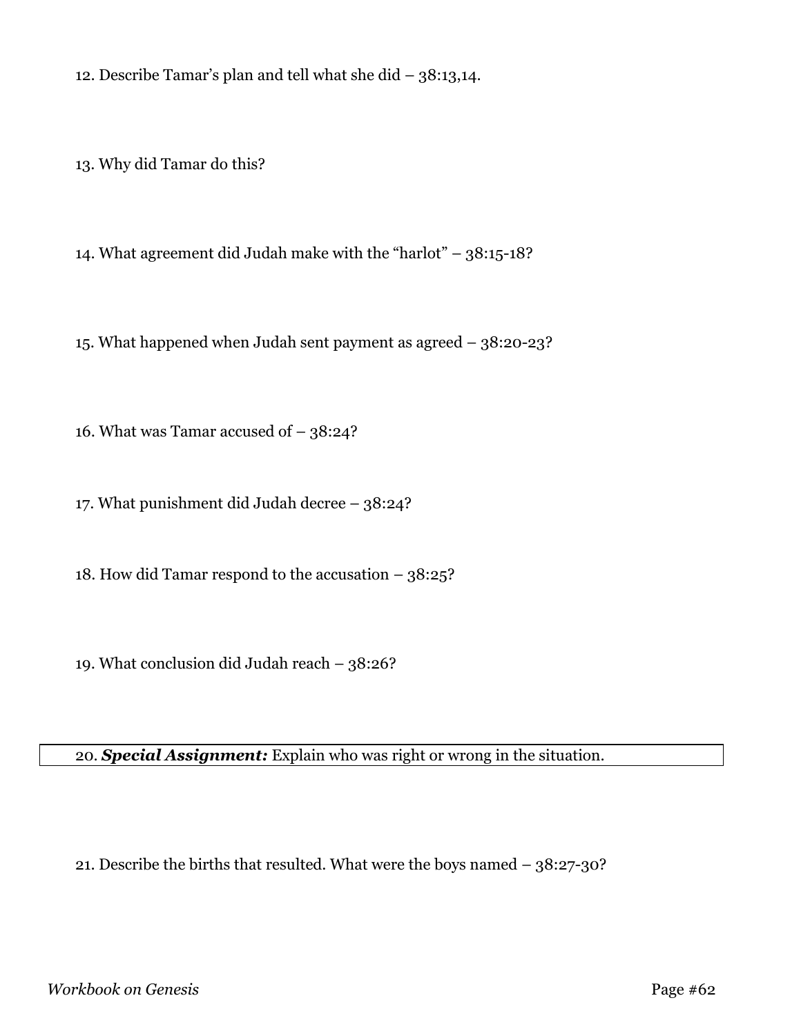12. Describe Tamar's plan and tell what she did – 38:13,14.

13. Why did Tamar do this?

14. What agreement did Judah make with the "harlot" – 38:15-18?

15. What happened when Judah sent payment as agreed – 38:20-23?

16. What was Tamar accused of – 38:24?

17. What punishment did Judah decree – 38:24?

18. How did Tamar respond to the accusation – 38:25?

19. What conclusion did Judah reach – 38:26?

20. ***Special Assignment:*** Explain who was right or wrong in the situation.

21. Describe the births that resulted. What were the boys named – 38:27-30?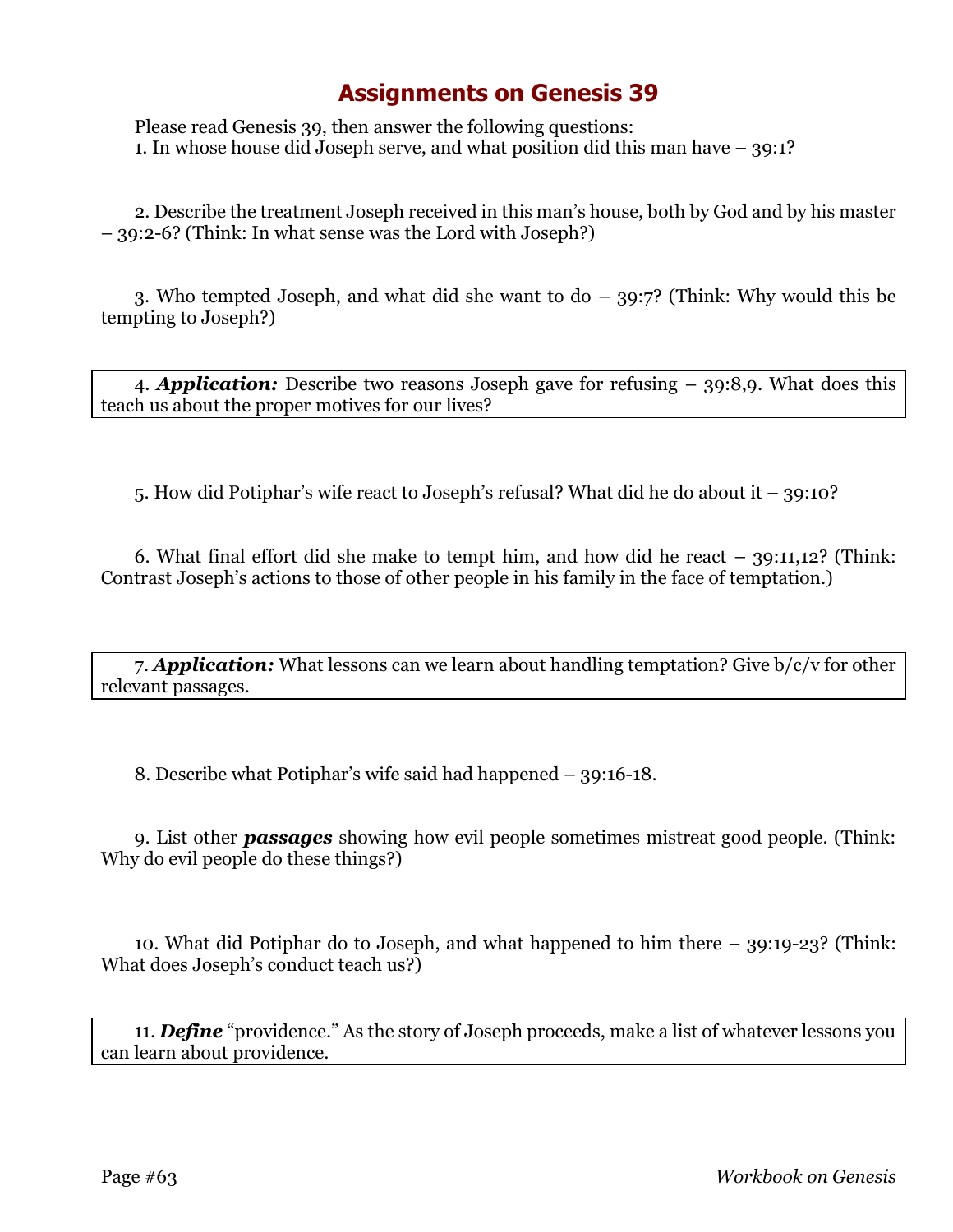# Assignments on Genesis 39

Please read Genesis 39, then answer the following questions:

1. In whose house did Joseph serve, and what position did this man have – 39:1?

2. Describe the treatment Joseph received in this man's house, both by God and by his master – 39:2-6? (Think: In what sense was the Lord with Joseph?)

3. Who tempted Joseph, and what did she want to do – 39:7? (Think: Why would this be tempting to Joseph?)

4. ***Application:*** Describe two reasons Joseph gave for refusing – 39:8,9. What does this teach us about the proper motives for our lives?

5. How did Potiphar's wife react to Joseph's refusal? What did he do about it – 39:10?

6. What final effort did she make to tempt him, and how did he react – 39:11,12? (Think: Contrast Joseph's actions to those of other people in his family in the face of temptation.)

7. ***Application:*** What lessons can we learn about handling temptation? Give b/c/v for other relevant passages.

8. Describe what Potiphar's wife said had happened – 39:16-18.

9. List other ***passages*** showing how evil people sometimes mistreat good people. (Think: Why do evil people do these things?)

10. What did Potiphar do to Joseph, and what happened to him there – 39:19-23? (Think: What does Joseph's conduct teach us?)

11. ***Define*** "providence." As the story of Joseph proceeds, make a list of whatever lessons you can learn about providence.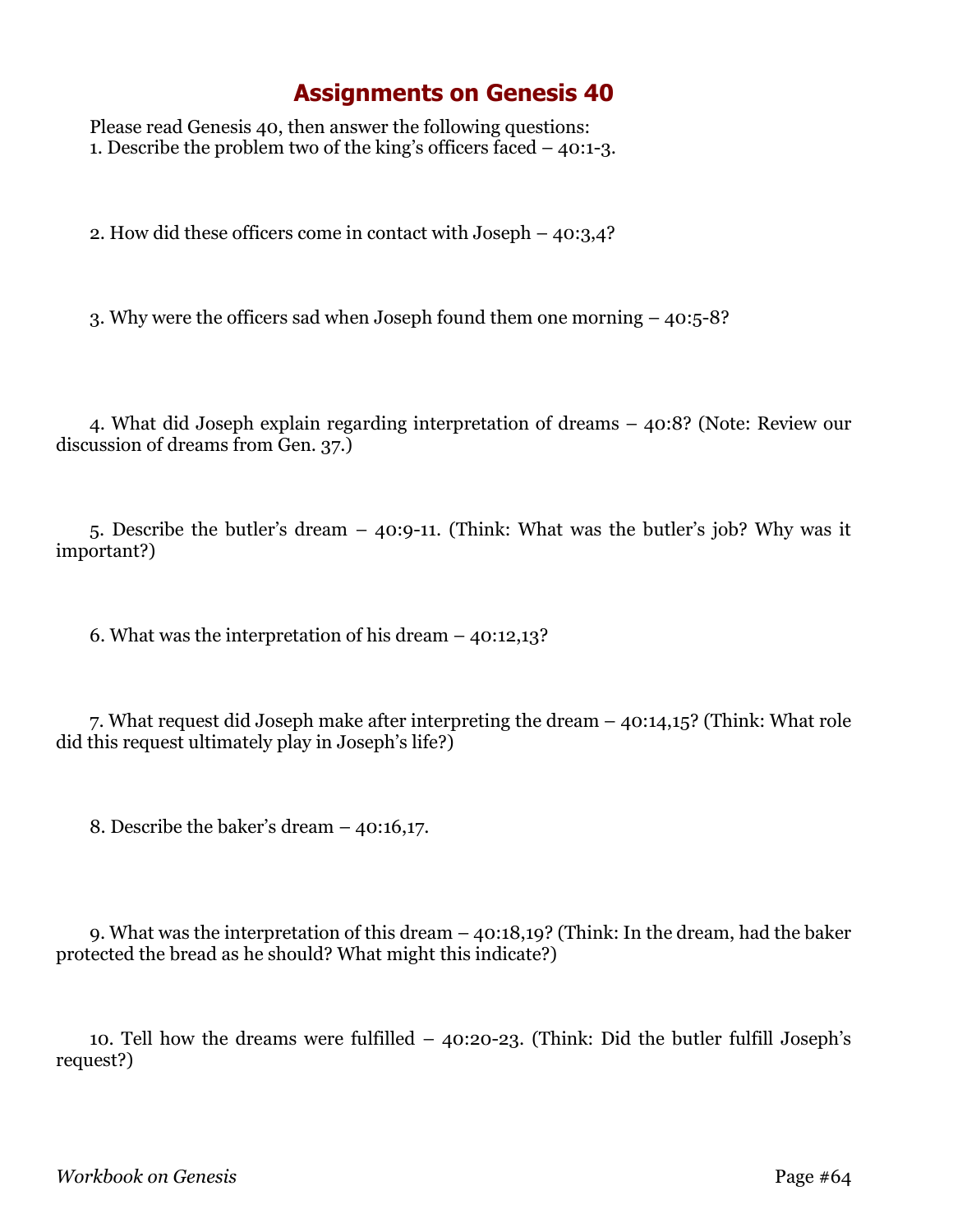# Assignments on Genesis 40

Please read Genesis 40, then answer the following questions:

1. Describe the problem two of the king's officers faced – 40:1-3.

2. How did these officers come in contact with Joseph – 40:3,4?

3. Why were the officers sad when Joseph found them one morning – 40:5-8?

4. What did Joseph explain regarding interpretation of dreams – 40:8? (Note: Review our discussion of dreams from Gen. 37.)

5. Describe the butler's dream – 40:9-11. (Think: What was the butler's job? Why was it important?)

6. What was the interpretation of his dream – 40:12,13?

7. What request did Joseph make after interpreting the dream – 40:14,15? (Think: What role did this request ultimately play in Joseph's life?)

8. Describe the baker's dream – 40:16,17.

9. What was the interpretation of this dream – 40:18,19? (Think: In the dream, had the baker protected the bread as he should? What might this indicate?)

10. Tell how the dreams were fulfilled – 40:20-23. (Think: Did the butler fulfill Joseph's request?)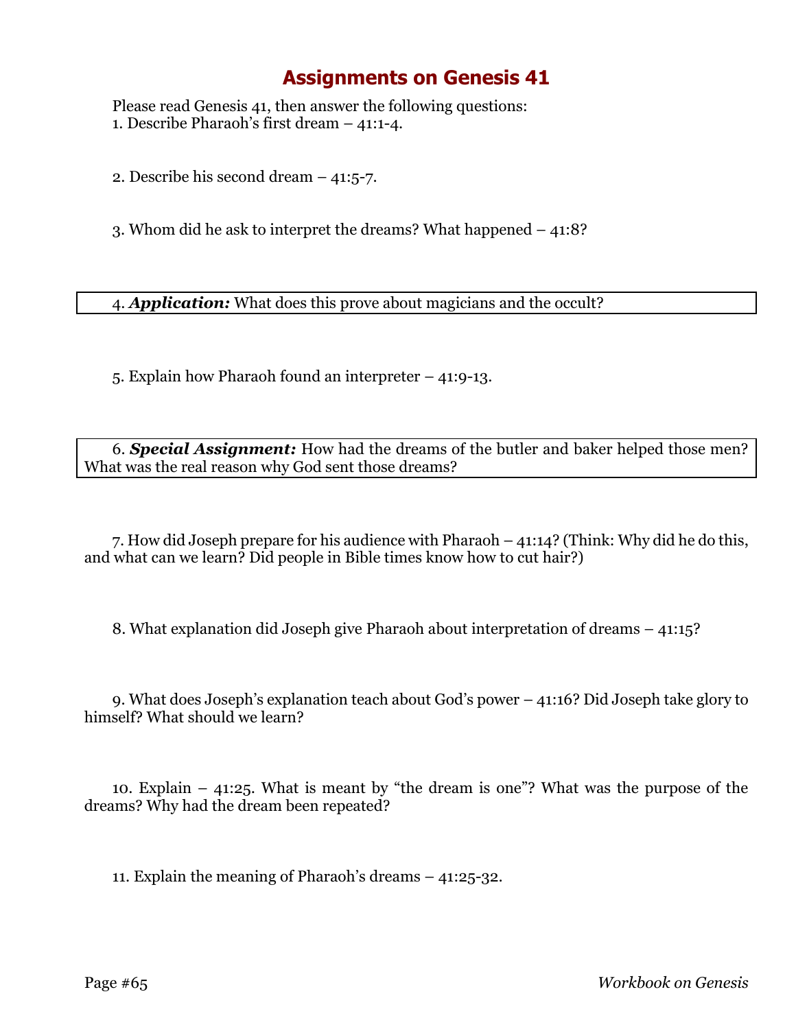# Assignments on Genesis 41

Please read Genesis 41, then answer the following questions:

1. Describe Pharaoh's first dream – 41:1-4.

2. Describe his second dream – 41:5-7.

3. Whom did he ask to interpret the dreams? What happened – 41:8?

4. ***Application:*** What does this prove about magicians and the occult?

5. Explain how Pharaoh found an interpreter – 41:9-13.

6. ***Special Assignment:*** How had the dreams of the butler and baker helped those men? What was the real reason why God sent those dreams?

7. How did Joseph prepare for his audience with Pharaoh – 41:14? (Think: Why did he do this, and what can we learn? Did people in Bible times know how to cut hair?)

8. What explanation did Joseph give Pharaoh about interpretation of dreams – 41:15?

9. What does Joseph's explanation teach about God's power – 41:16? Did Joseph take glory to himself? What should we learn?

10. Explain – 41:25. What is meant by "the dream is one"? What was the purpose of the dreams? Why had the dream been repeated?

11. Explain the meaning of Pharaoh's dreams – 41:25-32.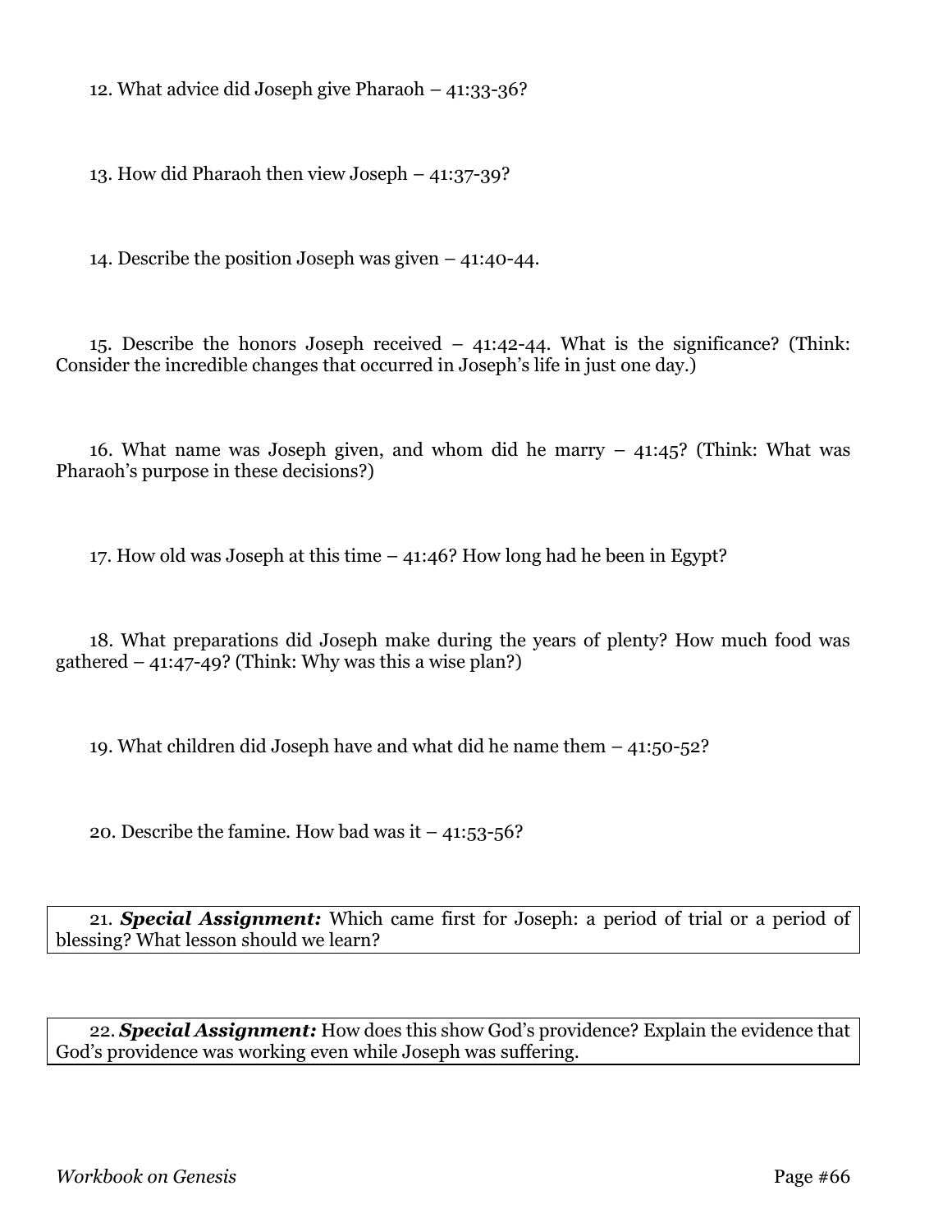12. What advice did Joseph give Pharaoh – 41:33-36?

13. How did Pharaoh then view Joseph – 41:37-39?

14. Describe the position Joseph was given – 41:40-44.

15. Describe the honors Joseph received – 41:42-44. What is the significance? (Think: Consider the incredible changes that occurred in Joseph's life in just one day.)

16. What name was Joseph given, and whom did he marry – 41:45? (Think: What was Pharaoh's purpose in these decisions?)

17. How old was Joseph at this time – 41:46? How long had he been in Egypt?

18. What preparations did Joseph make during the years of plenty? How much food was gathered – 41:47-49? (Think: Why was this a wise plan?)

19. What children did Joseph have and what did he name them – 41:50-52?

20. Describe the famine. How bad was it – 41:53-56?

21. ***Special Assignment:*** Which came first for Joseph: a period of trial or a period of blessing? What lesson should we learn?

22. ***Special Assignment:*** How does this show God's providence? Explain the evidence that God's providence was working even while Joseph was suffering.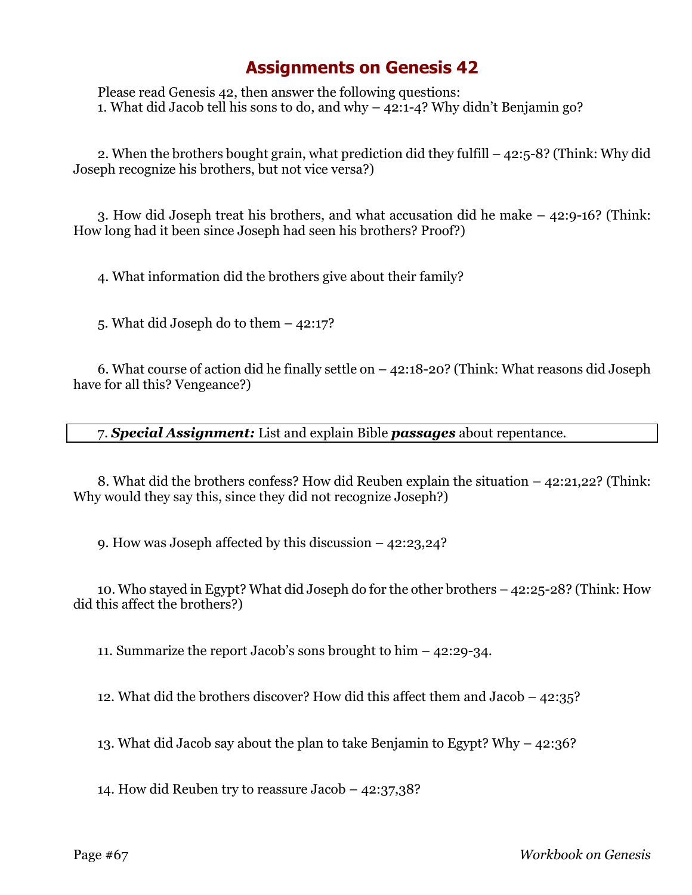# Assignments on Genesis 42

Please read Genesis 42, then answer the following questions:

1. What did Jacob tell his sons to do, and why – 42:1-4? Why didn't Benjamin go?

2. When the brothers bought grain, what prediction did they fulfill – 42:5-8? (Think: Why did Joseph recognize his brothers, but not vice versa?)

3. How did Joseph treat his brothers, and what accusation did he make – 42:9-16? (Think: How long had it been since Joseph had seen his brothers? Proof?)

4. What information did the brothers give about their family?

5. What did Joseph do to them – 42:17?

6. What course of action did he finally settle on – 42:18-20? (Think: What reasons did Joseph have for all this? Vengeance?)

7. ***Special Assignment:*** List and explain Bible ***passages*** about repentance.

8. What did the brothers confess? How did Reuben explain the situation – 42:21,22? (Think: Why would they say this, since they did not recognize Joseph?)

9. How was Joseph affected by this discussion – 42:23,24?

10. Who stayed in Egypt? What did Joseph do for the other brothers – 42:25-28? (Think: How did this affect the brothers?)

11. Summarize the report Jacob's sons brought to him – 42:29-34.

12. What did the brothers discover? How did this affect them and Jacob – 42:35?

13. What did Jacob say about the plan to take Benjamin to Egypt? Why – 42:36?

14. How did Reuben try to reassure Jacob – 42:37,38?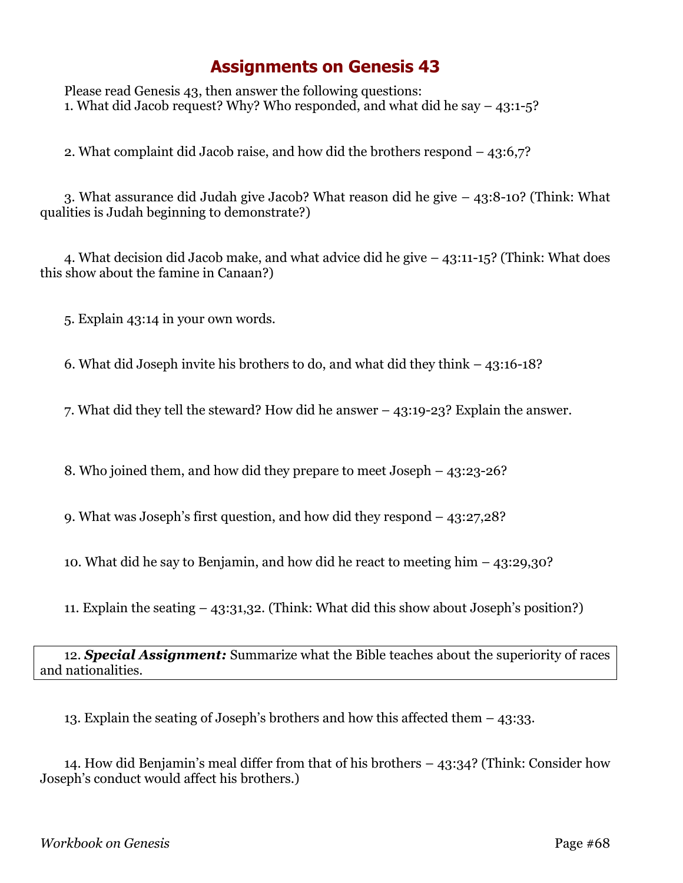# Assignments on Genesis 43

Please read Genesis 43, then answer the following questions:

1. What did Jacob request? Why? Who responded, and what did he say – 43:1-5?

2. What complaint did Jacob raise, and how did the brothers respond – 43:6,7?

3. What assurance did Judah give Jacob? What reason did he give – 43:8-10? (Think: What qualities is Judah beginning to demonstrate?)

4. What decision did Jacob make, and what advice did he give – 43:11-15? (Think: What does this show about the famine in Canaan?)

5. Explain 43:14 in your own words.

6. What did Joseph invite his brothers to do, and what did they think – 43:16-18?

7. What did they tell the steward? How did he answer – 43:19-23? Explain the answer.

8. Who joined them, and how did they prepare to meet Joseph – 43:23-26?

9. What was Joseph's first question, and how did they respond – 43:27,28?

10. What did he say to Benjamin, and how did he react to meeting him – 43:29,30?

11. Explain the seating – 43:31,32. (Think: What did this show about Joseph's position?)

12. ***Special Assignment:*** Summarize what the Bible teaches about the superiority of races and nationalities.

13. Explain the seating of Joseph's brothers and how this affected them – 43:33.

14. How did Benjamin's meal differ from that of his brothers – 43:34? (Think: Consider how Joseph's conduct would affect his brothers.)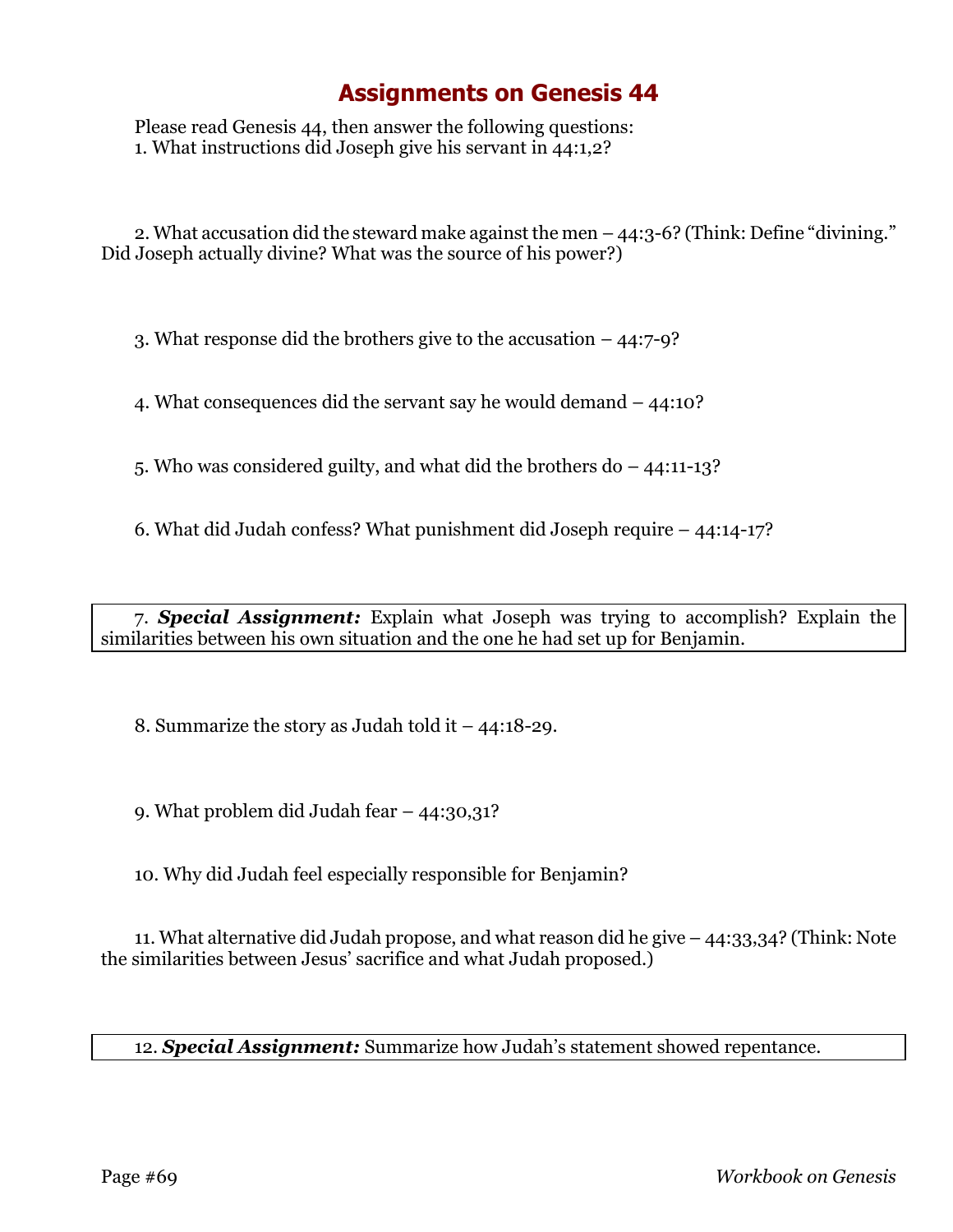# Assignments on Genesis 44

Please read Genesis 44, then answer the following questions:

1. What instructions did Joseph give his servant in 44:1,2?

2. What accusation did the steward make against the men – 44:3-6? (Think: Define "divining." Did Joseph actually divine? What was the source of his power?)

3. What response did the brothers give to the accusation – 44:7-9?

4. What consequences did the servant say he would demand – 44:10?

5. Who was considered guilty, and what did the brothers do – 44:11-13?

6. What did Judah confess? What punishment did Joseph require – 44:14-17?

7. ***Special Assignment:*** Explain what Joseph was trying to accomplish? Explain the similarities between his own situation and the one he had set up for Benjamin.

8. Summarize the story as Judah told it – 44:18-29.

9. What problem did Judah fear – 44:30,31?

10. Why did Judah feel especially responsible for Benjamin?

11. What alternative did Judah propose, and what reason did he give – 44:33,34? (Think: Note the similarities between Jesus' sacrifice and what Judah proposed.)

12. ***Special Assignment:*** Summarize how Judah's statement showed repentance.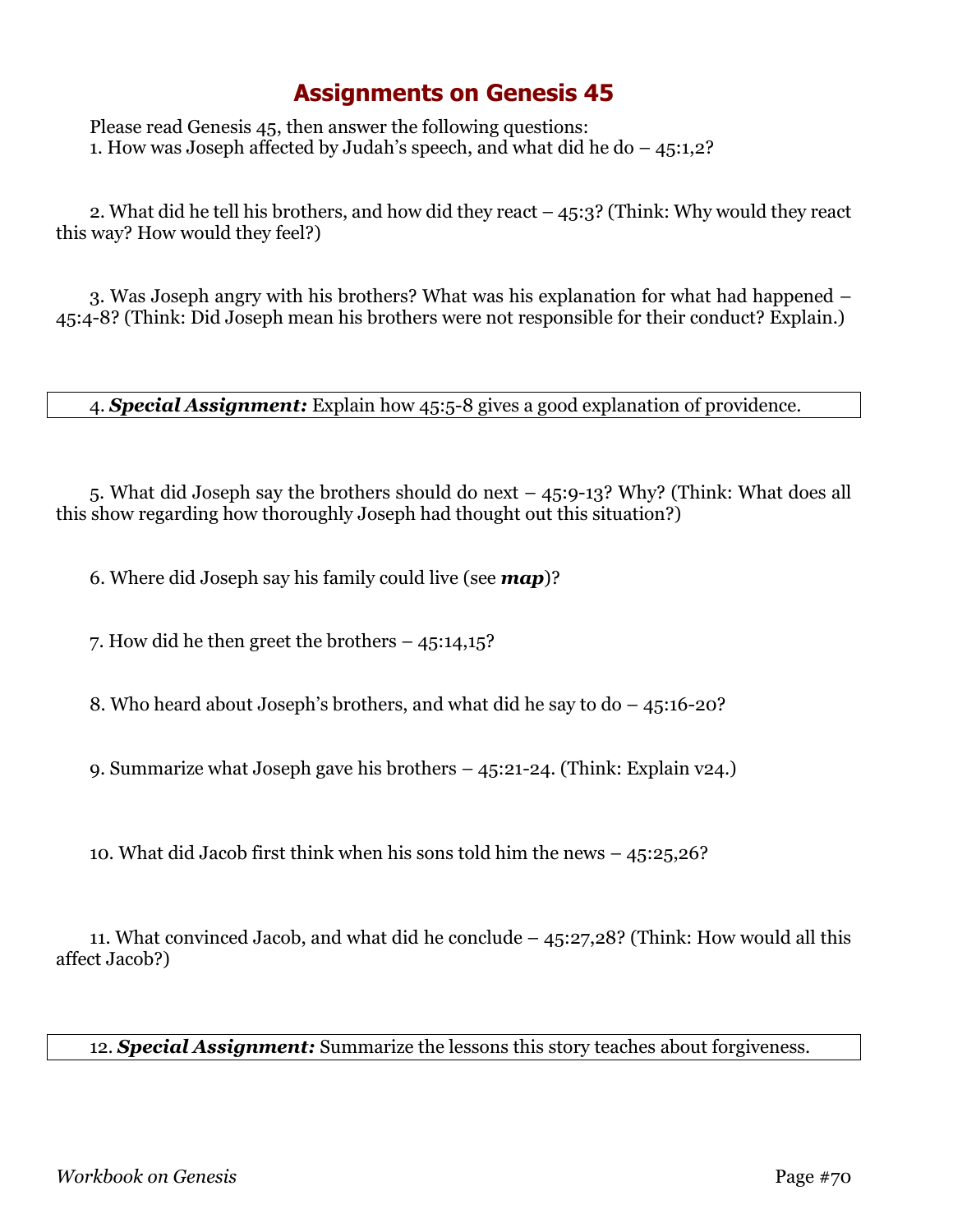# Assignments on Genesis 45

Please read Genesis 45, then answer the following questions:

1. How was Joseph affected by Judah's speech, and what did he do – 45:1,2?

2. What did he tell his brothers, and how did they react – 45:3? (Think: Why would they react this way? How would they feel?)

3. Was Joseph angry with his brothers? What was his explanation for what had happened – 45:4-8? (Think: Did Joseph mean his brothers were not responsible for their conduct? Explain.)

4. ***Special Assignment:*** Explain how 45:5-8 gives a good explanation of providence.

5. What did Joseph say the brothers should do next – 45:9-13? Why? (Think: What does all this show regarding how thoroughly Joseph had thought out this situation?)

6. Where did Joseph say his family could live (see ***map***)?

7. How did he then greet the brothers – 45:14,15?

8. Who heard about Joseph's brothers, and what did he say to do – 45:16-20?

9. Summarize what Joseph gave his brothers – 45:21-24. (Think: Explain v24.)

10. What did Jacob first think when his sons told him the news – 45:25,26?

11. What convinced Jacob, and what did he conclude – 45:27,28? (Think: How would all this affect Jacob?)

12. ***Special Assignment:*** Summarize the lessons this story teaches about forgiveness.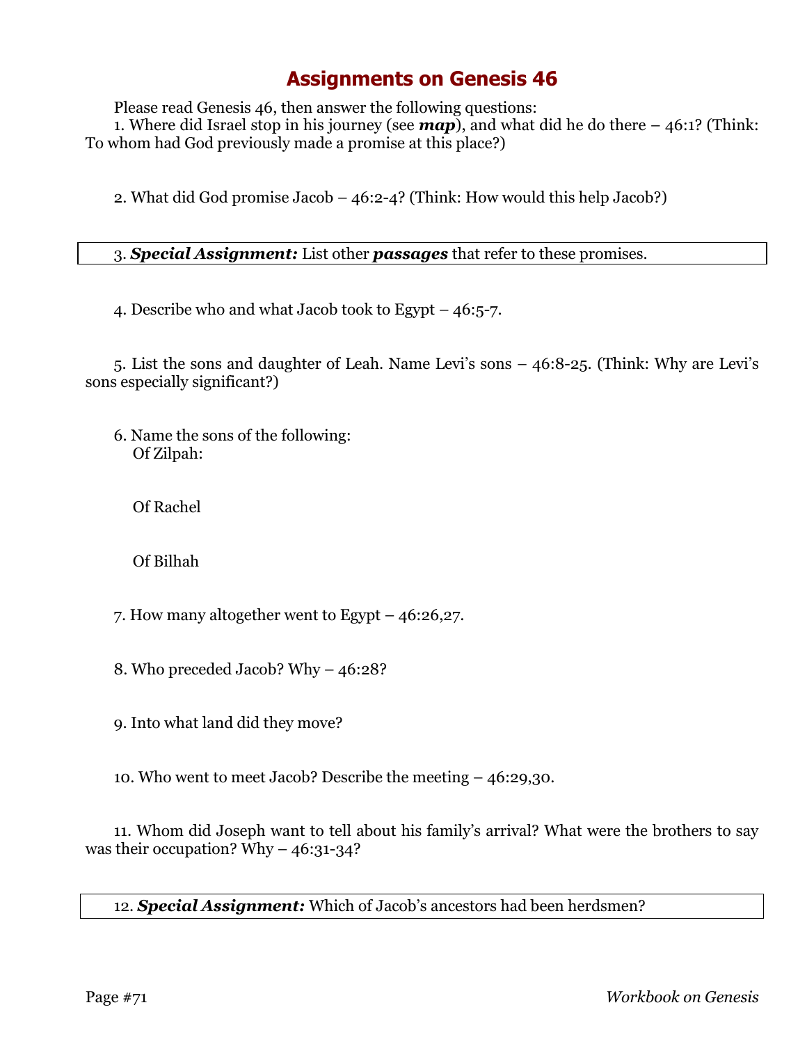# Assignments on Genesis 46

Please read Genesis 46, then answer the following questions:

1. Where did Israel stop in his journey (see ***map***), and what did he do there – 46:1? (Think: To whom had God previously made a promise at this place?)

2. What did God promise Jacob – 46:2-4? (Think: How would this help Jacob?)

3. ***Special Assignment:*** List other ***passages*** that refer to these promises.

4. Describe who and what Jacob took to Egypt – 46:5-7.

5. List the sons and daughter of Leah. Name Levi's sons – 46:8-25. (Think: Why are Levi's sons especially significant?)

6. Name the sons of the following:
   Of Zilpah:

   Of Rachel

   Of Bilhah

7. How many altogether went to Egypt – 46:26,27.

8. Who preceded Jacob? Why – 46:28?

9. Into what land did they move?

10. Who went to meet Jacob? Describe the meeting – 46:29,30.

11. Whom did Joseph want to tell about his family's arrival? What were the brothers to say was their occupation? Why – 46:31-34?

12. ***Special Assignment:*** Which of Jacob's ancestors had been herdsmen?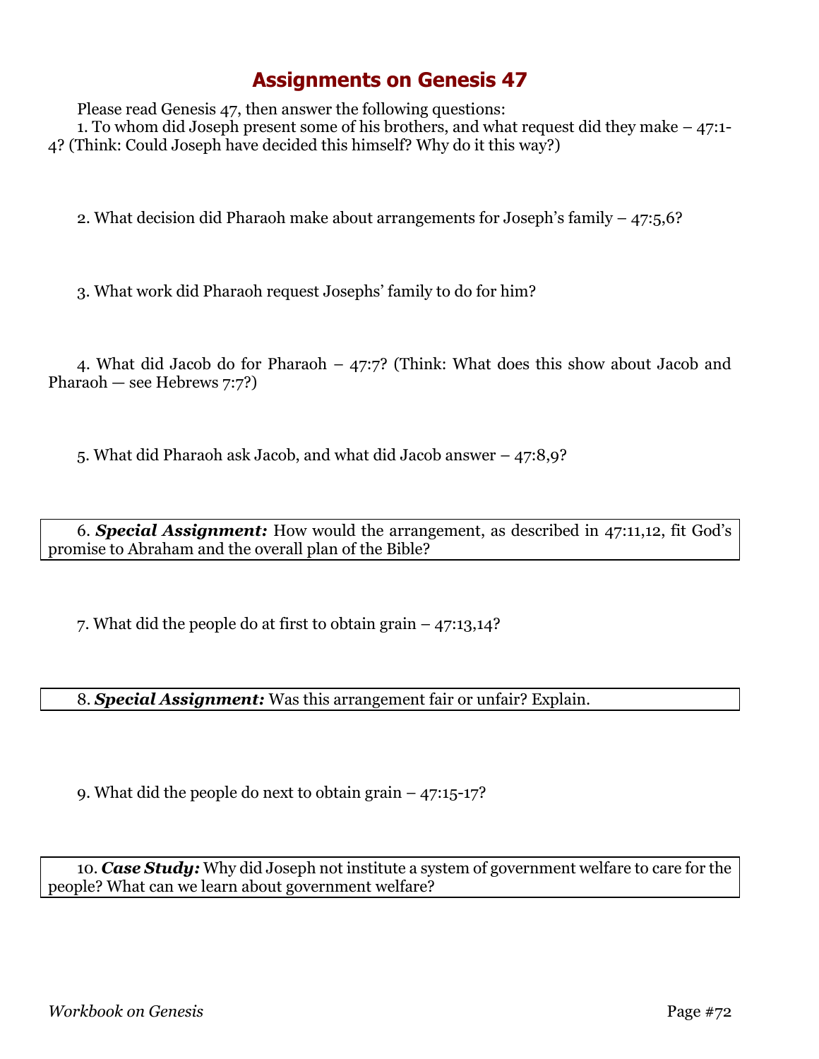# Assignments on Genesis 47

Please read Genesis 47, then answer the following questions:

1. To whom did Joseph present some of his brothers, and what request did they make – 47:1-4? (Think: Could Joseph have decided this himself? Why do it this way?)

2. What decision did Pharaoh make about arrangements for Joseph's family – 47:5,6?

3. What work did Pharaoh request Josephs' family to do for him?

4. What did Jacob do for Pharaoh – 47:7? (Think: What does this show about Jacob and Pharaoh — see Hebrews 7:7?)

5. What did Pharaoh ask Jacob, and what did Jacob answer – 47:8,9?

6. ***Special Assignment:*** How would the arrangement, as described in 47:11,12, fit God's promise to Abraham and the overall plan of the Bible?

7. What did the people do at first to obtain grain – 47:13,14?

8. ***Special Assignment:*** Was this arrangement fair or unfair? Explain.

9. What did the people do next to obtain grain – 47:15-17?

10. ***Case Study:*** Why did Joseph not institute a system of government welfare to care for the people? What can we learn about government welfare?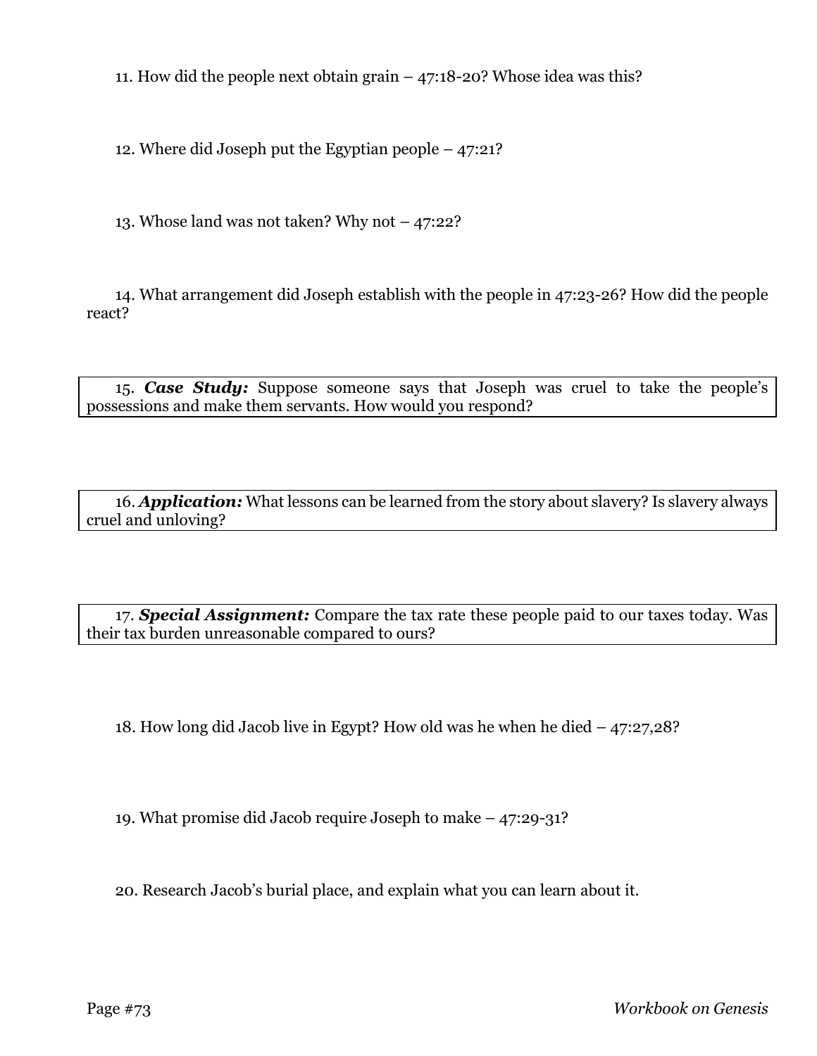11. How did the people next obtain grain – 47:18-20? Whose idea was this?

12. Where did Joseph put the Egyptian people – 47:21?

13. Whose land was not taken? Why not – 47:22?

14. What arrangement did Joseph establish with the people in 47:23-26? How did the people react?

15. ***Case Study:*** Suppose someone says that Joseph was cruel to take the people's possessions and make them servants. How would you respond?

16. ***Application:*** What lessons can be learned from the story about slavery? Is slavery always cruel and unloving?

17. ***Special Assignment:*** Compare the tax rate these people paid to our taxes today. Was their tax burden unreasonable compared to ours?

18. How long did Jacob live in Egypt? How old was he when he died – 47:27,28?

19. What promise did Jacob require Joseph to make – 47:29-31?

20. Research Jacob's burial place, and explain what you can learn about it.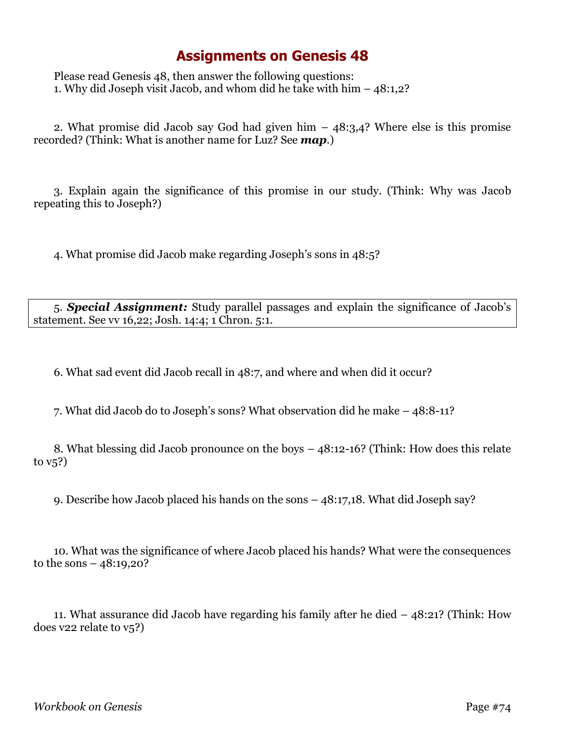# Assignments on Genesis 48

Please read Genesis 48, then answer the following questions:

1. Why did Joseph visit Jacob, and whom did he take with him – 48:1,2?

2. What promise did Jacob say God had given him – 48:3,4? Where else is this promise recorded? (Think: What is another name for Luz? See ***map***.)

3. Explain again the significance of this promise in our study. (Think: Why was Jacob repeating this to Joseph?)

4. What promise did Jacob make regarding Joseph's sons in 48:5?

5. ***Special Assignment:*** Study parallel passages and explain the significance of Jacob's statement. See vv 16,22; Josh. 14:4; 1 Chron. 5:1.

6. What sad event did Jacob recall in 48:7, and where and when did it occur?

7. What did Jacob do to Joseph's sons? What observation did he make – 48:8-11?

8. What blessing did Jacob pronounce on the boys – 48:12-16? (Think: How does this relate to v5?)

9. Describe how Jacob placed his hands on the sons – 48:17,18. What did Joseph say?

10. What was the significance of where Jacob placed his hands? What were the consequences to the sons – 48:19,20?

11. What assurance did Jacob have regarding his family after he died – 48:21? (Think: How does v22 relate to v5?)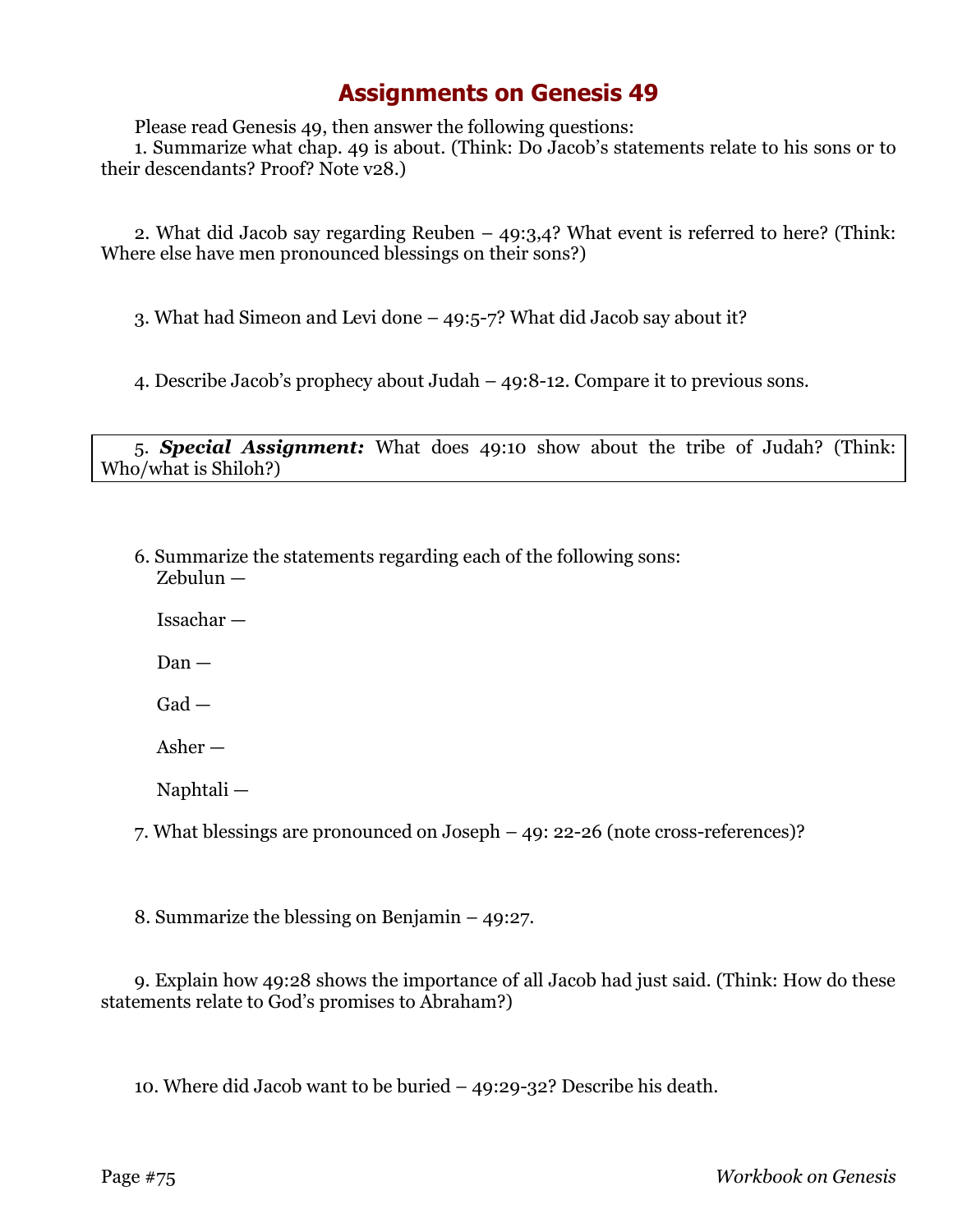# Assignments on Genesis 49

Please read Genesis 49, then answer the following questions:

1. Summarize what chap. 49 is about. (Think: Do Jacob's statements relate to his sons or to their descendants? Proof? Note v28.)

2. What did Jacob say regarding Reuben – 49:3,4? What event is referred to here? (Think: Where else have men pronounced blessings on their sons?)

3. What had Simeon and Levi done – 49:5-7? What did Jacob say about it?

4. Describe Jacob's prophecy about Judah – 49:8-12. Compare it to previous sons.

5. ***Special Assignment:*** What does 49:10 show about the tribe of Judah? (Think: Who/what is Shiloh?)

6. Summarize the statements regarding each of the following sons:

   Zebulun —

   Issachar —

   Dan —

   Gad —

   Asher —

   Naphtali —

7. What blessings are pronounced on Joseph – 49: 22-26 (note cross-references)?

8. Summarize the blessing on Benjamin – 49:27.

9. Explain how 49:28 shows the importance of all Jacob had just said. (Think: How do these statements relate to God's promises to Abraham?)

10. Where did Jacob want to be buried – 49:29-32? Describe his death.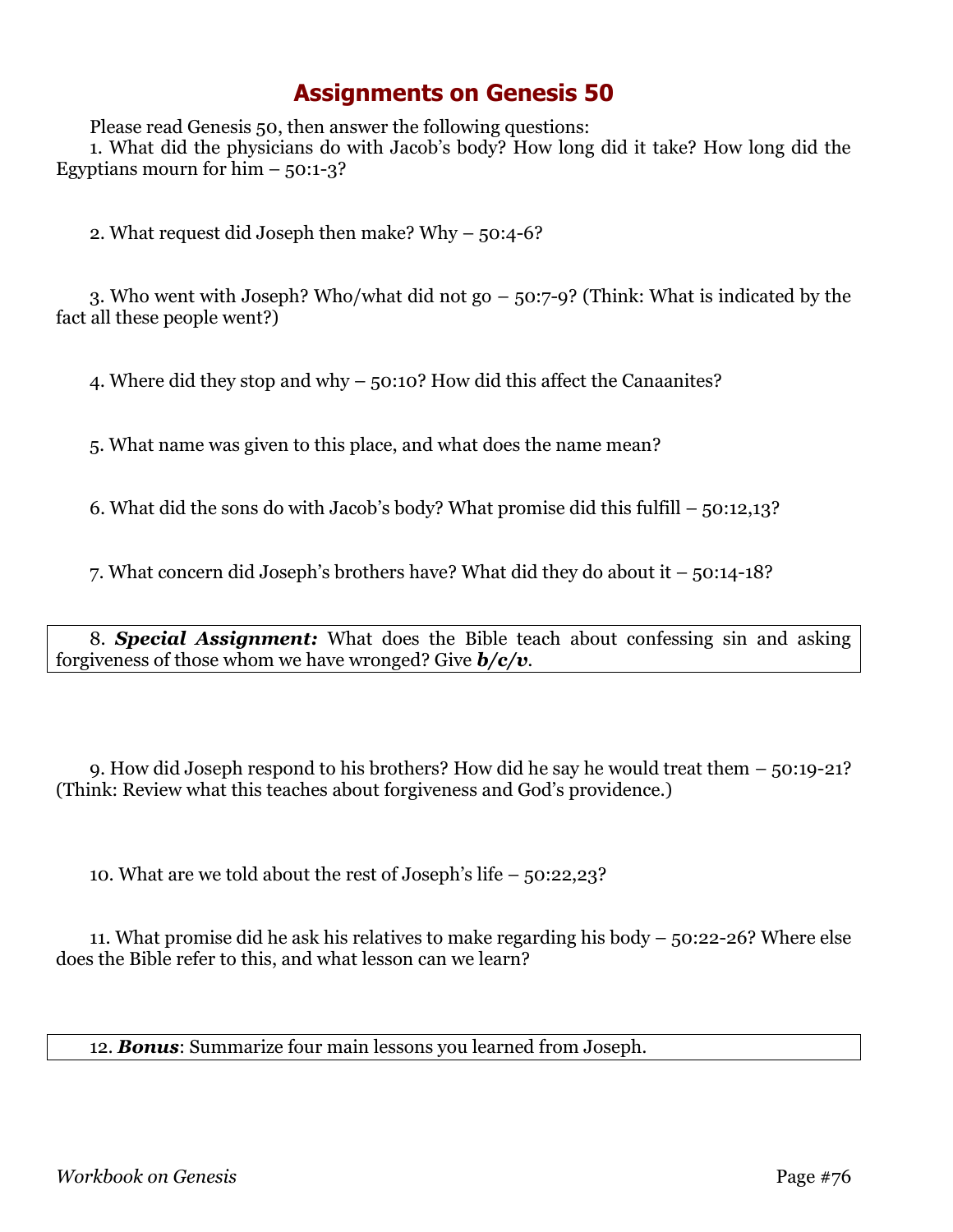# Assignments on Genesis 50

Please read Genesis 50, then answer the following questions:

1. What did the physicians do with Jacob's body? How long did it take? How long did the Egyptians mourn for him – 50:1-3?

2. What request did Joseph then make? Why – 50:4-6?

3. Who went with Joseph? Who/what did not go – 50:7-9? (Think: What is indicated by the fact all these people went?)

4. Where did they stop and why – 50:10? How did this affect the Canaanites?

5. What name was given to this place, and what does the name mean?

6. What did the sons do with Jacob's body? What promise did this fulfill – 50:12,13?

7. What concern did Joseph's brothers have? What did they do about it – 50:14-18?

8. ***Special Assignment:*** What does the Bible teach about confessing sin and asking forgiveness of those whom we have wronged? Give ***b/c/v***.

9. How did Joseph respond to his brothers? How did he say he would treat them – 50:19-21? (Think: Review what this teaches about forgiveness and God's providence.)

10. What are we told about the rest of Joseph's life – 50:22,23?

11. What promise did he ask his relatives to make regarding his body – 50:22-26? Where else does the Bible refer to this, and what lesson can we learn?

12. ***Bonus***: Summarize four main lessons you learned from Joseph.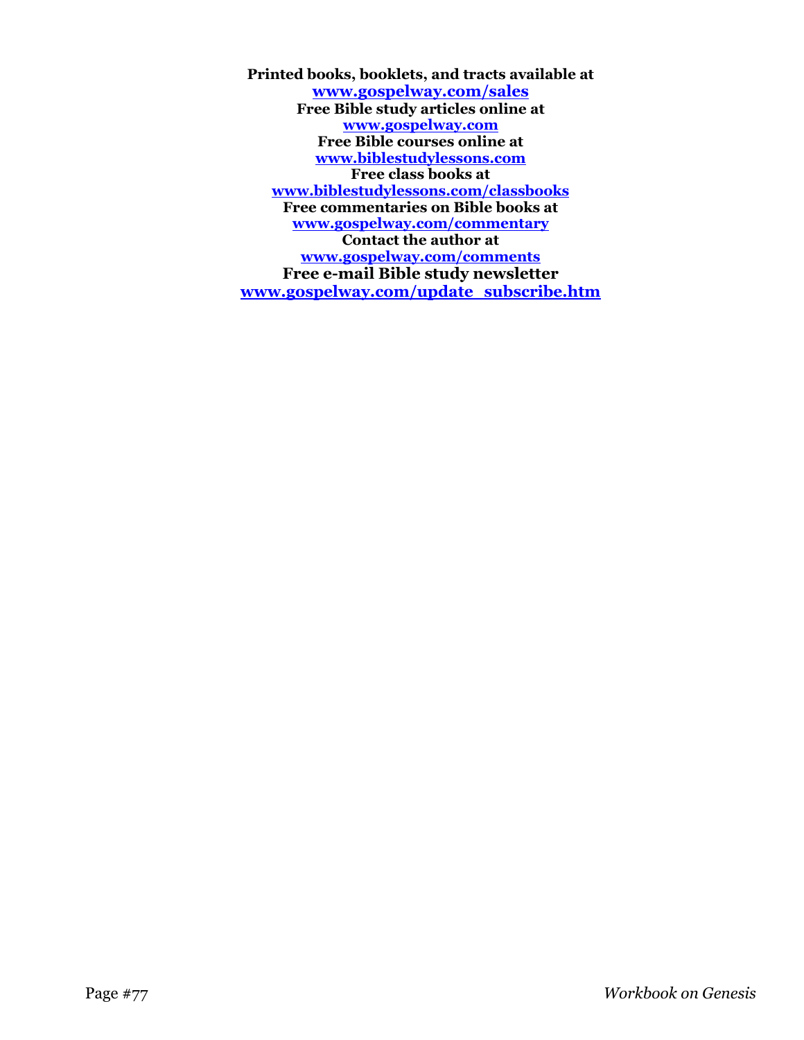**Printed books, booklets, and tracts available at**
**[www.gospelway.com/sales](http://www.gospelway.com/sales)**
**Free Bible study articles online at**
**[www.gospelway.com](http://www.gospelway.com)**
**Free Bible courses online at**
**[www.biblestudylessons.com](http://www.biblestudylessons.com)**
**Free class books at**
**[www.biblestudylessons.com/classbooks](http://www.biblestudylessons.com/classbooks)**
**Free commentaries on Bible books at**
**[www.gospelway.com/commentary](http://www.gospelway.com/commentary)**
**Contact the author at**
**[www.gospelway.com/comments](http://www.gospelway.com/comments)**
**Free e-mail Bible study newsletter**
**[www.gospelway.com/update_subscribe.htm](http://www.gospelway.com/update_subscribe.htm)**